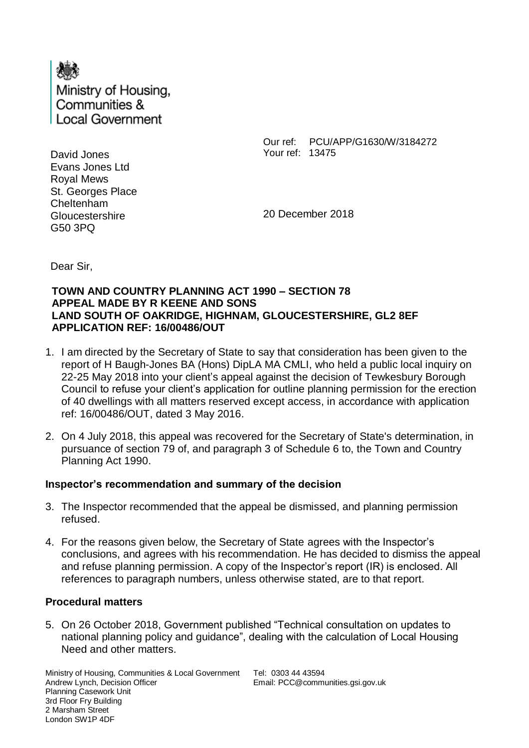Ministry of Housing, Communities & Local Government

David Jones
Evans Jones Ltd
Royal Mews
St. Georges Place
Cheltenham
Gloucestershire
G50 3PQ

Our ref: PCU/APP/G1630/W/3184272
Your ref: 13475

20 December 2018

Dear Sir,

**TOWN AND COUNTRY PLANNING ACT 1990 – SECTION 78**
**APPEAL MADE BY R KEENE AND SONS**
**LAND SOUTH OF OAKRIDGE, HIGHNAM, GLOUCESTERSHIRE, GL2 8EF**
**APPLICATION REF: 16/00486/OUT**

1. I am directed by the Secretary of State to say that consideration has been given to the report of H Baugh-Jones BA (Hons) DipLA MA CMLI, who held a public local inquiry on 22-25 May 2018 into your client's appeal against the decision of Tewkesbury Borough Council to refuse your client's application for outline planning permission for the erection of 40 dwellings with all matters reserved except access, in accordance with application ref: 16/00486/OUT, dated 3 May 2016.

2. On 4 July 2018, this appeal was recovered for the Secretary of State's determination, in pursuance of section 79 of, and paragraph 3 of Schedule 6 to, the Town and Country Planning Act 1990.

### Inspector's recommendation and summary of the decision

3. The Inspector recommended that the appeal be dismissed, and planning permission refused.

4. For the reasons given below, the Secretary of State agrees with the Inspector's conclusions, and agrees with his recommendation. He has decided to dismiss the appeal and refuse planning permission. A copy of the Inspector's report (IR) is enclosed. All references to paragraph numbers, unless otherwise stated, are to that report.

### Procedural matters

5. On 26 October 2018, Government published "Technical consultation on updates to national planning policy and guidance", dealing with the calculation of Local Housing Need and other matters.

Ministry of Housing, Communities & Local Government
Andrew Lynch, Decision Officer
Planning Casework Unit
3rd Floor Fry Building
2 Marsham Street
London SW1P 4DF

Tel: 0303 44 43594
Email: PCC@communities.gsi.gov.uk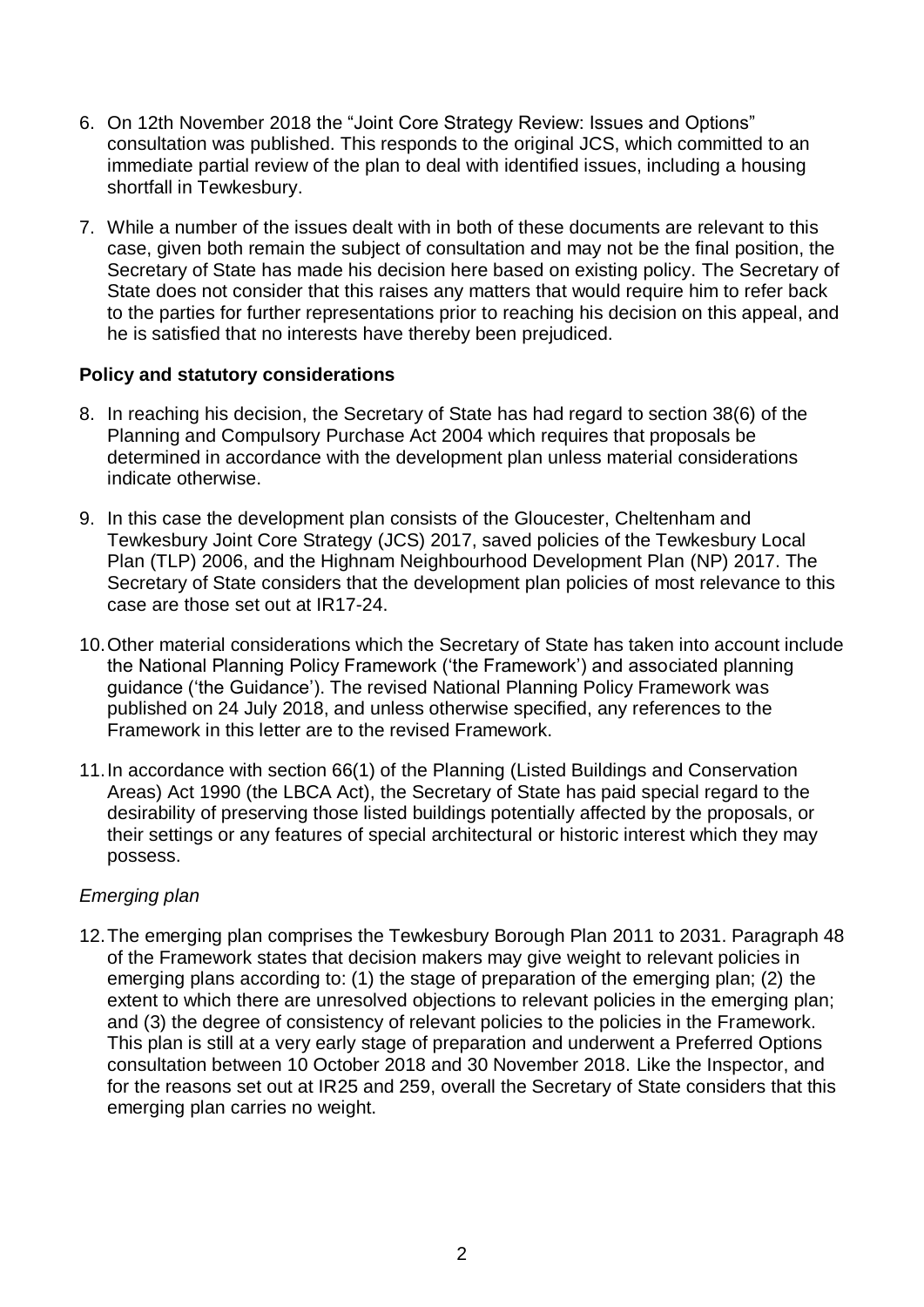6. On 12th November 2018 the "Joint Core Strategy Review: Issues and Options" consultation was published. This responds to the original JCS, which committed to an immediate partial review of the plan to deal with identified issues, including a housing shortfall in Tewkesbury.

7. While a number of the issues dealt with in both of these documents are relevant to this case, given both remain the subject of consultation and may not be the final position, the Secretary of State has made his decision here based on existing policy. The Secretary of State does not consider that this raises any matters that would require him to refer back to the parties for further representations prior to reaching his decision on this appeal, and he is satisfied that no interests have thereby been prejudiced.

### Policy and statutory considerations

8. In reaching his decision, the Secretary of State has had regard to section 38(6) of the Planning and Compulsory Purchase Act 2004 which requires that proposals be determined in accordance with the development plan unless material considerations indicate otherwise.

9. In this case the development plan consists of the Gloucester, Cheltenham and Tewkesbury Joint Core Strategy (JCS) 2017, saved policies of the Tewkesbury Local Plan (TLP) 2006, and the Highnam Neighbourhood Development Plan (NP) 2017. The Secretary of State considers that the development plan policies of most relevance to this case are those set out at IR17-24.

10. Other material considerations which the Secretary of State has taken into account include the National Planning Policy Framework ('the Framework') and associated planning guidance ('the Guidance'). The revised National Planning Policy Framework was published on 24 July 2018, and unless otherwise specified, any references to the Framework in this letter are to the revised Framework.

11. In accordance with section 66(1) of the Planning (Listed Buildings and Conservation Areas) Act 1990 (the LBCA Act), the Secretary of State has paid special regard to the desirability of preserving those listed buildings potentially affected by the proposals, or their settings or any features of special architectural or historic interest which they may possess.

#### *Emerging plan*

12. The emerging plan comprises the Tewkesbury Borough Plan 2011 to 2031. Paragraph 48 of the Framework states that decision makers may give weight to relevant policies in emerging plans according to: (1) the stage of preparation of the emerging plan; (2) the extent to which there are unresolved objections to relevant policies in the emerging plan; and (3) the degree of consistency of relevant policies to the policies in the Framework. This plan is still at a very early stage of preparation and underwent a Preferred Options consultation between 10 October 2018 and 30 November 2018. Like the Inspector, and for the reasons set out at IR25 and 259, overall the Secretary of State considers that this emerging plan carries no weight.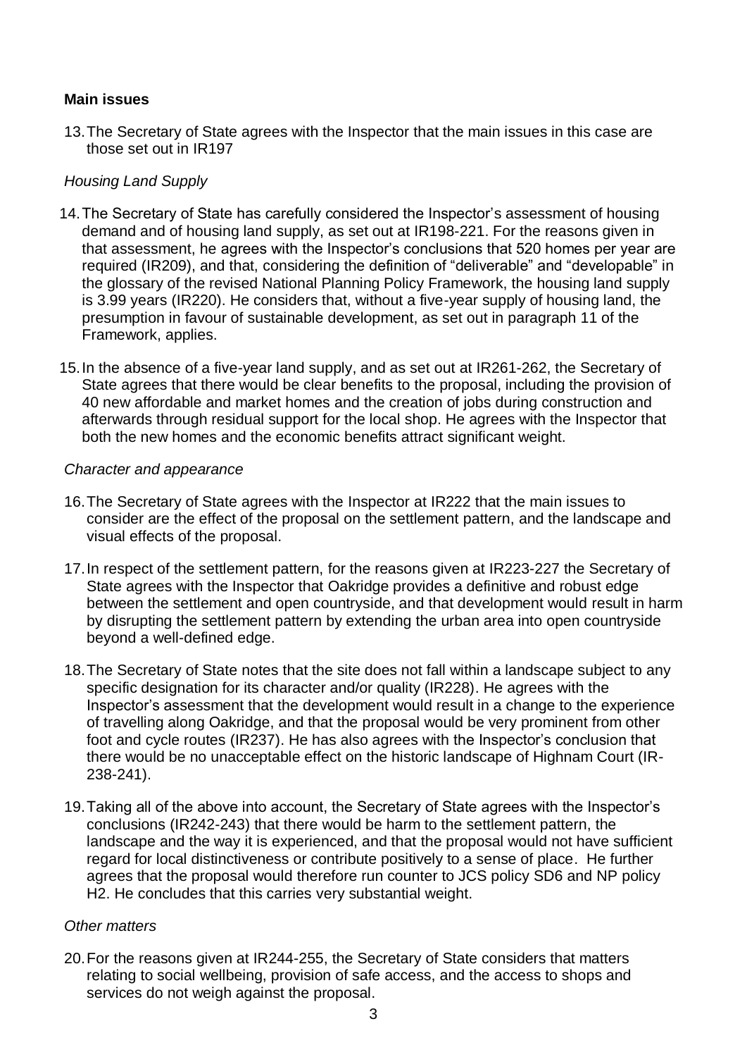## Main issues

13. The Secretary of State agrees with the Inspector that the main issues in this case are those set out in IR197

### *Housing Land Supply*

14. The Secretary of State has carefully considered the Inspector's assessment of housing demand and of housing land supply, as set out at IR198-221. For the reasons given in that assessment, he agrees with the Inspector's conclusions that 520 homes per year are required (IR209), and that, considering the definition of "deliverable" and "developable" in the glossary of the revised National Planning Policy Framework, the housing land supply is 3.99 years (IR220). He considers that, without a five-year supply of housing land, the presumption in favour of sustainable development, as set out in paragraph 11 of the Framework, applies.

15. In the absence of a five-year land supply, and as set out at IR261-262, the Secretary of State agrees that there would be clear benefits to the proposal, including the provision of 40 new affordable and market homes and the creation of jobs during construction and afterwards through residual support for the local shop. He agrees with the Inspector that both the new homes and the economic benefits attract significant weight.

### *Character and appearance*

16. The Secretary of State agrees with the Inspector at IR222 that the main issues to consider are the effect of the proposal on the settlement pattern, and the landscape and visual effects of the proposal.

17. In respect of the settlement pattern, for the reasons given at IR223-227 the Secretary of State agrees with the Inspector that Oakridge provides a definitive and robust edge between the settlement and open countryside, and that development would result in harm by disrupting the settlement pattern by extending the urban area into open countryside beyond a well-defined edge.

18. The Secretary of State notes that the site does not fall within a landscape subject to any specific designation for its character and/or quality (IR228). He agrees with the Inspector's assessment that the development would result in a change to the experience of travelling along Oakridge, and that the proposal would be very prominent from other foot and cycle routes (IR237). He has also agrees with the Inspector's conclusion that there would be no unacceptable effect on the historic landscape of Highnam Court (IR-238-241).

19. Taking all of the above into account, the Secretary of State agrees with the Inspector's conclusions (IR242-243) that there would be harm to the settlement pattern, the landscape and the way it is experienced, and that the proposal would not have sufficient regard for local distinctiveness or contribute positively to a sense of place. He further agrees that the proposal would therefore run counter to JCS policy SD6 and NP policy H2. He concludes that this carries very substantial weight.

### *Other matters*

20. For the reasons given at IR244-255, the Secretary of State considers that matters relating to social wellbeing, provision of safe access, and the access to shops and services do not weigh against the proposal.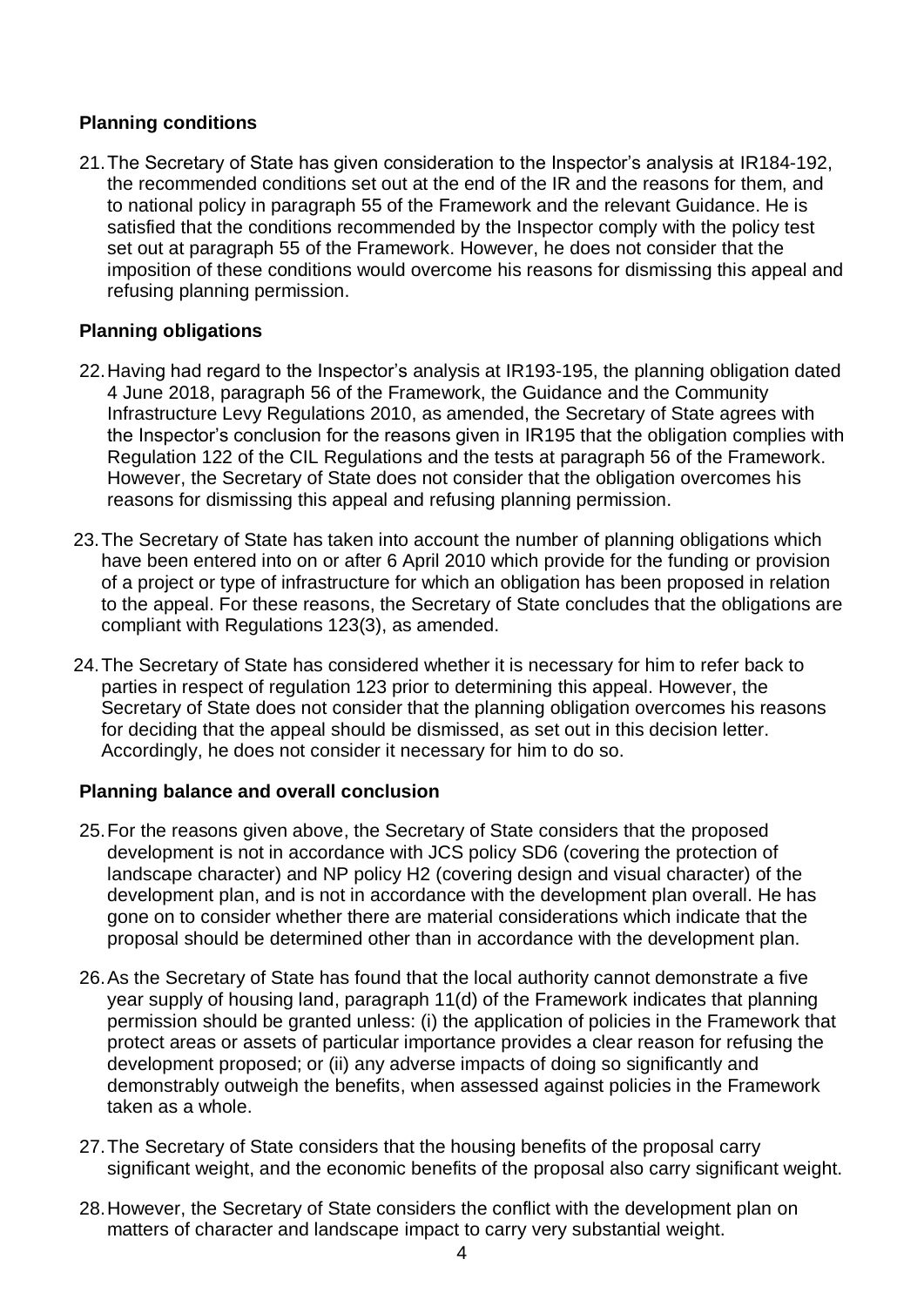### Planning conditions

21. The Secretary of State has given consideration to the Inspector's analysis at IR184-192, the recommended conditions set out at the end of the IR and the reasons for them, and to national policy in paragraph 55 of the Framework and the relevant Guidance. He is satisfied that the conditions recommended by the Inspector comply with the policy test set out at paragraph 55 of the Framework. However, he does not consider that the imposition of these conditions would overcome his reasons for dismissing this appeal and refusing planning permission.

### Planning obligations

22. Having had regard to the Inspector's analysis at IR193-195, the planning obligation dated 4 June 2018, paragraph 56 of the Framework, the Guidance and the Community Infrastructure Levy Regulations 2010, as amended, the Secretary of State agrees with the Inspector's conclusion for the reasons given in IR195 that the obligation complies with Regulation 122 of the CIL Regulations and the tests at paragraph 56 of the Framework. However, the Secretary of State does not consider that the obligation overcomes his reasons for dismissing this appeal and refusing planning permission.

23. The Secretary of State has taken into account the number of planning obligations which have been entered into on or after 6 April 2010 which provide for the funding or provision of a project or type of infrastructure for which an obligation has been proposed in relation to the appeal. For these reasons, the Secretary of State concludes that the obligations are compliant with Regulations 123(3), as amended.

24. The Secretary of State has considered whether it is necessary for him to refer back to parties in respect of regulation 123 prior to determining this appeal. However, the Secretary of State does not consider that the planning obligation overcomes his reasons for deciding that the appeal should be dismissed, as set out in this decision letter. Accordingly, he does not consider it necessary for him to do so.

### Planning balance and overall conclusion

25. For the reasons given above, the Secretary of State considers that the proposed development is not in accordance with JCS policy SD6 (covering the protection of landscape character) and NP policy H2 (covering design and visual character) of the development plan, and is not in accordance with the development plan overall. He has gone on to consider whether there are material considerations which indicate that the proposal should be determined other than in accordance with the development plan.

26. As the Secretary of State has found that the local authority cannot demonstrate a five year supply of housing land, paragraph 11(d) of the Framework indicates that planning permission should be granted unless: (i) the application of policies in the Framework that protect areas or assets of particular importance provides a clear reason for refusing the development proposed; or (ii) any adverse impacts of doing so significantly and demonstrably outweigh the benefits, when assessed against policies in the Framework taken as a whole.

27. The Secretary of State considers that the housing benefits of the proposal carry significant weight, and the economic benefits of the proposal also carry significant weight.

28. However, the Secretary of State considers the conflict with the development plan on matters of character and landscape impact to carry very substantial weight.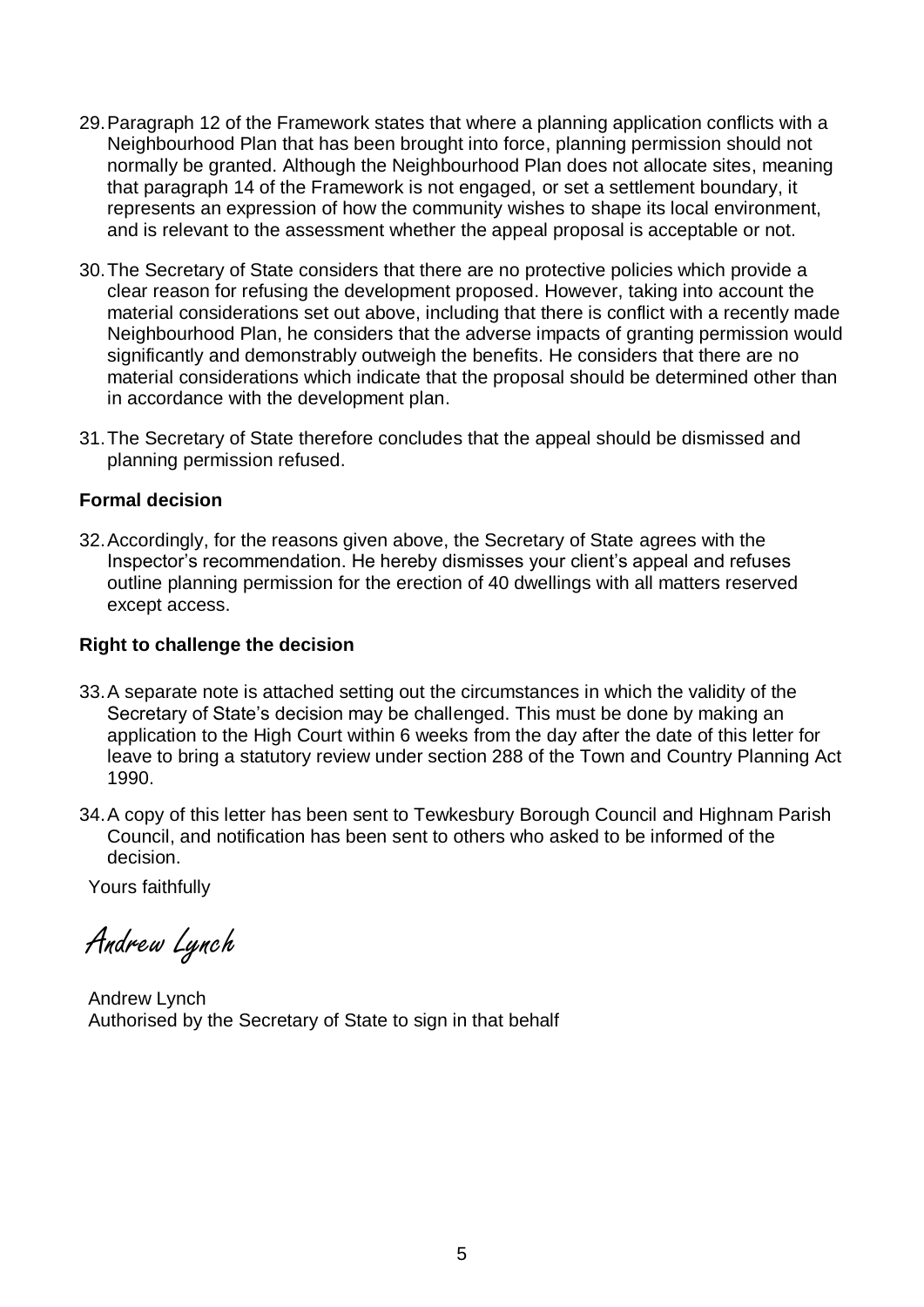29. Paragraph 12 of the Framework states that where a planning application conflicts with a Neighbourhood Plan that has been brought into force, planning permission should not normally be granted. Although the Neighbourhood Plan does not allocate sites, meaning that paragraph 14 of the Framework is not engaged, or set a settlement boundary, it represents an expression of how the community wishes to shape its local environment, and is relevant to the assessment whether the appeal proposal is acceptable or not.

30. The Secretary of State considers that there are no protective policies which provide a clear reason for refusing the development proposed. However, taking into account the material considerations set out above, including that there is conflict with a recently made Neighbourhood Plan, he considers that the adverse impacts of granting permission would significantly and demonstrably outweigh the benefits. He considers that there are no material considerations which indicate that the proposal should be determined other than in accordance with the development plan.

31. The Secretary of State therefore concludes that the appeal should be dismissed and planning permission refused.

**Formal decision**

32. Accordingly, for the reasons given above, the Secretary of State agrees with the Inspector's recommendation. He hereby dismisses your client's appeal and refuses outline planning permission for the erection of 40 dwellings with all matters reserved except access.

**Right to challenge the decision**

33. A separate note is attached setting out the circumstances in which the validity of the Secretary of State's decision may be challenged. This must be done by making an application to the High Court within 6 weeks from the day after the date of this letter for leave to bring a statutory review under section 288 of the Town and Country Planning Act 1990.

34. A copy of this letter has been sent to Tewkesbury Borough Council and Highnam Parish Council, and notification has been sent to others who asked to be informed of the decision.

Yours faithfully

*Andrew Lynch*

Andrew Lynch
Authorised by the Secretary of State to sign in that behalf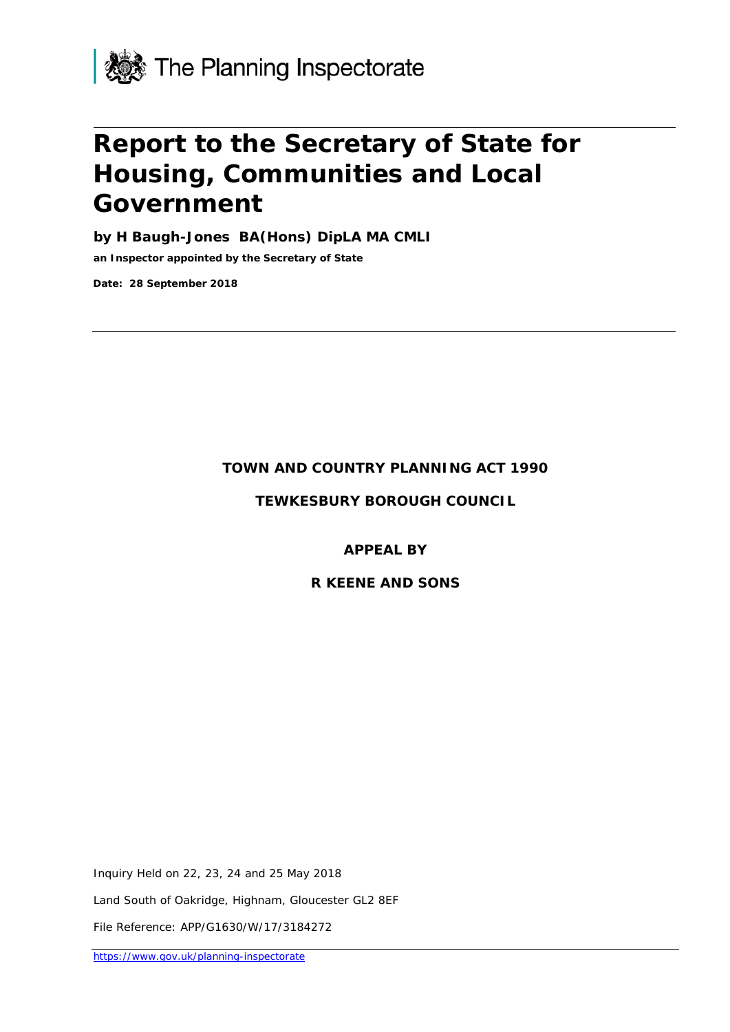The Planning Inspectorate

# Report to the Secretary of State for Housing, Communities and Local Government

**by H Baugh-Jones BA(Hons) DipLA MA CMLI**

**an Inspector appointed by the Secretary of State**

**Date: 28 September 2018**

**TOWN AND COUNTRY PLANNING ACT 1990**

**TEWKESBURY BOROUGH COUNCIL**

**APPEAL BY**

**R KEENE AND SONS**

Inquiry Held on 22, 23, 24 and 25 May 2018

Land South of Oakridge, Highnam, Gloucester GL2 8EF

File Reference: APP/G1630/W/17/3184272

https://www.gov.uk/planning-inspectorate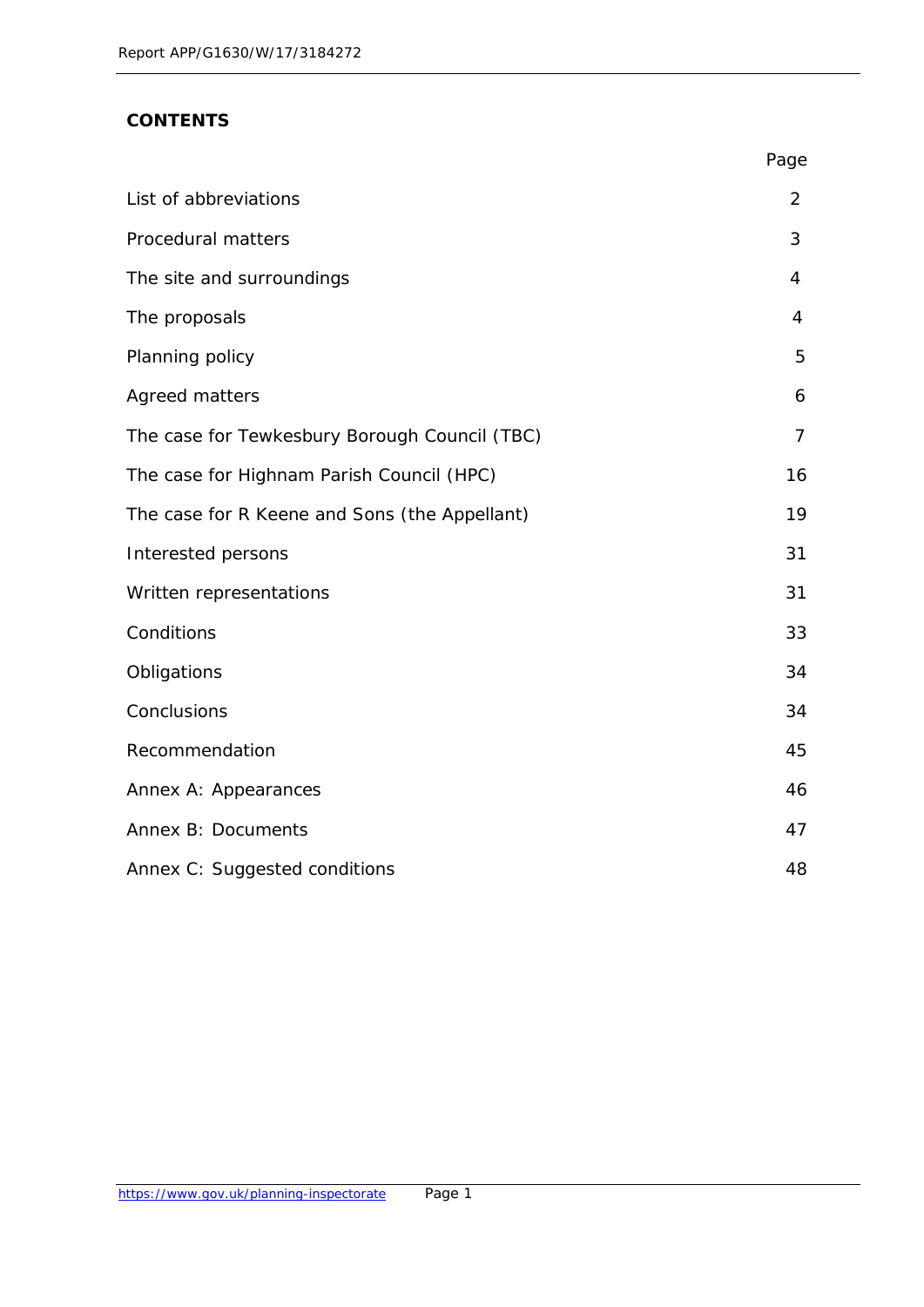## CONTENTS

| | Page |
|---|---|
| List of abbreviations | 2 |
| Procedural matters | 3 |
| The site and surroundings | 4 |
| The proposals | 4 |
| Planning policy | 5 |
| Agreed matters | 6 |
| The case for Tewkesbury Borough Council (TBC) | 7 |
| The case for Highnam Parish Council (HPC) | 16 |
| The case for R Keene and Sons (the Appellant) | 19 |
| Interested persons | 31 |
| Written representations | 31 |
| Conditions | 33 |
| Obligations | 34 |
| Conclusions | 34 |
| Recommendation | 45 |
| Annex A: Appearances | 46 |
| Annex B: Documents | 47 |
| Annex C: Suggested conditions | 48 |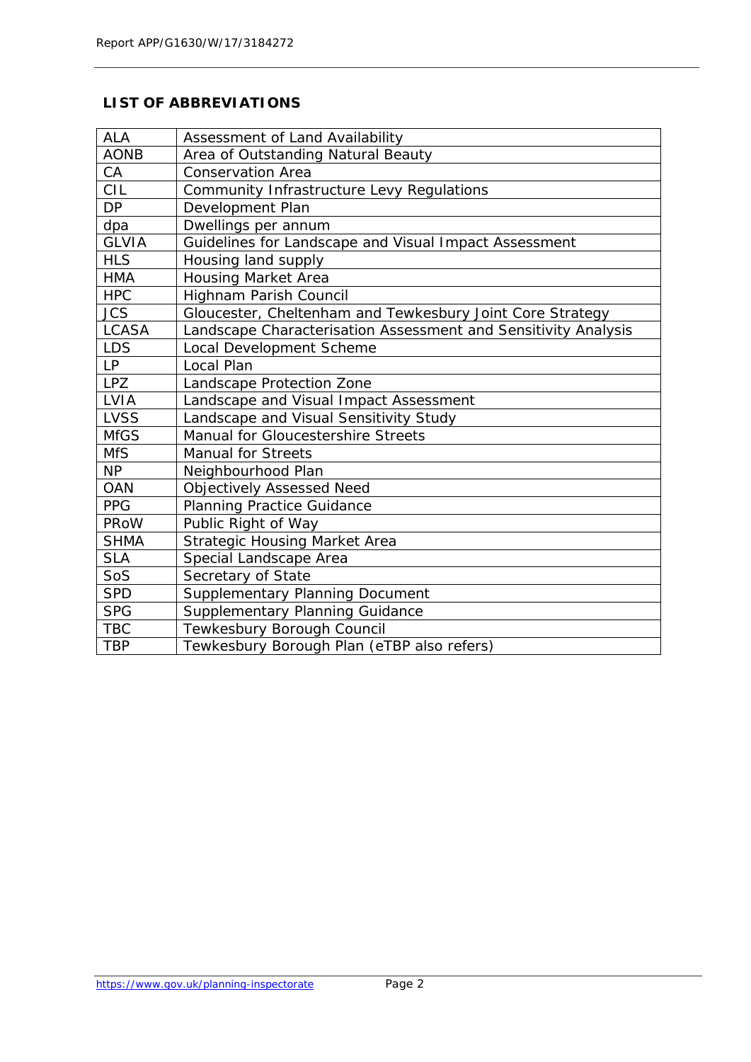## LIST OF ABBREVIATIONS

| ALA | Assessment of Land Availability |
|---|---|
| AONB | Area of Outstanding Natural Beauty |
| CA | Conservation Area |
| CIL | Community Infrastructure Levy Regulations |
| DP | Development Plan |
| dpa | Dwellings per annum |
| GLVIA | Guidelines for Landscape and Visual Impact Assessment |
| HLS | Housing land supply |
| HMA | Housing Market Area |
| HPC | Highnam Parish Council |
| JCS | Gloucester, Cheltenham and Tewkesbury Joint Core Strategy |
| LCASA | Landscape Characterisation Assessment and Sensitivity Analysis |
| LDS | Local Development Scheme |
| LP | Local Plan |
| LPZ | Landscape Protection Zone |
| LVIA | Landscape and Visual Impact Assessment |
| LVSS | Landscape and Visual Sensitivity Study |
| MfGS | Manual for Gloucestershire Streets |
| MfS | Manual for Streets |
| NP | Neighbourhood Plan |
| OAN | Objectively Assessed Need |
| PPG | Planning Practice Guidance |
| PRoW | Public Right of Way |
| SHMA | Strategic Housing Market Area |
| SLA | Special Landscape Area |
| SoS | Secretary of State |
| SPD | Supplementary Planning Document |
| SPG | Supplementary Planning Guidance |
| TBC | Tewkesbury Borough Council |
| TBP | Tewkesbury Borough Plan (eTBP also refers) |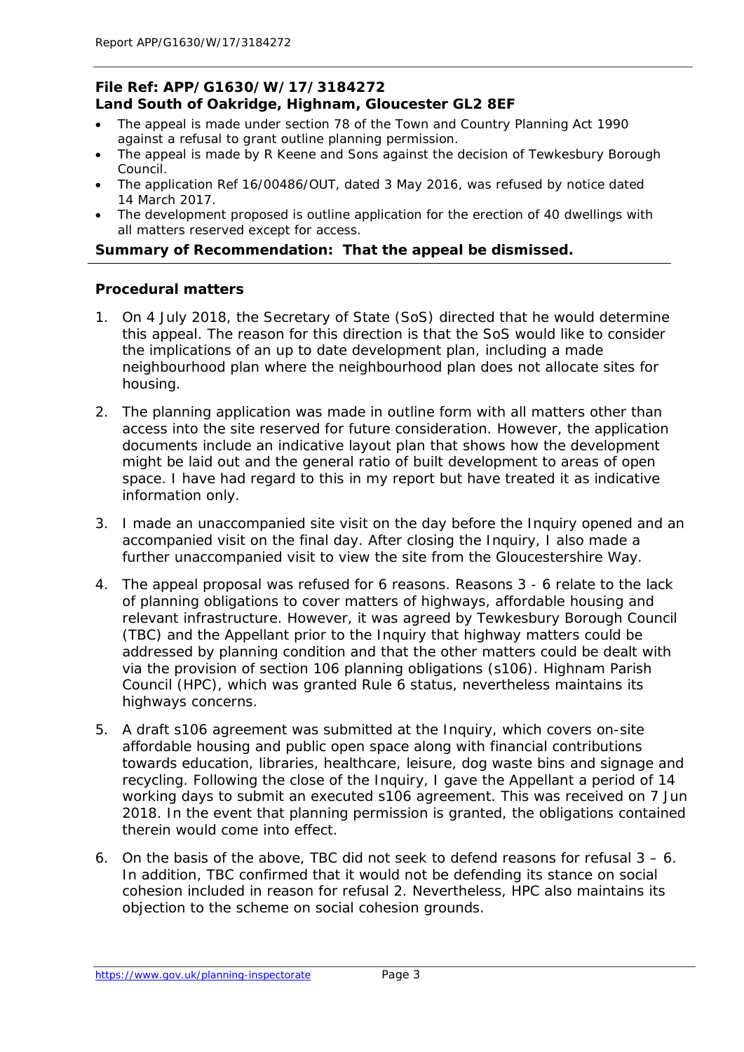**File Ref: APP/G1630/W/17/3184272**
**Land South of Oakridge, Highnam, Gloucester GL2 8EF**

- The appeal is made under section 78 of the Town and Country Planning Act 1990 against a refusal to grant outline planning permission.
- The appeal is made by R Keene and Sons against the decision of Tewkesbury Borough Council.
- The application Ref 16/00486/OUT, dated 3 May 2016, was refused by notice dated 14 March 2017.
- The development proposed is outline application for the erection of 40 dwellings with all matters reserved except for access.

**Summary of Recommendation: That the appeal be dismissed.**

## Procedural matters

1. On 4 July 2018, the Secretary of State (SoS) directed that he would determine this appeal. The reason for this direction is that the SoS would like to consider the implications of an up to date development plan, including a made neighbourhood plan where the neighbourhood plan does not allocate sites for housing.

2. The planning application was made in outline form with all matters other than access into the site reserved for future consideration. However, the application documents include an indicative layout plan that shows how the development might be laid out and the general ratio of built development to areas of open space. I have had regard to this in my report but have treated it as indicative information only.

3. I made an unaccompanied site visit on the day before the Inquiry opened and an accompanied visit on the final day. After closing the Inquiry, I also made a further unaccompanied visit to view the site from the Gloucestershire Way.

4. The appeal proposal was refused for 6 reasons. Reasons 3 - 6 relate to the lack of planning obligations to cover matters of highways, affordable housing and relevant infrastructure. However, it was agreed by Tewkesbury Borough Council (TBC) and the Appellant prior to the Inquiry that highway matters could be addressed by planning condition and that the other matters could be dealt with via the provision of section 106 planning obligations (s106). Highnam Parish Council (HPC), which was granted Rule 6 status, nevertheless maintains its highways concerns.

5. A draft s106 agreement was submitted at the Inquiry, which covers on-site affordable housing and public open space along with financial contributions towards education, libraries, healthcare, leisure, dog waste bins and signage and recycling. Following the close of the Inquiry, I gave the Appellant a period of 14 working days to submit an executed s106 agreement. This was received on 7 Jun 2018. In the event that planning permission is granted, the obligations contained therein would come into effect.

6. On the basis of the above, TBC did not seek to defend reasons for refusal 3 – 6. In addition, TBC confirmed that it would not be defending its stance on social cohesion included in reason for refusal 2. Nevertheless, HPC also maintains its objection to the scheme on social cohesion grounds.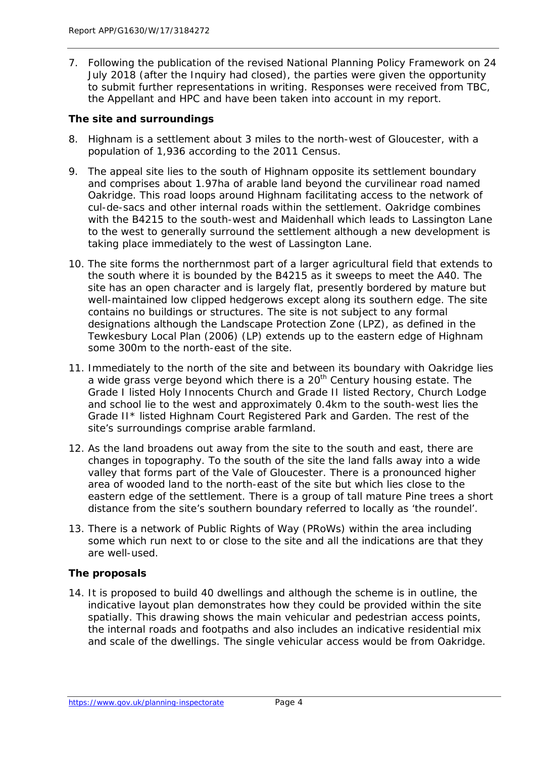7. Following the publication of the revised National Planning Policy Framework on 24 July 2018 (after the Inquiry had closed), the parties were given the opportunity to submit further representations in writing. Responses were received from TBC, the Appellant and HPC and have been taken into account in my report.

**The site and surroundings**

8. Highnam is a settlement about 3 miles to the north-west of Gloucester, with a population of 1,936 according to the 2011 Census.

9. The appeal site lies to the south of Highnam opposite its settlement boundary and comprises about 1.97ha of arable land beyond the curvilinear road named Oakridge. This road loops around Highnam facilitating access to the network of cul-de-sacs and other internal roads within the settlement. Oakridge combines with the B4215 to the south-west and Maidenhall which leads to Lassington Lane to the west to generally surround the settlement although a new development is taking place immediately to the west of Lassington Lane.

10. The site forms the northernmost part of a larger agricultural field that extends to the south where it is bounded by the B4215 as it sweeps to meet the A40. The site has an open character and is largely flat, presently bordered by mature but well-maintained low clipped hedgerows except along its southern edge. The site contains no buildings or structures. The site is not subject to any formal designations although the Landscape Protection Zone (LPZ), as defined in the Tewkesbury Local Plan (2006) (LP) extends up to the eastern edge of Highnam some 300m to the north-east of the site.

11. Immediately to the north of the site and between its boundary with Oakridge lies a wide grass verge beyond which there is a 20th Century housing estate. The Grade I listed Holy Innocents Church and Grade II listed Rectory, Church Lodge and school lie to the west and approximately 0.4km to the south-west lies the Grade II* listed Highnam Court Registered Park and Garden. The rest of the site's surroundings comprise arable farmland.

12. As the land broadens out away from the site to the south and east, there are changes in topography. To the south of the site the land falls away into a wide valley that forms part of the Vale of Gloucester. There is a pronounced higher area of wooded land to the north-east of the site but which lies close to the eastern edge of the settlement. There is a group of tall mature Pine trees a short distance from the site's southern boundary referred to locally as 'the roundel'.

13. There is a network of Public Rights of Way (PRoWs) within the area including some which run next to or close to the site and all the indications are that they are well-used.

**The proposals**

14. It is proposed to build 40 dwellings and although the scheme is in outline, the indicative layout plan demonstrates how they could be provided within the site spatially. This drawing shows the main vehicular and pedestrian access points, the internal roads and footpaths and also includes an indicative residential mix and scale of the dwellings. The single vehicular access would be from Oakridge.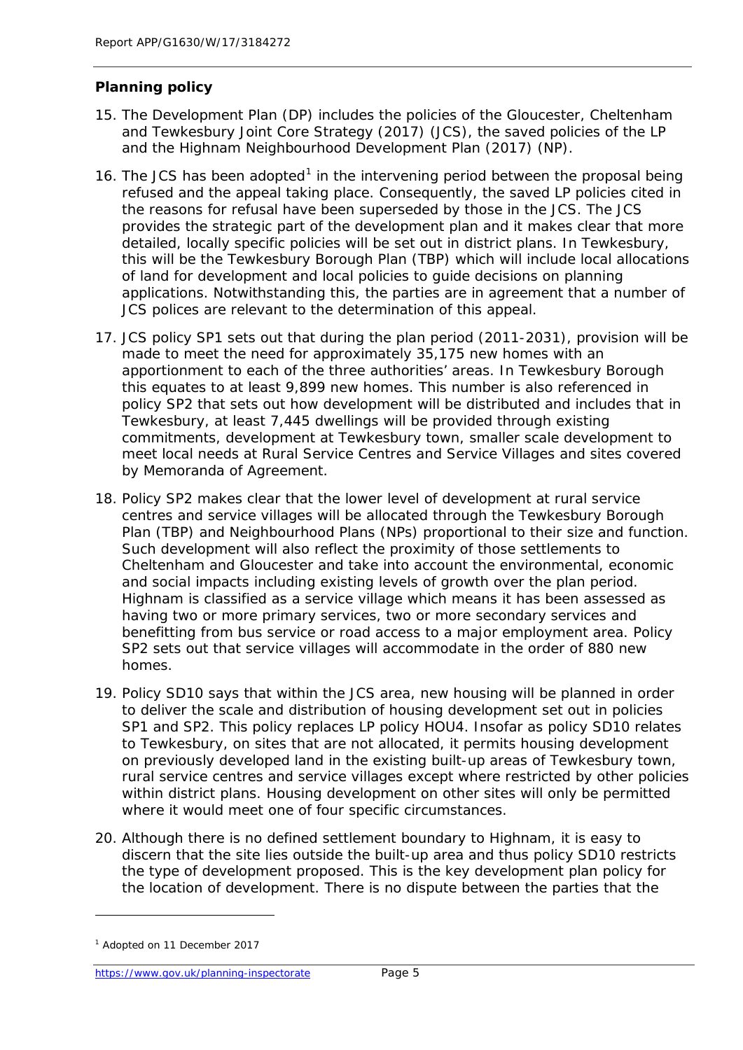## Planning policy

15. The Development Plan (DP) includes the policies of the Gloucester, Cheltenham and Tewkesbury Joint Core Strategy (2017) (JCS), the saved policies of the LP and the Highnam Neighbourhood Development Plan (2017) (NP).

16. The JCS has been adopted[1] in the intervening period between the proposal being refused and the appeal taking place. Consequently, the saved LP policies cited in the reasons for refusal have been superseded by those in the JCS. The JCS provides the strategic part of the development plan and it makes clear that more detailed, locally specific policies will be set out in district plans. In Tewkesbury, this will be the Tewkesbury Borough Plan (TBP) which will include local allocations of land for development and local policies to guide decisions on planning applications. Notwithstanding this, the parties are in agreement that a number of JCS polices are relevant to the determination of this appeal.

17. JCS policy SP1 sets out that during the plan period (2011-2031), provision will be made to meet the need for approximately 35,175 new homes with an apportionment to each of the three authorities' areas. In Tewkesbury Borough this equates to at least 9,899 new homes. This number is also referenced in policy SP2 that sets out how development will be distributed and includes that in Tewkesbury, at least 7,445 dwellings will be provided through existing commitments, development at Tewkesbury town, smaller scale development to meet local needs at Rural Service Centres and Service Villages and sites covered by Memoranda of Agreement.

18. Policy SP2 makes clear that the lower level of development at rural service centres and service villages will be allocated through the Tewkesbury Borough Plan (TBP) and Neighbourhood Plans (NPs) proportional to their size and function. Such development will also reflect the proximity of those settlements to Cheltenham and Gloucester and take into account the environmental, economic and social impacts including existing levels of growth over the plan period. Highnam is classified as a service village which means it has been assessed as having two or more primary services, two or more secondary services and benefitting from bus service or road access to a major employment area. Policy SP2 sets out that service villages will accommodate in the order of 880 new homes.

19. Policy SD10 says that within the JCS area, new housing will be planned in order to deliver the scale and distribution of housing development set out in policies SP1 and SP2. This policy replaces LP policy HOU4. Insofar as policy SD10 relates to Tewkesbury, on sites that are not allocated, it permits housing development on previously developed land in the existing built-up areas of Tewkesbury town, rural service centres and service villages except where restricted by other policies within district plans. Housing development on other sites will only be permitted where it would meet one of four specific circumstances.

20. Although there is no defined settlement boundary to Highnam, it is easy to discern that the site lies outside the built-up area and thus policy SD10 restricts the type of development proposed. This is the key development plan policy for the location of development. There is no dispute between the parties that the

[1] Adopted on 11 December 2017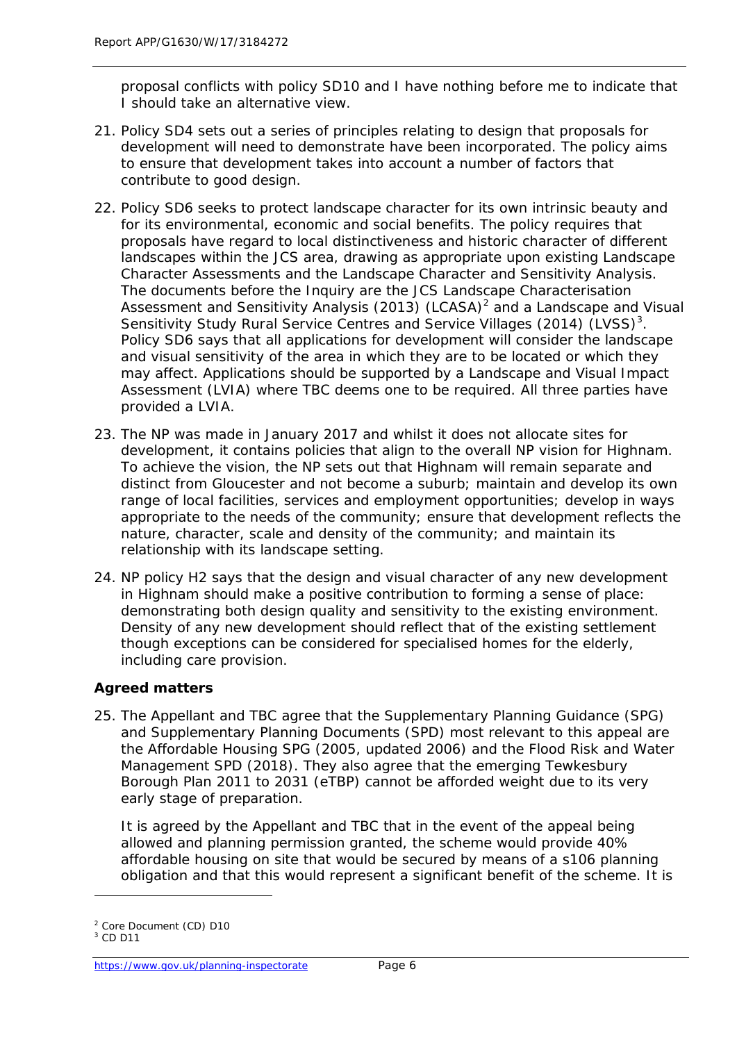proposal conflicts with policy SD10 and I have nothing before me to indicate that I should take an alternative view.

21. Policy SD4 sets out a series of principles relating to design that proposals for development will need to demonstrate have been incorporated. The policy aims to ensure that development takes into account a number of factors that contribute to good design.

22. Policy SD6 seeks to protect landscape character for its own intrinsic beauty and for its environmental, economic and social benefits. The policy requires that proposals have regard to local distinctiveness and historic character of different landscapes within the JCS area, drawing as appropriate upon existing Landscape Character Assessments and the Landscape Character and Sensitivity Analysis. The documents before the Inquiry are the JCS Landscape Characterisation Assessment and Sensitivity Analysis (2013) (LCASA)[2] and a Landscape and Visual Sensitivity Study Rural Service Centres and Service Villages (2014) (LVSS)[3]. Policy SD6 says that all applications for development will consider the landscape and visual sensitivity of the area in which they are to be located or which they may affect. Applications should be supported by a Landscape and Visual Impact Assessment (LVIA) where TBC deems one to be required. All three parties have provided a LVIA.

23. The NP was made in January 2017 and whilst it does not allocate sites for development, it contains policies that align to the overall NP vision for Highnam. To achieve the vision, the NP sets out that Highnam will remain separate and distinct from Gloucester and not become a suburb; maintain and develop its own range of local facilities, services and employment opportunities; develop in ways appropriate to the needs of the community; ensure that development reflects the nature, character, scale and density of the community; and maintain its relationship with its landscape setting.

24. NP policy H2 says that the design and visual character of any new development in Highnam should make a positive contribution to forming a sense of place: demonstrating both design quality and sensitivity to the existing environment. Density of any new development should reflect that of the existing settlement though exceptions can be considered for specialised homes for the elderly, including care provision.

### Agreed matters

25. The Appellant and TBC agree that the Supplementary Planning Guidance (SPG) and Supplementary Planning Documents (SPD) most relevant to this appeal are the Affordable Housing SPG (2005, updated 2006) and the Flood Risk and Water Management SPD (2018). They also agree that the emerging Tewkesbury Borough Plan 2011 to 2031 (eTBP) cannot be afforded weight due to its very early stage of preparation.

    It is agreed by the Appellant and TBC that in the event of the appeal being allowed and planning permission granted, the scheme would provide 40% affordable housing on site that would be secured by means of a s106 planning obligation and that this would represent a significant benefit of the scheme. It is

---

[2] Core Document (CD) D10

[3] CD D11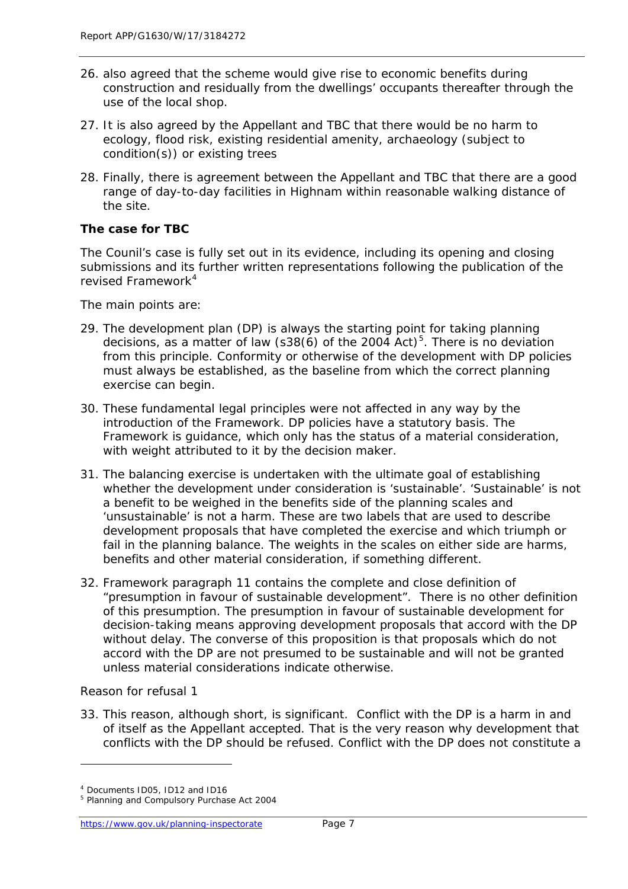26. also agreed that the scheme would give rise to economic benefits during construction and residually from the dwellings' occupants thereafter through the use of the local shop.

27. It is also agreed by the Appellant and TBC that there would be no harm to ecology, flood risk, existing residential amenity, archaeology (subject to condition(s)) or existing trees

28. Finally, there is agreement between the Appellant and TBC that there are a good range of day-to-day facilities in Highnam within reasonable walking distance of the site.

**The case for TBC**

The Counil's case is fully set out in its evidence, including its opening and closing submissions and its further written representations following the publication of the revised Framework[4]

The main points are:

29. The development plan (DP) is always the starting point for taking planning decisions, as a matter of law (s38(6) of the 2004 Act)[5]. There is no deviation from this principle. Conformity or otherwise of the development with DP policies must always be established, as the baseline from which the correct planning exercise can begin.

30. These fundamental legal principles were not affected in any way by the introduction of the Framework. DP policies have a statutory basis. The Framework is guidance, which only has the status of a material consideration, with weight attributed to it by the decision maker.

31. The balancing exercise is undertaken with the ultimate goal of establishing whether the development under consideration is 'sustainable'. 'Sustainable' is not a benefit to be weighed in the benefits side of the planning scales and 'unsustainable' is not a harm. These are two labels that are used to describe development proposals that have completed the exercise and which triumph or fail in the planning balance. The weights in the scales on either side are harms, benefits and other material consideration, if something different.

32. Framework paragraph 11 contains the complete and close definition of "presumption in favour of sustainable development". There is no other definition of this presumption. The presumption in favour of sustainable development for decision-taking means approving development proposals that accord with the DP without delay. The converse of this proposition is that proposals which do not accord with the DP are not presumed to be sustainable and will not be granted unless material considerations indicate otherwise.

Reason for refusal 1

33. This reason, although short, is significant. Conflict with the DP is a harm in and of itself as the Appellant accepted. That is the very reason why development that conflicts with the DP should be refused. Conflict with the DP does not constitute a

[4] Documents ID05, ID12 and ID16

[5] Planning and Compulsory Purchase Act 2004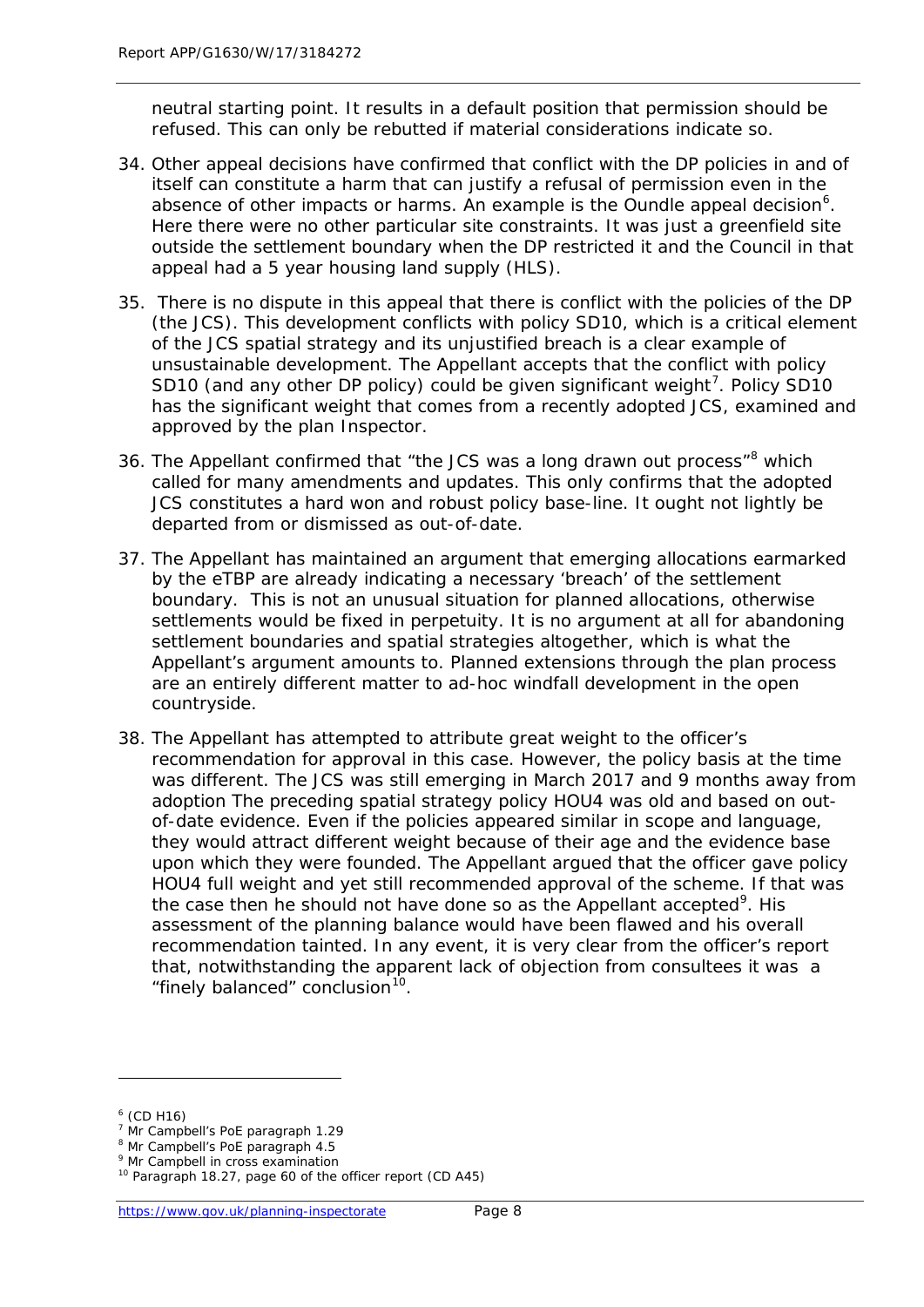neutral starting point. It results in a default position that permission should be refused. This can only be rebutted if material considerations indicate so.

34. Other appeal decisions have confirmed that conflict with the DP policies in and of itself can constitute a harm that can justify a refusal of permission even in the absence of other impacts or harms. An example is the Oundle appeal decision[6]. Here there were no other particular site constraints. It was just a greenfield site outside the settlement boundary when the DP restricted it and the Council in that appeal had a 5 year housing land supply (HLS).

35. There is no dispute in this appeal that there is conflict with the policies of the DP (the JCS). This development conflicts with policy SD10, which is a critical element of the JCS spatial strategy and its unjustified breach is a clear example of unsustainable development. The Appellant accepts that the conflict with policy SD10 (and any other DP policy) could be given significant weight[7]. Policy SD10 has the significant weight that comes from a recently adopted JCS, examined and approved by the plan Inspector.

36. The Appellant confirmed that "the JCS was a long drawn out process"[8] which called for many amendments and updates. This only confirms that the adopted JCS constitutes a hard won and robust policy base-line. It ought not lightly be departed from or dismissed as out-of-date.

37. The Appellant has maintained an argument that emerging allocations earmarked by the eTBP are already indicating a necessary 'breach' of the settlement boundary. This is not an unusual situation for planned allocations, otherwise settlements would be fixed in perpetuity. It is no argument at all for abandoning settlement boundaries and spatial strategies altogether, which is what the Appellant's argument amounts to. Planned extensions through the plan process are an entirely different matter to ad-hoc windfall development in the open countryside.

38. The Appellant has attempted to attribute great weight to the officer's recommendation for approval in this case. However, the policy basis at the time was different. The JCS was still emerging in March 2017 and 9 months away from adoption The preceding spatial strategy policy HOU4 was old and based on out-of-date evidence. Even if the policies appeared similar in scope and language, they would attract different weight because of their age and the evidence base upon which they were founded. The Appellant argued that the officer gave policy HOU4 full weight and yet still recommended approval of the scheme. If that was the case then he should not have done so as the Appellant accepted[9]. His assessment of the planning balance would have been flawed and his overall recommendation tainted. In any event, it is very clear from the officer's report that, notwithstanding the apparent lack of objection from consultees it was a "finely balanced" conclusion[10].

---

[6] (CD H16)
[7] Mr Campbell's PoE paragraph 1.29
[8] Mr Campbell's PoE paragraph 4.5
[9] Mr Campbell in cross examination
[10] Paragraph 18.27, page 60 of the officer report (CD A45)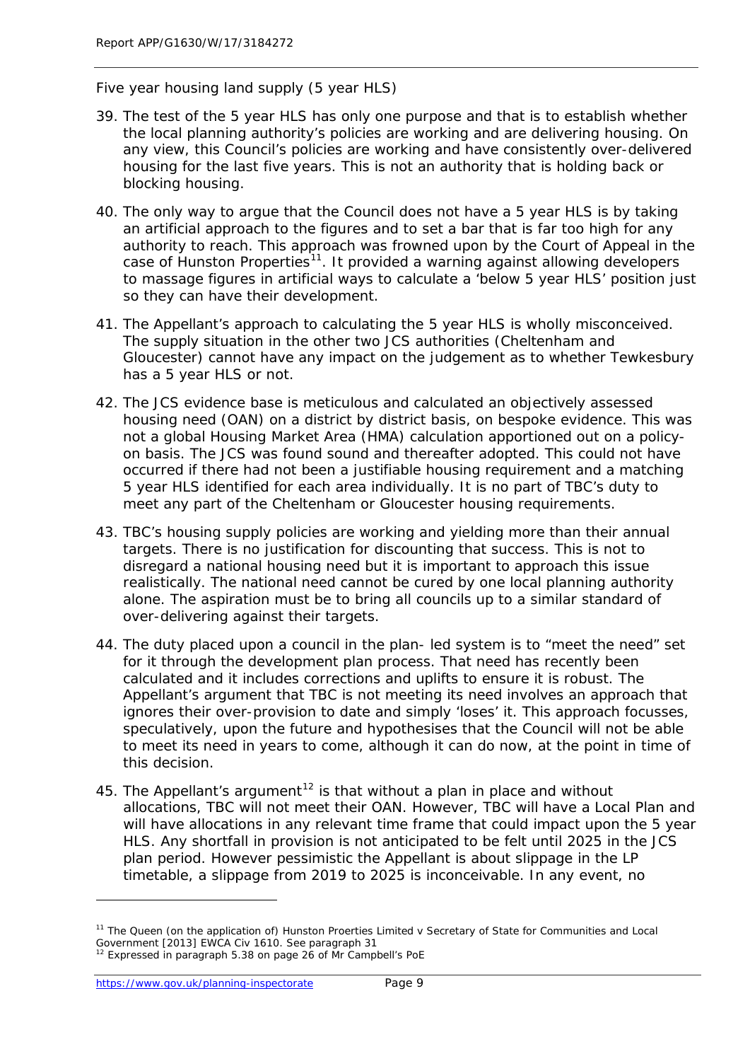Five year housing land supply (5 year HLS)

39. The test of the 5 year HLS has only one purpose and that is to establish whether the local planning authority's policies are working and are delivering housing. On any view, this Council's policies are working and have consistently over-delivered housing for the last five years. This is not an authority that is holding back or blocking housing.

40. The only way to argue that the Council does not have a 5 year HLS is by taking an artificial approach to the figures and to set a bar that is far too high for any authority to reach. This approach was frowned upon by the Court of Appeal in the case of Hunston Properties[11]. It provided a warning against allowing developers to massage figures in artificial ways to calculate a 'below 5 year HLS' position just so they can have their development.

41. The Appellant's approach to calculating the 5 year HLS is wholly misconceived. The supply situation in the other two JCS authorities (Cheltenham and Gloucester) cannot have any impact on the judgement as to whether Tewkesbury has a 5 year HLS or not.

42. The JCS evidence base is meticulous and calculated an objectively assessed housing need (OAN) on a district by district basis, on bespoke evidence. This was not a global Housing Market Area (HMA) calculation apportioned out on a policy-on basis. The JCS was found sound and thereafter adopted. This could not have occurred if there had not been a justifiable housing requirement and a matching 5 year HLS identified for each area individually. It is no part of TBC's duty to meet any part of the Cheltenham or Gloucester housing requirements.

43. TBC's housing supply policies are working and yielding more than their annual targets. There is no justification for discounting that success. This is not to disregard a national housing need but it is important to approach this issue realistically. The national need cannot be cured by one local planning authority alone. The aspiration must be to bring all councils up to a similar standard of over-delivering against their targets.

44. The duty placed upon a council in the plan- led system is to "meet the need" set for it through the development plan process. That need has recently been calculated and it includes corrections and uplifts to ensure it is robust. The Appellant's argument that TBC is not meeting its need involves an approach that ignores their over-provision to date and simply 'loses' it. This approach focusses, speculatively, upon the future and hypothesises that the Council will not be able to meet its need in years to come, although it can do now, at the point in time of this decision.

45. The Appellant's argument[12] is that without a plan in place and without allocations, TBC will not meet their OAN. However, TBC will have a Local Plan and will have allocations in any relevant time frame that could impact upon the 5 year HLS. Any shortfall in provision is not anticipated to be felt until 2025 in the JCS plan period. However pessimistic the Appellant is about slippage in the LP timetable, a slippage from 2019 to 2025 is inconceivable. In any event, no

---

[11] The Queen (on the application of) Hunston Proerties Limited v Secretary of State for Communities and Local Government [2013] EWCA Civ 1610. See paragraph 31

[12] Expressed in paragraph 5.38 on page 26 of Mr Campbell's PoE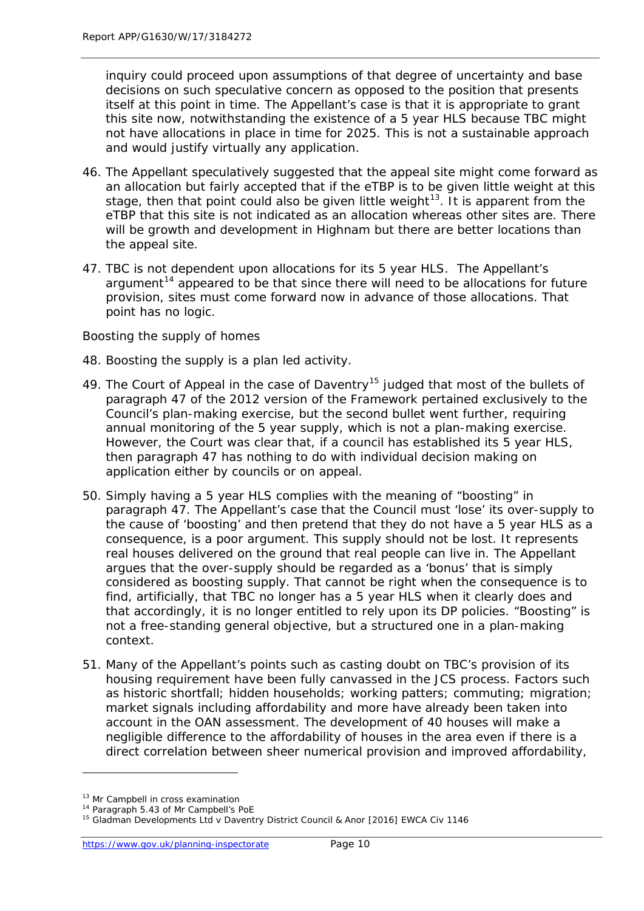inquiry could proceed upon assumptions of that degree of uncertainty and base decisions on such speculative concern as opposed to the position that presents itself at this point in time. The Appellant's case is that it is appropriate to grant this site now, notwithstanding the existence of a 5 year HLS because TBC might not have allocations in place in time for 2025. This is not a sustainable approach and would justify virtually any application.

46. The Appellant speculatively suggested that the appeal site might come forward as an allocation but fairly accepted that if the eTBP is to be given little weight at this stage, then that point could also be given little weight[13]. It is apparent from the eTBP that this site is not indicated as an allocation whereas other sites are. There will be growth and development in Highnam but there are better locations than the appeal site.

47. TBC is not dependent upon allocations for its 5 year HLS. The Appellant's argument[14] appeared to be that since there will need to be allocations for future provision, sites must come forward now in advance of those allocations. That point has no logic.

*Boosting the supply of homes*

48. Boosting the supply is a plan led activity.

49. The Court of Appeal in the case of Daventry[15] judged that most of the bullets of paragraph 47 of the 2012 version of the Framework pertained exclusively to the Council's plan-making exercise, but the second bullet went further, requiring annual monitoring of the 5 year supply, which is not a plan-making exercise. However, the Court was clear that, if a council has established its 5 year HLS, then paragraph 47 has nothing to do with individual decision making on application either by councils or on appeal.

50. Simply having a 5 year HLS complies with the meaning of "boosting" in paragraph 47. The Appellant's case that the Council must 'lose' its over-supply to the cause of 'boosting' and then pretend that they do not have a 5 year HLS as a consequence, is a poor argument. This supply should not be lost. It represents real houses delivered on the ground that real people can live in. The Appellant argues that the over-supply should be regarded as a 'bonus' that is simply considered as boosting supply. That cannot be right when the consequence is to find, artificially, that TBC no longer has a 5 year HLS when it clearly does and that accordingly, it is no longer entitled to rely upon its DP policies. "Boosting" is not a free-standing general objective, but a structured one in a plan-making context.

51. Many of the Appellant's points such as casting doubt on TBC's provision of its housing requirement have been fully canvassed in the JCS process. Factors such as historic shortfall; hidden households; working patters; commuting; migration; market signals including affordability and more have already been taken into account in the OAN assessment. The development of 40 houses will make a negligible difference to the affordability of houses in the area even if there is a direct correlation between sheer numerical provision and improved affordability,

---

[13] Mr Campbell in cross examination

[14] Paragraph 5.43 of Mr Campbell's PoE

[15] Gladman Developments Ltd v Daventry District Council & Anor [2016] EWCA Civ 1146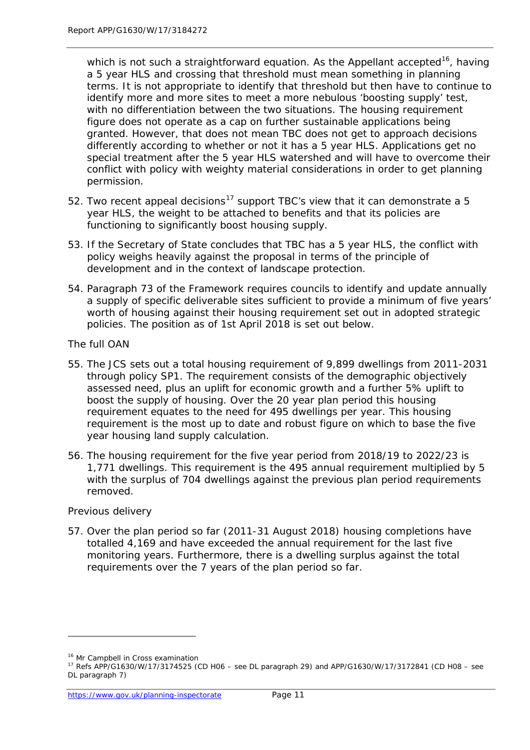which is not such a straightforward equation. As the Appellant accepted[16], having a 5 year HLS and crossing that threshold must mean something in planning terms. It is not appropriate to identify that threshold but then have to continue to identify more and more sites to meet a more nebulous 'boosting supply' test, with no differentiation between the two situations. The housing requirement figure does not operate as a cap on further sustainable applications being granted. However, that does not mean TBC does not get to approach decisions differently according to whether or not it has a 5 year HLS. Applications get no special treatment after the 5 year HLS watershed and will have to overcome their conflict with policy with weighty material considerations in order to get planning permission.

52. Two recent appeal decisions[17] support TBC's view that it can demonstrate a 5 year HLS, the weight to be attached to benefits and that its policies are functioning to significantly boost housing supply.

53. If the Secretary of State concludes that TBC has a 5 year HLS, the conflict with policy weighs heavily against the proposal in terms of the principle of development and in the context of landscape protection.

54. Paragraph 73 of the Framework requires councils to identify and update annually a supply of specific deliverable sites sufficient to provide a minimum of five years' worth of housing against their housing requirement set out in adopted strategic policies. The position as of 1st April 2018 is set out below.

*The full OAN*

55. The JCS sets out a total housing requirement of 9,899 dwellings from 2011-2031 through policy SP1. The requirement consists of the demographic objectively assessed need, plus an uplift for economic growth and a further 5% uplift to boost the supply of housing. Over the 20 year plan period this housing requirement equates to the need for 495 dwellings per year. This housing requirement is the most up to date and robust figure on which to base the five year housing land supply calculation.

56. The housing requirement for the five year period from 2018/19 to 2022/23 is 1,771 dwellings. This requirement is the 495 annual requirement multiplied by 5 with the surplus of 704 dwellings against the previous plan period requirements removed.

*Previous delivery*

57. Over the plan period so far (2011-31 August 2018) housing completions have totalled 4,169 and have exceeded the annual requirement for the last five monitoring years. Furthermore, there is a dwelling surplus against the total requirements over the 7 years of the plan period so far.

---

[16] Mr Campbell in Cross examination

[17] Refs APP/G1630/W/17/3174525 (CD H06 – see DL paragraph 29) and APP/G1630/W/17/3172841 (CD H08 – see DL paragraph 7)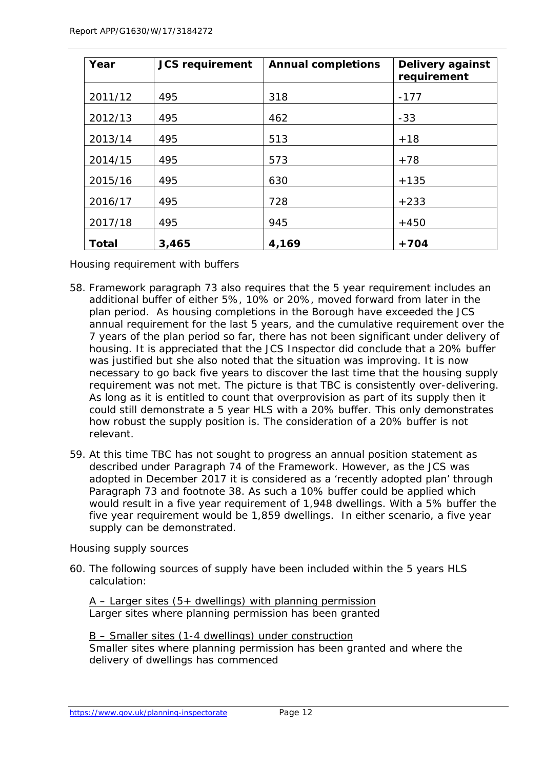| Year | JCS requirement | Annual completions | Delivery against requirement |
|---|---|---|---|
| 2011/12 | 495 | 318 | -177 |
| 2012/13 | 495 | 462 | -33 |
| 2013/14 | 495 | 513 | +18 |
| 2014/15 | 495 | 573 | +78 |
| 2015/16 | 495 | 630 | +135 |
| 2016/17 | 495 | 728 | +233 |
| 2017/18 | 495 | 945 | +450 |
| **Total** | **3,465** | **4,169** | **+704** |

Housing requirement with buffers

58. Framework paragraph 73 also requires that the 5 year requirement includes an additional buffer of either 5%, 10% or 20%, moved forward from later in the plan period. As housing completions in the Borough have exceeded the JCS annual requirement for the last 5 years, and the cumulative requirement over the 7 years of the plan period so far, there has not been significant under delivery of housing. It is appreciated that the JCS Inspector did conclude that a 20% buffer was justified but she also noted that the situation was improving. It is now necessary to go back five years to discover the last time that the housing supply requirement was not met. The picture is that TBC is consistently over-delivering. As long as it is entitled to count that overprovision as part of its supply then it could still demonstrate a 5 year HLS with a 20% buffer. This only demonstrates how robust the supply position is. The consideration of a 20% buffer is not relevant.

59. At this time TBC has not sought to progress an annual position statement as described under Paragraph 74 of the Framework. However, as the JCS was adopted in December 2017 it is considered as a 'recently adopted plan' through Paragraph 73 and footnote 38. As such a 10% buffer could be applied which would result in a five year requirement of 1,948 dwellings. With a 5% buffer the five year requirement would be 1,859 dwellings. In either scenario, a five year supply can be demonstrated.

Housing supply sources

60. The following sources of supply have been included within the 5 years HLS calculation:

    <u>A – Larger sites (5+ dwellings) with planning permission</u>
    Larger sites where planning permission has been granted

    <u>B – Smaller sites (1-4 dwellings) under construction</u>
    Smaller sites where planning permission has been granted and where the delivery of dwellings has commenced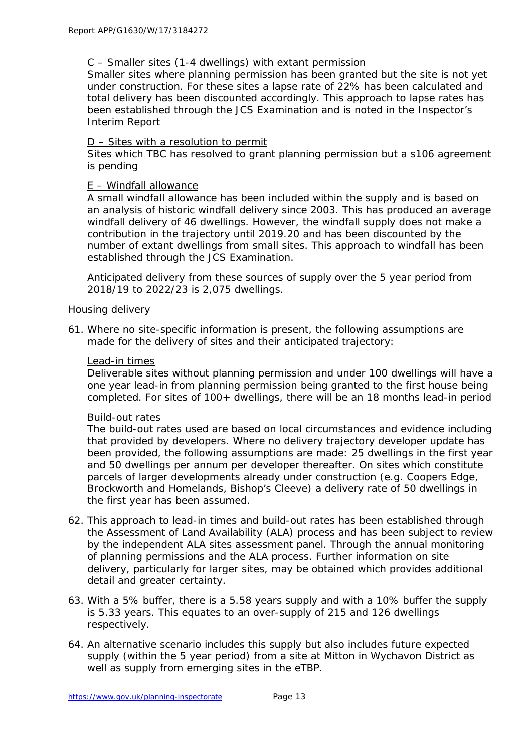<u>C – Smaller sites (1-4 dwellings) with extant permission</u>

Smaller sites where planning permission has been granted but the site is not yet under construction. For these sites a lapse rate of 22% has been calculated and total delivery has been discounted accordingly. This approach to lapse rates has been established through the JCS Examination and is noted in the Inspector's Interim Report

<u>D – Sites with a resolution to permit</u>

Sites which TBC has resolved to grant planning permission but a s106 agreement is pending

<u>E – Windfall allowance</u>

A small windfall allowance has been included within the supply and is based on an analysis of historic windfall delivery since 2003. This has produced an average windfall delivery of 46 dwellings. However, the windfall supply does not make a contribution in the trajectory until 2019.20 and has been discounted by the number of extant dwellings from small sites. This approach to windfall has been established through the JCS Examination.

Anticipated delivery from these sources of supply over the 5 year period from 2018/19 to 2022/23 is 2,075 dwellings.

Housing delivery

61. Where no site-specific information is present, the following assumptions are made for the delivery of sites and their anticipated trajectory:

    <u>Lead-in times</u>

    Deliverable sites without planning permission and under 100 dwellings will have a one year lead-in from planning permission being granted to the first house being completed. For sites of 100+ dwellings, there will be an 18 months lead-in period

    <u>Build-out rates</u>

    The build-out rates used are based on local circumstances and evidence including that provided by developers. Where no delivery trajectory developer update has been provided, the following assumptions are made: 25 dwellings in the first year and 50 dwellings per annum per developer thereafter. On sites which constitute parcels of larger developments already under construction (e.g. Coopers Edge, Brockworth and Homelands, Bishop's Cleeve) a delivery rate of 50 dwellings in the first year has been assumed.

62. This approach to lead-in times and build-out rates has been established through the Assessment of Land Availability (ALA) process and has been subject to review by the independent ALA sites assessment panel. Through the annual monitoring of planning permissions and the ALA process. Further information on site delivery, particularly for larger sites, may be obtained which provides additional detail and greater certainty.

63. With a 5% buffer, there is a 5.58 years supply and with a 10% buffer the supply is 5.33 years. This equates to an over-supply of 215 and 126 dwellings respectively.

64. An alternative scenario includes this supply but also includes future expected supply (within the 5 year period) from a site at Mitton in Wychavon District as well as supply from emerging sites in the eTBP.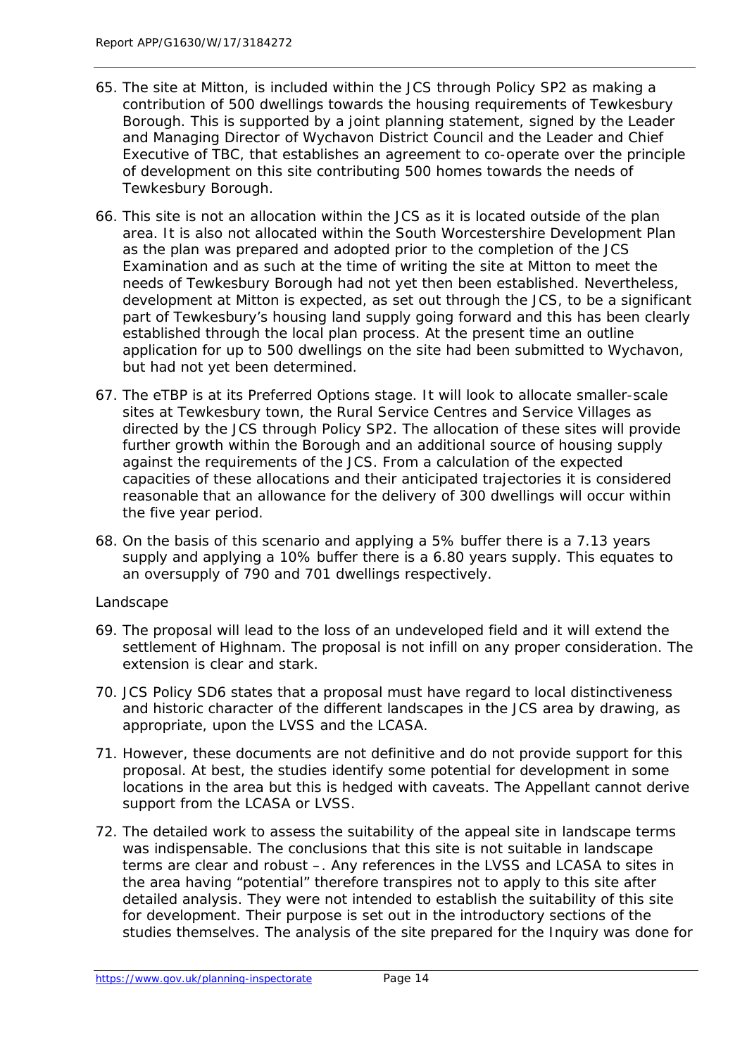65. The site at Mitton, is included within the JCS through Policy SP2 as making a contribution of 500 dwellings towards the housing requirements of Tewkesbury Borough. This is supported by a joint planning statement, signed by the Leader and Managing Director of Wychavon District Council and the Leader and Chief Executive of TBC, that establishes an agreement to co-operate over the principle of development on this site contributing 500 homes towards the needs of Tewkesbury Borough.

66. This site is not an allocation within the JCS as it is located outside of the plan area. It is also not allocated within the South Worcestershire Development Plan as the plan was prepared and adopted prior to the completion of the JCS Examination and as such at the time of writing the site at Mitton to meet the needs of Tewkesbury Borough had not yet then been established. Nevertheless, development at Mitton is expected, as set out through the JCS, to be a significant part of Tewkesbury's housing land supply going forward and this has been clearly established through the local plan process. At the present time an outline application for up to 500 dwellings on the site had been submitted to Wychavon, but had not yet been determined.

67. The eTBP is at its Preferred Options stage. It will look to allocate smaller-scale sites at Tewkesbury town, the Rural Service Centres and Service Villages as directed by the JCS through Policy SP2. The allocation of these sites will provide further growth within the Borough and an additional source of housing supply against the requirements of the JCS. From a calculation of the expected capacities of these allocations and their anticipated trajectories it is considered reasonable that an allowance for the delivery of 300 dwellings will occur within the five year period.

68. On the basis of this scenario and applying a 5% buffer there is a 7.13 years supply and applying a 10% buffer there is a 6.80 years supply. This equates to an oversupply of 790 and 701 dwellings respectively.

*Landscape*

69. The proposal will lead to the loss of an undeveloped field and it will extend the settlement of Highnam. The proposal is not infill on any proper consideration. The extension is clear and stark.

70. JCS Policy SD6 states that a proposal must have regard to local distinctiveness and historic character of the different landscapes in the JCS area by drawing, as appropriate, upon the LVSS and the LCASA.

71. However, these documents are not definitive and do not provide support for this proposal. At best, the studies identify some potential for development in some locations in the area but this is hedged with caveats. The Appellant cannot derive support from the LCASA or LVSS.

72. The detailed work to assess the suitability of the appeal site in landscape terms was indispensable. The conclusions that this site is not suitable in landscape terms are clear and robust –. Any references in the LVSS and LCASA to sites in the area having "potential" therefore transpires not to apply to this site after detailed analysis. They were not intended to establish the suitability of this site for development. Their purpose is set out in the introductory sections of the studies themselves. The analysis of the site prepared for the Inquiry was done for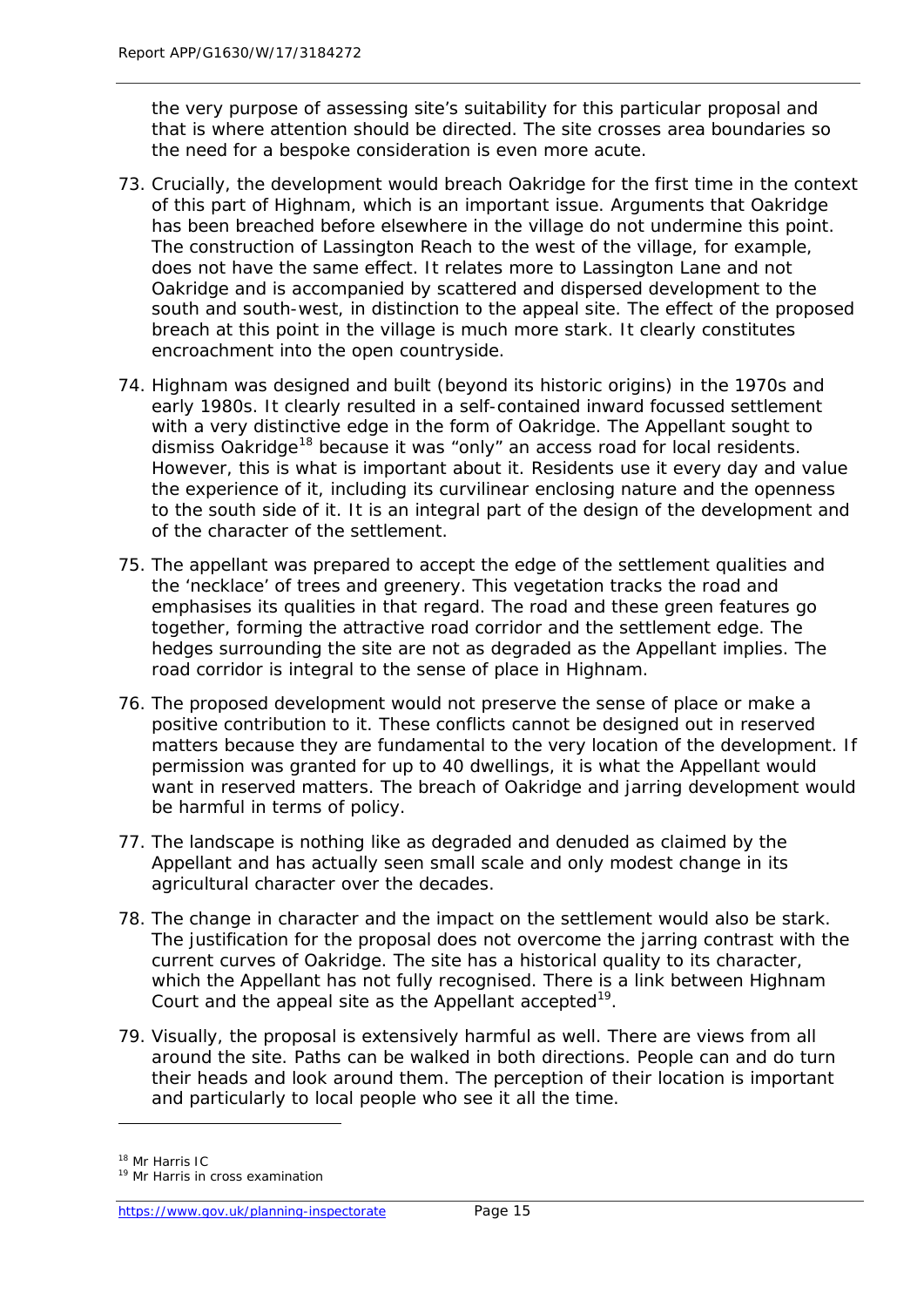the very purpose of assessing site's suitability for this particular proposal and that is where attention should be directed. The site crosses area boundaries so the need for a bespoke consideration is even more acute.

73. Crucially, the development would breach Oakridge for the first time in the context of this part of Highnam, which is an important issue. Arguments that Oakridge has been breached before elsewhere in the village do not undermine this point. The construction of Lassington Reach to the west of the village, for example, does not have the same effect. It relates more to Lassington Lane and not Oakridge and is accompanied by scattered and dispersed development to the south and south-west, in distinction to the appeal site. The effect of the proposed breach at this point in the village is much more stark. It clearly constitutes encroachment into the open countryside.

74. Highnam was designed and built (beyond its historic origins) in the 1970s and early 1980s. It clearly resulted in a self-contained inward focussed settlement with a very distinctive edge in the form of Oakridge. The Appellant sought to dismiss Oakridge[18] because it was "only" an access road for local residents. However, this is what is important about it. Residents use it every day and value the experience of it, including its curvilinear enclosing nature and the openness to the south side of it. It is an integral part of the design of the development and of the character of the settlement.

75. The appellant was prepared to accept the edge of the settlement qualities and the 'necklace' of trees and greenery. This vegetation tracks the road and emphasises its qualities in that regard. The road and these green features go together, forming the attractive road corridor and the settlement edge. The hedges surrounding the site are not as degraded as the Appellant implies. The road corridor is integral to the sense of place in Highnam.

76. The proposed development would not preserve the sense of place or make a positive contribution to it. These conflicts cannot be designed out in reserved matters because they are fundamental to the very location of the development. If permission was granted for up to 40 dwellings, it is what the Appellant would want in reserved matters. The breach of Oakridge and jarring development would be harmful in terms of policy.

77. The landscape is nothing like as degraded and denuded as claimed by the Appellant and has actually seen small scale and only modest change in its agricultural character over the decades.

78. The change in character and the impact on the settlement would also be stark. The justification for the proposal does not overcome the jarring contrast with the current curves of Oakridge. The site has a historical quality to its character, which the Appellant has not fully recognised. There is a link between Highnam Court and the appeal site as the Appellant accepted[19].

79. Visually, the proposal is extensively harmful as well. There are views from all around the site. Paths can be walked in both directions. People can and do turn their heads and look around them. The perception of their location is important and particularly to local people who see it all the time.

---

[18] Mr Harris IC

[19] Mr Harris in cross examination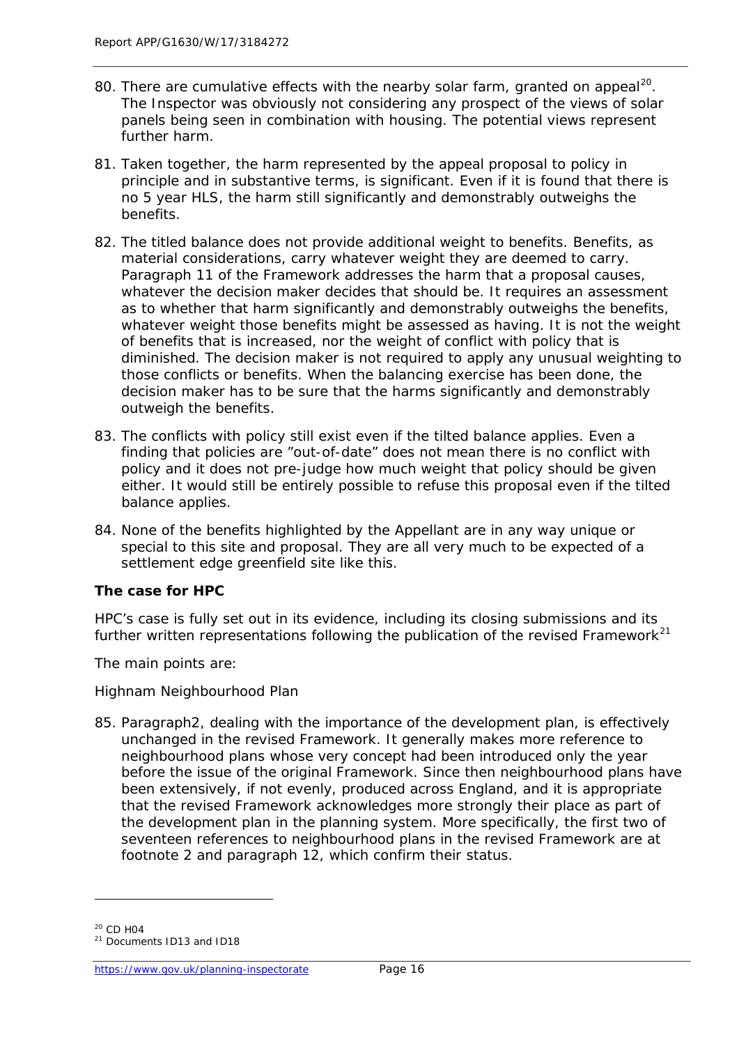80. There are cumulative effects with the nearby solar farm, granted on appeal[20]. The Inspector was obviously not considering any prospect of the views of solar panels being seen in combination with housing. The potential views represent further harm.

81. Taken together, the harm represented by the appeal proposal to policy in principle and in substantive terms, is significant. Even if it is found that there is no 5 year HLS, the harm still significantly and demonstrably outweighs the benefits.

82. The titled balance does not provide additional weight to benefits. Benefits, as material considerations, carry whatever weight they are deemed to carry. Paragraph 11 of the Framework addresses the harm that a proposal causes, whatever the decision maker decides that should be. It requires an assessment as to whether that harm significantly and demonstrably outweighs the benefits, whatever weight those benefits might be assessed as having. It is not the weight of benefits that is increased, nor the weight of conflict with policy that is diminished. The decision maker is not required to apply any unusual weighting to those conflicts or benefits. When the balancing exercise has been done, the decision maker has to be sure that the harms significantly and demonstrably outweigh the benefits.

83. The conflicts with policy still exist even if the tilted balance applies. Even a finding that policies are "out-of-date" does not mean there is no conflict with policy and it does not pre-judge how much weight that policy should be given either. It would still be entirely possible to refuse this proposal even if the tilted balance applies.

84. None of the benefits highlighted by the Appellant are in any way unique or special to this site and proposal. They are all very much to be expected of a settlement edge greenfield site like this.

**The case for HPC**

HPC's case is fully set out in its evidence, including its closing submissions and its further written representations following the publication of the revised Framework[21]

The main points are:

Highnam Neighbourhood Plan

85. Paragraph2, dealing with the importance of the development plan, is effectively unchanged in the revised Framework. It generally makes more reference to neighbourhood plans whose very concept had been introduced only the year before the issue of the original Framework. Since then neighbourhood plans have been extensively, if not evenly, produced across England, and it is appropriate that the revised Framework acknowledges more strongly their place as part of the development plan in the planning system. More specifically, the first two of seventeen references to neighbourhood plans in the revised Framework are at footnote 2 and paragraph 12, which confirm their status.

---

[20] CD H04

[21] Documents ID13 and ID18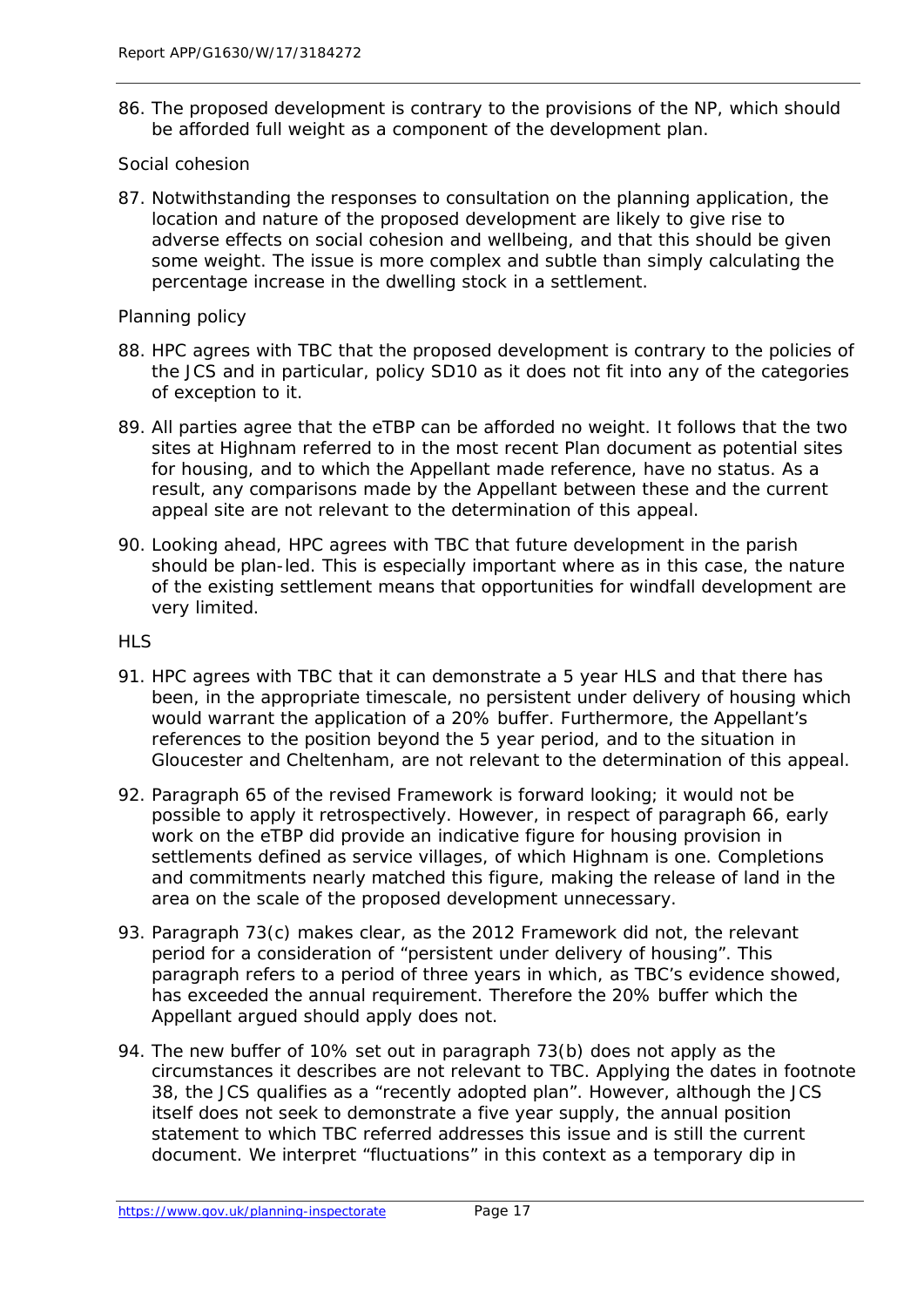86. The proposed development is contrary to the provisions of the NP, which should be afforded full weight as a component of the development plan.

*Social cohesion*

87. Notwithstanding the responses to consultation on the planning application, the location and nature of the proposed development are likely to give rise to adverse effects on social cohesion and wellbeing, and that this should be given some weight. The issue is more complex and subtle than simply calculating the percentage increase in the dwelling stock in a settlement.

*Planning policy*

88. HPC agrees with TBC that the proposed development is contrary to the policies of the JCS and in particular, policy SD10 as it does not fit into any of the categories of exception to it.

89. All parties agree that the eTBP can be afforded no weight. It follows that the two sites at Highnam referred to in the most recent Plan document as potential sites for housing, and to which the Appellant made reference, have no status. As a result, any comparisons made by the Appellant between these and the current appeal site are not relevant to the determination of this appeal.

90. Looking ahead, HPC agrees with TBC that future development in the parish should be plan-led. This is especially important where as in this case, the nature of the existing settlement means that opportunities for windfall development are very limited.

*HLS*

91. HPC agrees with TBC that it can demonstrate a 5 year HLS and that there has been, in the appropriate timescale, no persistent under delivery of housing which would warrant the application of a 20% buffer. Furthermore, the Appellant's references to the position beyond the 5 year period, and to the situation in Gloucester and Cheltenham, are not relevant to the determination of this appeal.

92. Paragraph 65 of the revised Framework is forward looking; it would not be possible to apply it retrospectively. However, in respect of paragraph 66, early work on the eTBP did provide an indicative figure for housing provision in settlements defined as service villages, of which Highnam is one. Completions and commitments nearly matched this figure, making the release of land in the area on the scale of the proposed development unnecessary.

93. Paragraph 73(c) makes clear, as the 2012 Framework did not, the relevant period for a consideration of "persistent under delivery of housing". This paragraph refers to a period of three years in which, as TBC's evidence showed, has exceeded the annual requirement. Therefore the 20% buffer which the Appellant argued should apply does not.

94. The new buffer of 10% set out in paragraph 73(b) does not apply as the circumstances it describes are not relevant to TBC. Applying the dates in footnote 38, the JCS qualifies as a "recently adopted plan". However, although the JCS itself does not seek to demonstrate a five year supply, the annual position statement to which TBC referred addresses this issue and is still the current document. We interpret "fluctuations" in this context as a temporary dip in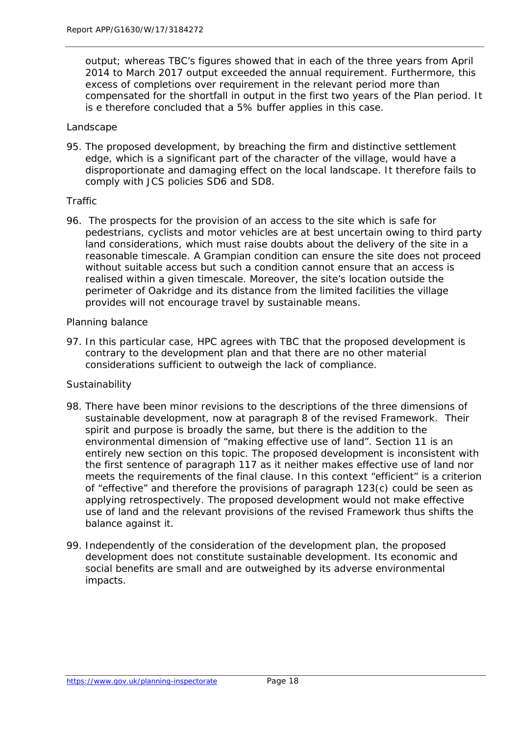output; whereas TBC's figures showed that in each of the three years from April 2014 to March 2017 output exceeded the annual requirement. Furthermore, this excess of completions over requirement in the relevant period more than compensated for the shortfall in output in the first two years of the Plan period. It is e therefore concluded that a 5% buffer applies in this case.

*Landscape*

95. The proposed development, by breaching the firm and distinctive settlement edge, which is a significant part of the character of the village, would have a disproportionate and damaging effect on the local landscape. It therefore fails to comply with JCS policies SD6 and SD8.

*Traffic*

96. The prospects for the provision of an access to the site which is safe for pedestrians, cyclists and motor vehicles are at best uncertain owing to third party land considerations, which must raise doubts about the delivery of the site in a reasonable timescale. A Grampian condition can ensure the site does not proceed without suitable access but such a condition cannot ensure that an access is realised within a given timescale. Moreover, the site's location outside the perimeter of Oakridge and its distance from the limited facilities the village provides will not encourage travel by sustainable means.

*Planning balance*

97. In this particular case, HPC agrees with TBC that the proposed development is contrary to the development plan and that there are no other material considerations sufficient to outweigh the lack of compliance.

*Sustainability*

98. There have been minor revisions to the descriptions of the three dimensions of sustainable development, now at paragraph 8 of the revised Framework. Their spirit and purpose is broadly the same, but there is the addition to the environmental dimension of "making effective use of land". Section 11 is an entirely new section on this topic. The proposed development is inconsistent with the first sentence of paragraph 117 as it neither makes effective use of land nor meets the requirements of the final clause. In this context "efficient" is a criterion of "effective" and therefore the provisions of paragraph 123(c) could be seen as applying retrospectively. The proposed development would not make effective use of land and the relevant provisions of the revised Framework thus shifts the balance against it.

99. Independently of the consideration of the development plan, the proposed development does not constitute sustainable development. Its economic and social benefits are small and are outweighed by its adverse environmental impacts.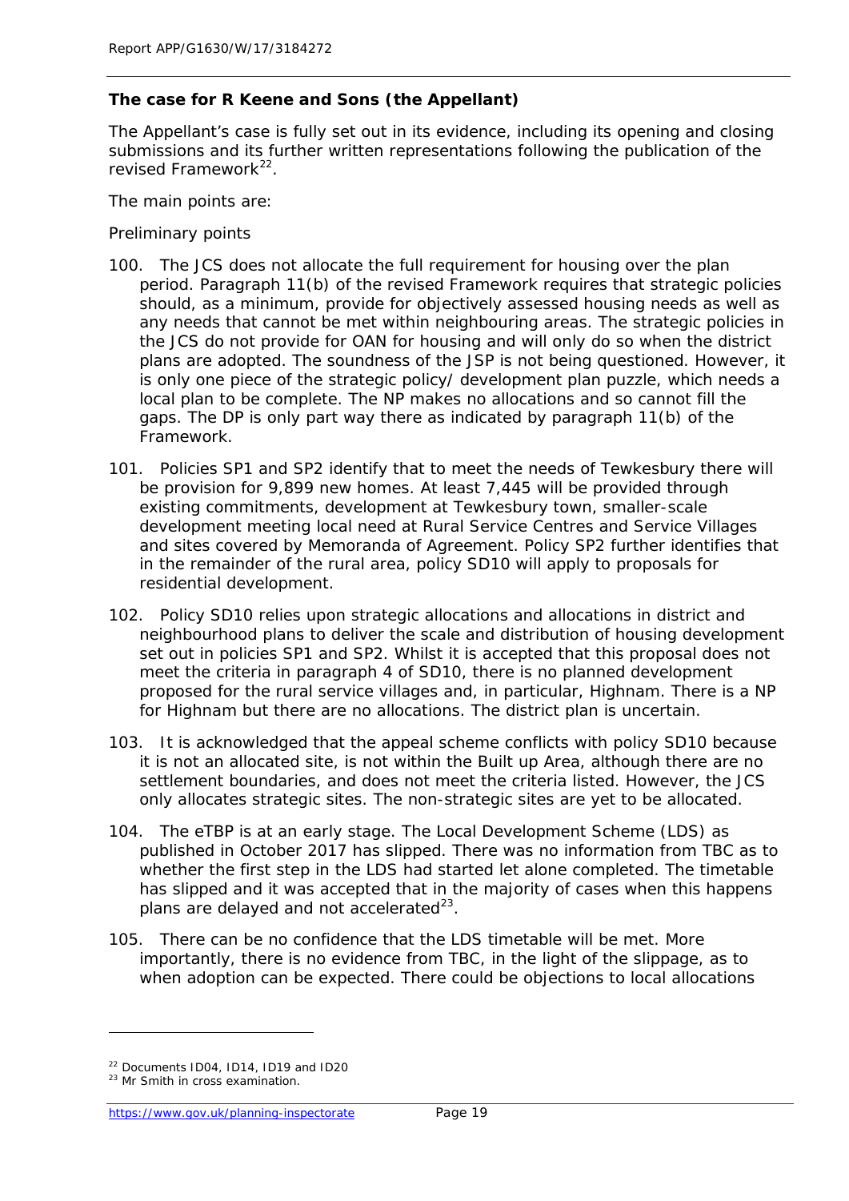**The case for R Keene and Sons (the Appellant)**

The Appellant's case is fully set out in its evidence, including its opening and closing submissions and its further written representations following the publication of the revised Framework[22].

The main points are:

Preliminary points

100. The JCS does not allocate the full requirement for housing over the plan period. Paragraph 11(b) of the revised Framework requires that strategic policies should, as a minimum, provide for objectively assessed housing needs as well as any needs that cannot be met within neighbouring areas. The strategic policies in the JCS do not provide for OAN for housing and will only do so when the district plans are adopted. The soundness of the JSP is not being questioned. However, it is only one piece of the strategic policy/ development plan puzzle, which needs a local plan to be complete. The NP makes no allocations and so cannot fill the gaps. The DP is only part way there as indicated by paragraph 11(b) of the Framework.

101. Policies SP1 and SP2 identify that to meet the needs of Tewkesbury there will be provision for 9,899 new homes. At least 7,445 will be provided through existing commitments, development at Tewkesbury town, smaller-scale development meeting local need at Rural Service Centres and Service Villages and sites covered by Memoranda of Agreement. Policy SP2 further identifies that in the remainder of the rural area, policy SD10 will apply to proposals for residential development.

102. Policy SD10 relies upon strategic allocations and allocations in district and neighbourhood plans to deliver the scale and distribution of housing development set out in policies SP1 and SP2. Whilst it is accepted that this proposal does not meet the criteria in paragraph 4 of SD10, there is no planned development proposed for the rural service villages and, in particular, Highnam. There is a NP for Highnam but there are no allocations. The district plan is uncertain.

103. It is acknowledged that the appeal scheme conflicts with policy SD10 because it is not an allocated site, is not within the Built up Area, although there are no settlement boundaries, and does not meet the criteria listed. However, the JCS only allocates strategic sites. The non-strategic sites are yet to be allocated.

104. The eTBP is at an early stage. The Local Development Scheme (LDS) as published in October 2017 has slipped. There was no information from TBC as to whether the first step in the LDS had started let alone completed. The timetable has slipped and it was accepted that in the majority of cases when this happens plans are delayed and not accelerated[23].

105. There can be no confidence that the LDS timetable will be met. More importantly, there is no evidence from TBC, in the light of the slippage, as to when adoption can be expected. There could be objections to local allocations

---

[22] Documents ID04, ID14, ID19 and ID20

[23] Mr Smith in cross examination.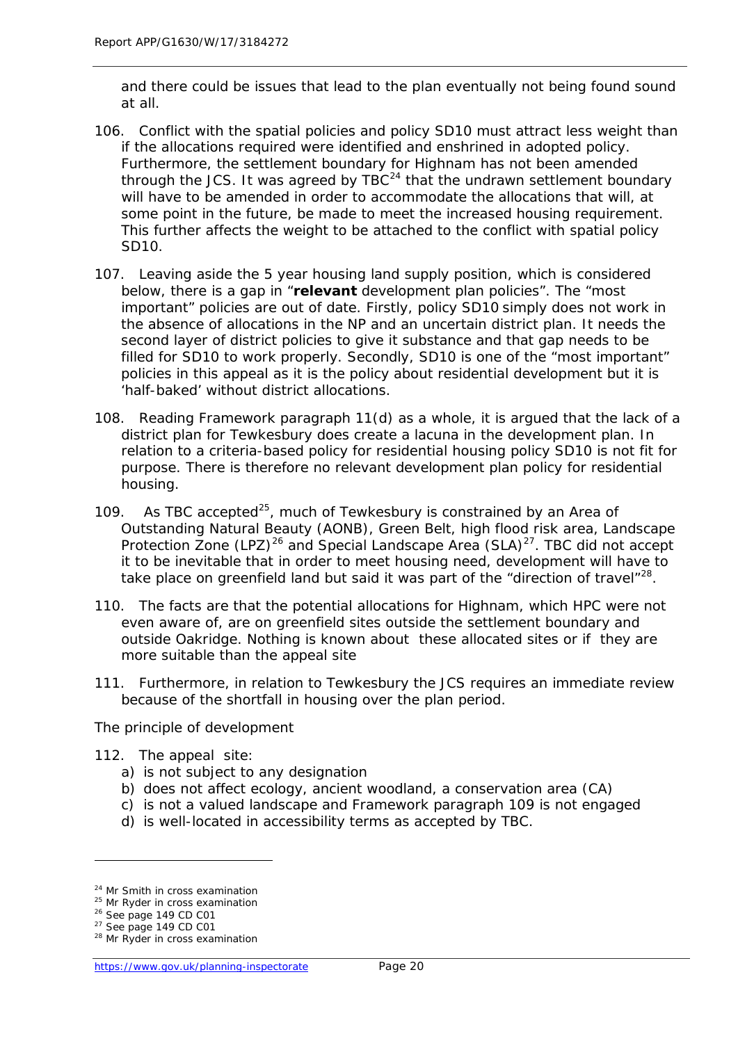and there could be issues that lead to the plan eventually not being found sound at all.

106. Conflict with the spatial policies and policy SD10 must attract less weight than if the allocations required were identified and enshrined in adopted policy. Furthermore, the settlement boundary for Highnam has not been amended through the JCS. It was agreed by TBC[24] that the undrawn settlement boundary will have to be amended in order to accommodate the allocations that will, at some point in the future, be made to meet the increased housing requirement. This further affects the weight to be attached to the conflict with spatial policy SD10.

107. Leaving aside the 5 year housing land supply position, which is considered below, there is a gap in "**relevant** development plan policies". The "most important" policies are out of date. Firstly, policy SD10 simply does not work in the absence of allocations in the NP and an uncertain district plan. It needs the second layer of district policies to give it substance and that gap needs to be filled for SD10 to work properly. Secondly, SD10 is one of the "most important" policies in this appeal as it is the policy about residential development but it is 'half-baked' without district allocations.

108. Reading Framework paragraph 11(d) as a whole, it is argued that the lack of a district plan for Tewkesbury does create a lacuna in the development plan. In relation to a criteria-based policy for residential housing policy SD10 is not fit for purpose. There is therefore no relevant development plan policy for residential housing.

109. As TBC accepted[25], much of Tewkesbury is constrained by an Area of Outstanding Natural Beauty (AONB), Green Belt, high flood risk area, Landscape Protection Zone (LPZ)[26] and Special Landscape Area (SLA)[27]. TBC did not accept it to be inevitable that in order to meet housing need, development will have to take place on greenfield land but said it was part of the "direction of travel"[28].

110. The facts are that the potential allocations for Highnam, which HPC were not even aware of, are on greenfield sites outside the settlement boundary and outside Oakridge. Nothing is known about these allocated sites or if they are more suitable than the appeal site

111. Furthermore, in relation to Tewkesbury the JCS requires an immediate review because of the shortfall in housing over the plan period.

The principle of development

112. The appeal site:

a) is not subject to any designation
b) does not affect ecology, ancient woodland, a conservation area (CA)
c) is not a valued landscape and Framework paragraph 109 is not engaged
d) is well-located in accessibility terms as accepted by TBC.

---

[24] Mr Smith in cross examination
[25] Mr Ryder in cross examination
[26] See page 149 CD C01
[27] See page 149 CD C01
[28] Mr Ryder in cross examination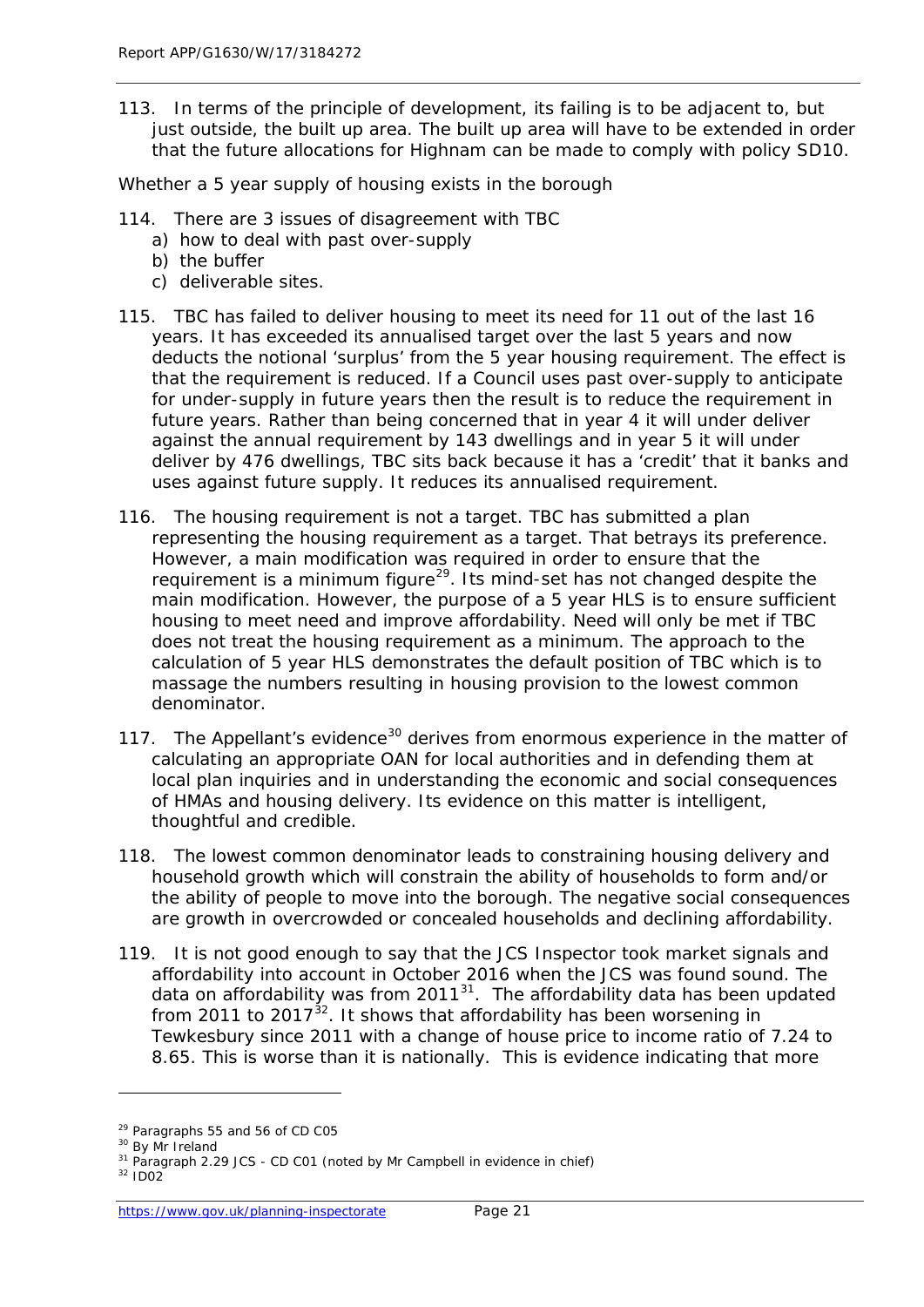113. In terms of the principle of development, its failing is to be adjacent to, but just outside, the built up area. The built up area will have to be extended in order that the future allocations for Highnam can be made to comply with policy SD10.

*Whether a 5 year supply of housing exists in the borough*

114. There are 3 issues of disagreement with TBC
   a) how to deal with past over-supply
   b) the buffer
   c) deliverable sites.

115. TBC has failed to deliver housing to meet its need for 11 out of the last 16 years. It has exceeded its annualised target over the last 5 years and now deducts the notional 'surplus' from the 5 year housing requirement. The effect is that the requirement is reduced. If a Council uses past over-supply to anticipate for under-supply in future years then the result is to reduce the requirement in future years. Rather than being concerned that in year 4 it will under deliver against the annual requirement by 143 dwellings and in year 5 it will under deliver by 476 dwellings, TBC sits back because it has a 'credit' that it banks and uses against future supply. It reduces its annualised requirement.

116. The housing requirement is not a target. TBC has submitted a plan representing the housing requirement as a target. That betrays its preference. However, a main modification was required in order to ensure that the requirement is a minimum figure[29]. Its mind-set has not changed despite the main modification. However, the purpose of a 5 year HLS is to ensure sufficient housing to meet need and improve affordability. Need will only be met if TBC does not treat the housing requirement as a minimum. The approach to the calculation of 5 year HLS demonstrates the default position of TBC which is to massage the numbers resulting in housing provision to the lowest common denominator.

117. The Appellant's evidence[30] derives from enormous experience in the matter of calculating an appropriate OAN for local authorities and in defending them at local plan inquiries and in understanding the economic and social consequences of HMAs and housing delivery. Its evidence on this matter is intelligent, thoughtful and credible.

118. The lowest common denominator leads to constraining housing delivery and household growth which will constrain the ability of households to form and/or the ability of people to move into the borough. The negative social consequences are growth in overcrowded or concealed households and declining affordability.

119. It is not good enough to say that the JCS Inspector took market signals and affordability into account in October 2016 when the JCS was found sound. The data on affordability was from 2011[31]. The affordability data has been updated from 2011 to 2017[32]. It shows that affordability has been worsening in Tewkesbury since 2011 with a change of house price to income ratio of 7.24 to 8.65. This is worse than it is nationally. This is evidence indicating that more

---

[29] Paragraphs 55 and 56 of CD C05
[30] By Mr Ireland
[31] Paragraph 2.29 JCS - CD C01 (noted by Mr Campbell in evidence in chief)
[32] ID02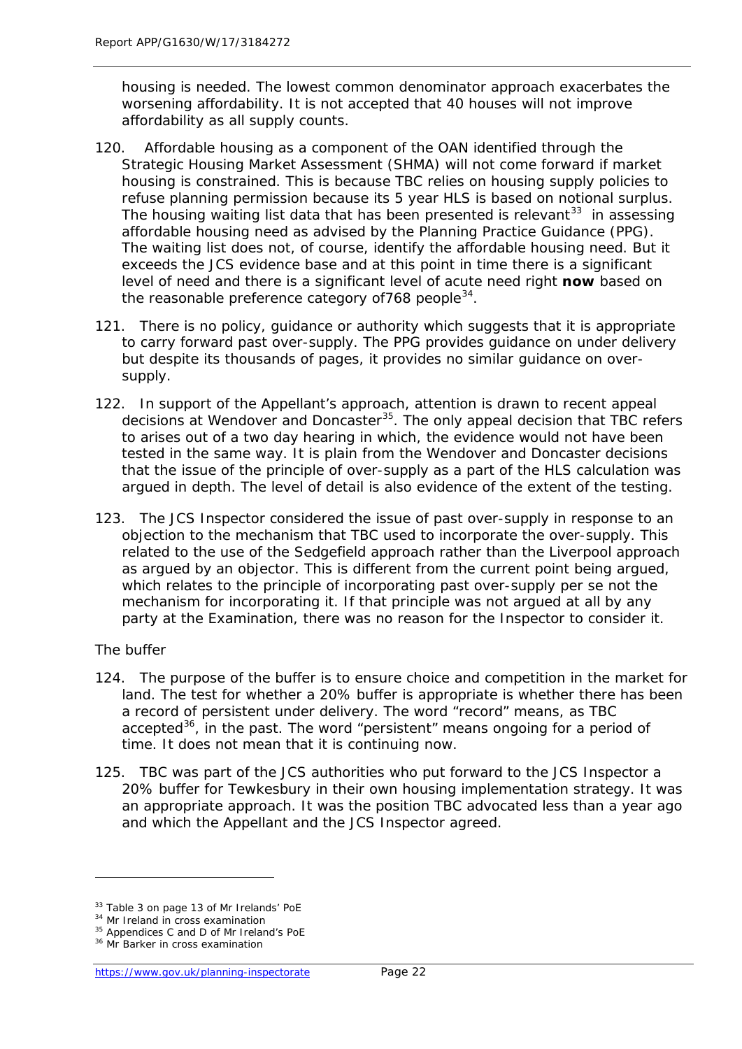housing is needed. The lowest common denominator approach exacerbates the worsening affordability. It is not accepted that 40 houses will not improve affordability as all supply counts.

120. Affordable housing as a component of the OAN identified through the Strategic Housing Market Assessment (SHMA) will not come forward if market housing is constrained. This is because TBC relies on housing supply policies to refuse planning permission because its 5 year HLS is based on notional surplus. The housing waiting list data that has been presented is relevant[33] in assessing affordable housing need as advised by the Planning Practice Guidance (PPG). The waiting list does not, of course, identify the affordable housing need. But it exceeds the JCS evidence base and at this point in time there is a significant level of need and there is a significant level of acute need right **now** based on the reasonable preference category of768 people[34].

121. There is no policy, guidance or authority which suggests that it is appropriate to carry forward past over-supply. The PPG provides guidance on under delivery but despite its thousands of pages, it provides no similar guidance on over-supply.

122. In support of the Appellant's approach, attention is drawn to recent appeal decisions at Wendover and Doncaster[35]. The only appeal decision that TBC refers to arises out of a two day hearing in which, the evidence would not have been tested in the same way. It is plain from the Wendover and Doncaster decisions that the issue of the principle of over-supply as a part of the HLS calculation was argued in depth. The level of detail is also evidence of the extent of the testing.

123. The JCS Inspector considered the issue of past over-supply in response to an objection to the mechanism that TBC used to incorporate the over-supply. This related to the use of the Sedgefield approach rather than the Liverpool approach as argued by an objector. This is different from the current point being argued, which relates to the principle of incorporating past over-supply per se not the mechanism for incorporating it. If that principle was not argued at all by any party at the Examination, there was no reason for the Inspector to consider it.

*The buffer*

124. The purpose of the buffer is to ensure choice and competition in the market for land. The test for whether a 20% buffer is appropriate is whether there has been a record of persistent under delivery. The word "record" means, as TBC accepted[36], in the past. The word "persistent" means ongoing for a period of time. It does not mean that it is continuing now.

125. TBC was part of the JCS authorities who put forward to the JCS Inspector a 20% buffer for Tewkesbury in their own housing implementation strategy. It was an appropriate approach. It was the position TBC advocated less than a year ago and which the Appellant and the JCS Inspector agreed.

---

[33] Table 3 on page 13 of Mr Irelands' PoE
[34] Mr Ireland in cross examination
[35] Appendices C and D of Mr Ireland's PoE
[36] Mr Barker in cross examination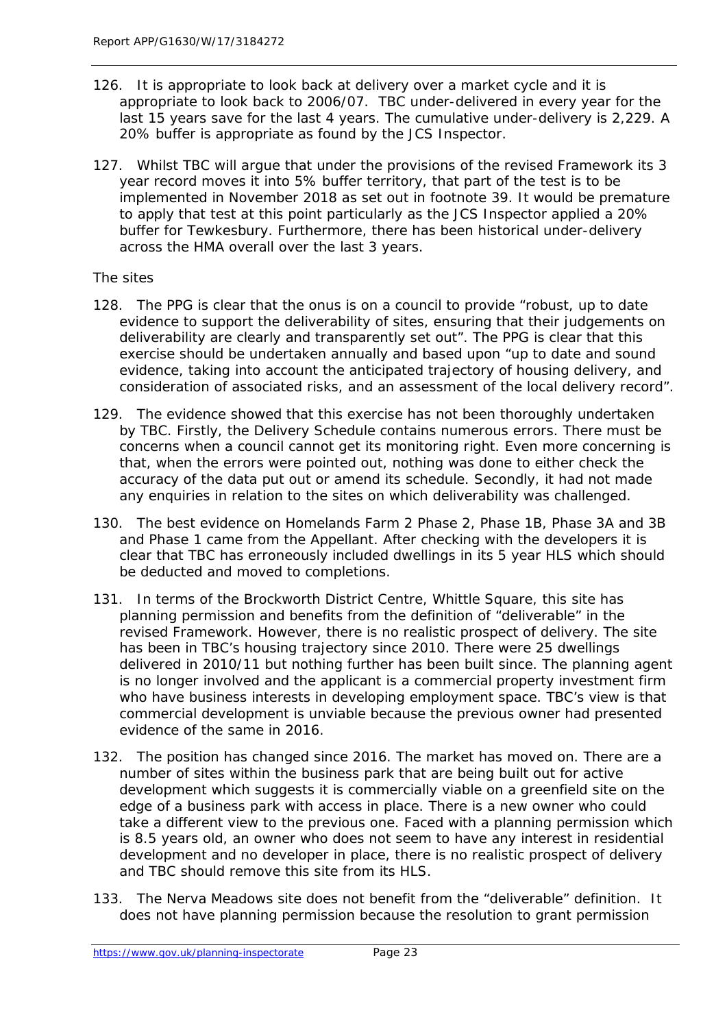126. It is appropriate to look back at delivery over a market cycle and it is appropriate to look back to 2006/07. TBC under-delivered in every year for the last 15 years save for the last 4 years. The cumulative under-delivery is 2,229. A 20% buffer is appropriate as found by the JCS Inspector.

127. Whilst TBC will argue that under the provisions of the revised Framework its 3 year record moves it into 5% buffer territory, that part of the test is to be implemented in November 2018 as set out in footnote 39. It would be premature to apply that test at this point particularly as the JCS Inspector applied a 20% buffer for Tewkesbury. Furthermore, there has been historical under-delivery across the HMA overall over the last 3 years.

*The sites*

128. The PPG is clear that the onus is on a council to provide "robust, up to date evidence to support the deliverability of sites, ensuring that their judgements on deliverability are clearly and transparently set out". The PPG is clear that this exercise should be undertaken annually and based upon "up to date and sound evidence, taking into account the anticipated trajectory of housing delivery, and consideration of associated risks, and an assessment of the local delivery record".

129. The evidence showed that this exercise has not been thoroughly undertaken by TBC. Firstly, the Delivery Schedule contains numerous errors. There must be concerns when a council cannot get its monitoring right. Even more concerning is that, when the errors were pointed out, nothing was done to either check the accuracy of the data put out or amend its schedule. Secondly, it had not made any enquiries in relation to the sites on which deliverability was challenged.

130. The best evidence on Homelands Farm 2 Phase 2, Phase 1B, Phase 3A and 3B and Phase 1 came from the Appellant. After checking with the developers it is clear that TBC has erroneously included dwellings in its 5 year HLS which should be deducted and moved to completions.

131. In terms of the Brockworth District Centre, Whittle Square, this site has planning permission and benefits from the definition of "deliverable" in the revised Framework. However, there is no realistic prospect of delivery. The site has been in TBC's housing trajectory since 2010. There were 25 dwellings delivered in 2010/11 but nothing further has been built since. The planning agent is no longer involved and the applicant is a commercial property investment firm who have business interests in developing employment space. TBC's view is that commercial development is unviable because the previous owner had presented evidence of the same in 2016.

132. The position has changed since 2016. The market has moved on. There are a number of sites within the business park that are being built out for active development which suggests it is commercially viable on a greenfield site on the edge of a business park with access in place. There is a new owner who could take a different view to the previous one. Faced with a planning permission which is 8.5 years old, an owner who does not seem to have any interest in residential development and no developer in place, there is no realistic prospect of delivery and TBC should remove this site from its HLS.

133. The Nerva Meadows site does not benefit from the "deliverable" definition. It does not have planning permission because the resolution to grant permission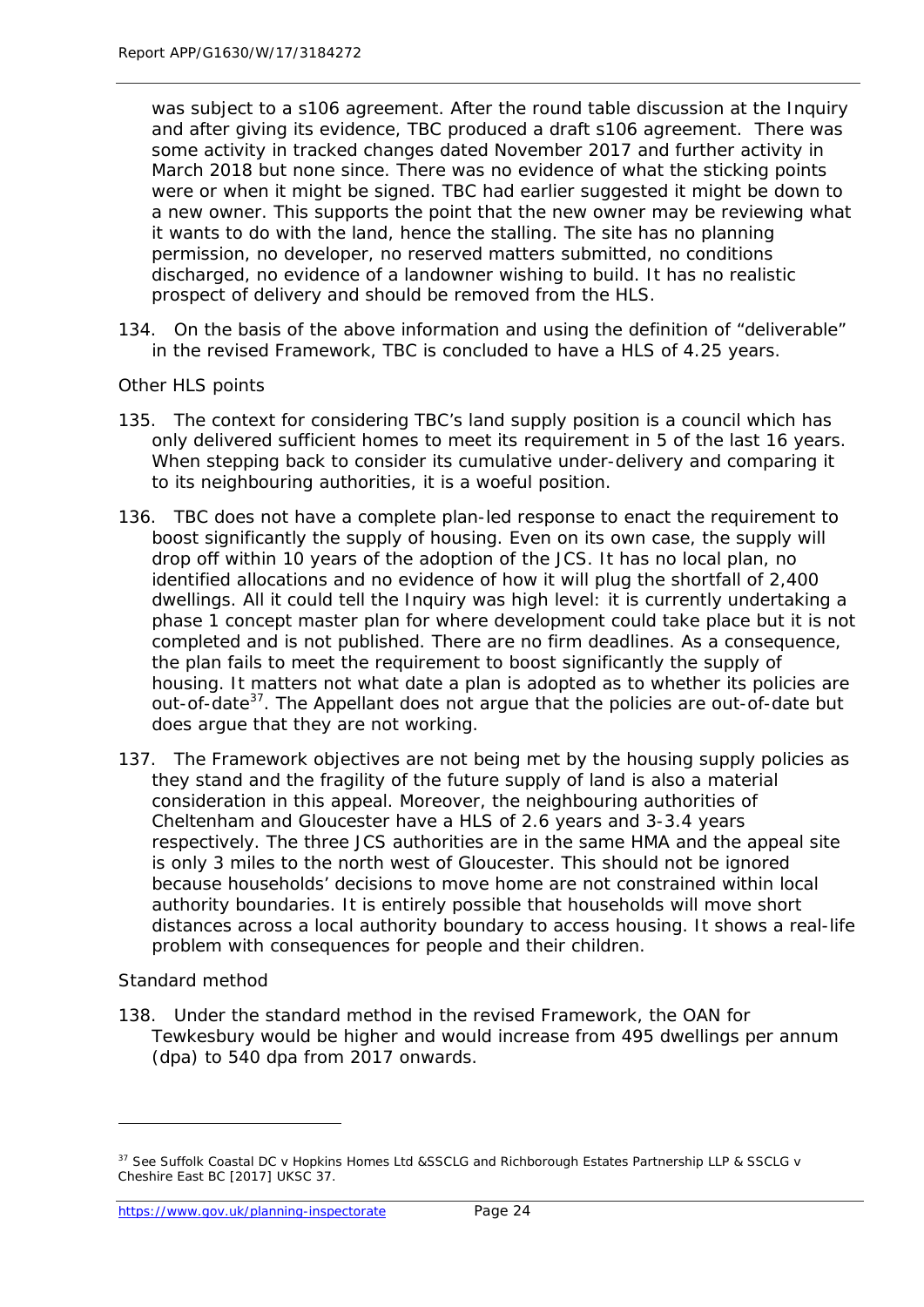was subject to a s106 agreement. After the round table discussion at the Inquiry and after giving its evidence, TBC produced a draft s106 agreement. There was some activity in tracked changes dated November 2017 and further activity in March 2018 but none since. There was no evidence of what the sticking points were or when it might be signed. TBC had earlier suggested it might be down to a new owner. This supports the point that the new owner may be reviewing what it wants to do with the land, hence the stalling. The site has no planning permission, no developer, no reserved matters submitted, no conditions discharged, no evidence of a landowner wishing to build. It has no realistic prospect of delivery and should be removed from the HLS.

134. On the basis of the above information and using the definition of "deliverable" in the revised Framework, TBC is concluded to have a HLS of 4.25 years.

*Other HLS points*

135. The context for considering TBC's land supply position is a council which has only delivered sufficient homes to meet its requirement in 5 of the last 16 years. When stepping back to consider its cumulative under-delivery and comparing it to its neighbouring authorities, it is a woeful position.

136. TBC does not have a complete plan-led response to enact the requirement to boost significantly the supply of housing. Even on its own case, the supply will drop off within 10 years of the adoption of the JCS. It has no local plan, no identified allocations and no evidence of how it will plug the shortfall of 2,400 dwellings. All it could tell the Inquiry was high level: it is currently undertaking a phase 1 concept master plan for where development could take place but it is not completed and is not published. There are no firm deadlines. As a consequence, the plan fails to meet the requirement to boost significantly the supply of housing. It matters not what date a plan is adopted as to whether its policies are out-of-date[37]. The Appellant does not argue that the policies are out-of-date but does argue that they are not working.

137. The Framework objectives are not being met by the housing supply policies as they stand and the fragility of the future supply of land is also a material consideration in this appeal. Moreover, the neighbouring authorities of Cheltenham and Gloucester have a HLS of 2.6 years and 3-3.4 years respectively. The three JCS authorities are in the same HMA and the appeal site is only 3 miles to the north west of Gloucester. This should not be ignored because households' decisions to move home are not constrained within local authority boundaries. It is entirely possible that households will move short distances across a local authority boundary to access housing. It shows a real-life problem with consequences for people and their children.

*Standard method*

138. Under the standard method in the revised Framework, the OAN for Tewkesbury would be higher and would increase from 495 dwellings per annum (dpa) to 540 dpa from 2017 onwards.

---

[37] See *Suffolk Coastal DC v Hopkins Homes Ltd &SSCLG and Richborough Estates Partnership LLP & SSCLG v Cheshire East BC* [2017] UKSC 37.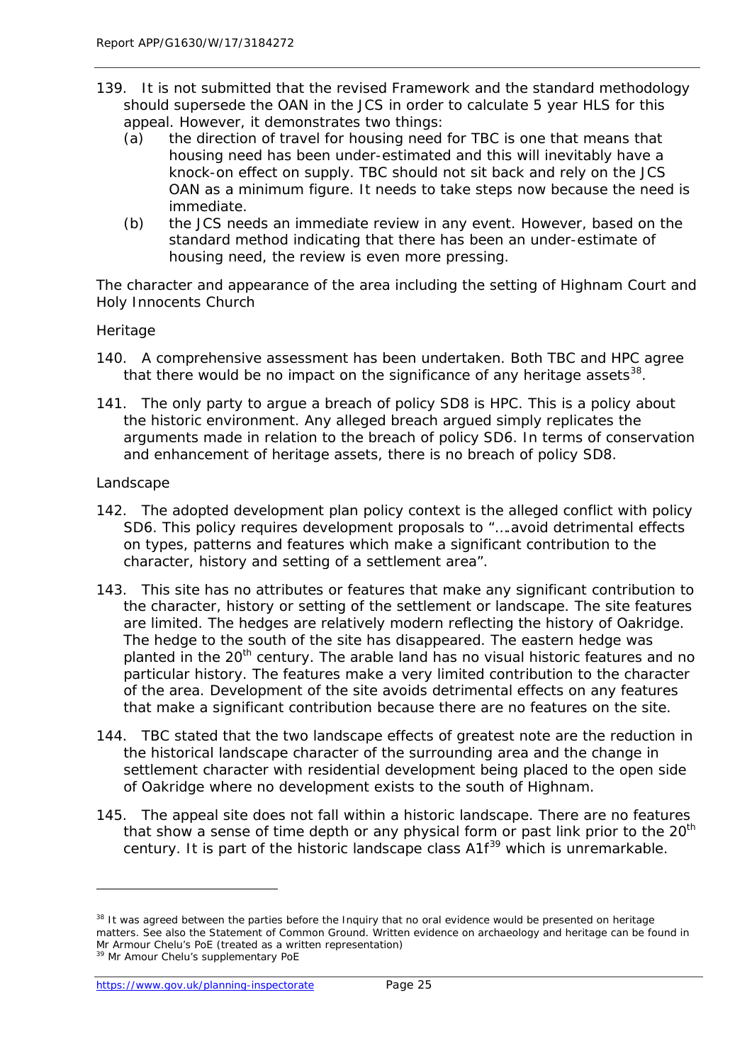139. It is not submitted that the revised Framework and the standard methodology should supersede the OAN in the JCS in order to calculate 5 year HLS for this appeal. However, it demonstrates two things:

   (a) the direction of travel for housing need for TBC is one that means that housing need has been under-estimated and this will inevitably have a knock-on effect on supply. TBC should not sit back and rely on the JCS OAN as a minimum figure. It needs to take steps now because the need is immediate.

   (b) the JCS needs an immediate review in any event. However, based on the standard method indicating that there has been an under-estimate of housing need, the review is even more pressing.

*The character and appearance of the area including the setting of Highnam Court and Holy Innocents Church*

*Heritage*

140. A comprehensive assessment has been undertaken. Both TBC and HPC agree that there would be no impact on the significance of any heritage assets[38].

141. The only party to argue a breach of policy SD8 is HPC. This is a policy about the historic environment. Any alleged breach argued simply replicates the arguments made in relation to the breach of policy SD6. In terms of conservation and enhancement of heritage assets, there is no breach of policy SD8.

*Landscape*

142. The adopted development plan policy context is the alleged conflict with policy SD6. This policy requires development proposals to "….avoid detrimental effects on types, patterns and features which make a significant contribution to the character, history and setting of a settlement area".

143. This site has no attributes or features that make any significant contribution to the character, history or setting of the settlement or landscape. The site features are limited. The hedges are relatively modern reflecting the history of Oakridge. The hedge to the south of the site has disappeared. The eastern hedge was planted in the 20th century. The arable land has no visual historic features and no particular history. The features make a very limited contribution to the character of the area. Development of the site avoids detrimental effects on any features that make a significant contribution because there are no features on the site.

144. TBC stated that the two landscape effects of greatest note are the reduction in the historical landscape character of the surrounding area and the change in settlement character with residential development being placed to the open side of Oakridge where no development exists to the south of Highnam.

145. The appeal site does not fall within a historic landscape. There are no features that show a sense of time depth or any physical form or past link prior to the 20th century. It is part of the historic landscape class A1f[39] which is unremarkable.

[38] It was agreed between the parties before the Inquiry that no oral evidence would be presented on heritage matters. See also the Statement of Common Ground. Written evidence on archaeology and heritage can be found in Mr Armour Chelu's PoE (treated as a written representation)

[39] Mr Amour Chelu's supplementary PoE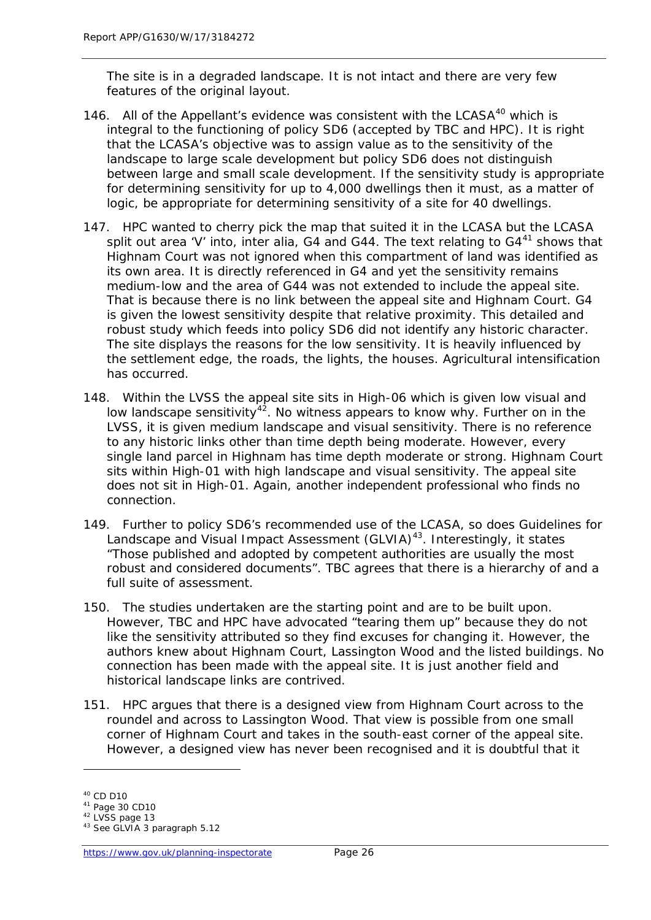The site is in a degraded landscape. It is not intact and there are very few features of the original layout.

146. All of the Appellant's evidence was consistent with the LCASA[40] which is integral to the functioning of policy SD6 (accepted by TBC and HPC). It is right that the LCASA's objective was to assign value as to the sensitivity of the landscape to large scale development but policy SD6 does not distinguish between large and small scale development. If the sensitivity study is appropriate for determining sensitivity for up to 4,000 dwellings then it must, as a matter of logic, be appropriate for determining sensitivity of a site for 40 dwellings.

147. HPC wanted to cherry pick the map that suited it in the LCASA but the LCASA split out area 'V' into, inter alia, G4 and G44. The text relating to G4[41] shows that Highnam Court was not ignored when this compartment of land was identified as its own area. It is directly referenced in G4 and yet the sensitivity remains medium-low and the area of G44 was not extended to include the appeal site. That is because there is no link between the appeal site and Highnam Court. G4 is given the lowest sensitivity despite that relative proximity. This detailed and robust study which feeds into policy SD6 did not identify any historic character. The site displays the reasons for the low sensitivity. It is heavily influenced by the settlement edge, the roads, the lights, the houses. Agricultural intensification has occurred.

148. Within the LVSS the appeal site sits in High-06 which is given low visual and low landscape sensitivity[42]. No witness appears to know why. Further on in the LVSS, it is given medium landscape and visual sensitivity. There is no reference to any historic links other than time depth being moderate. However, every single land parcel in Highnam has time depth moderate or strong. Highnam Court sits within High-01 with high landscape and visual sensitivity. The appeal site does not sit in High-01. Again, another independent professional who finds no connection.

149. Further to policy SD6's recommended use of the LCASA, so does Guidelines for Landscape and Visual Impact Assessment (GLVIA)[43]. Interestingly, it states "Those published and adopted by competent authorities are usually the most robust and considered documents". TBC agrees that there is a hierarchy of and a full suite of assessment.

150. The studies undertaken are the starting point and are to be built upon. However, TBC and HPC have advocated "tearing them up" because they do not like the sensitivity attributed so they find excuses for changing it. However, the authors knew about Highnam Court, Lassington Wood and the listed buildings. No connection has been made with the appeal site. It is just another field and historical landscape links are contrived.

151. HPC argues that there is a designed view from Highnam Court across to the roundel and across to Lassington Wood. That view is possible from one small corner of Highnam Court and takes in the south-east corner of the appeal site. However, a designed view has never been recognised and it is doubtful that it

---

[40] CD D10

[41] Page 30 CD10

[42] LVSS page 13

[43] See GLVIA 3 paragraph 5.12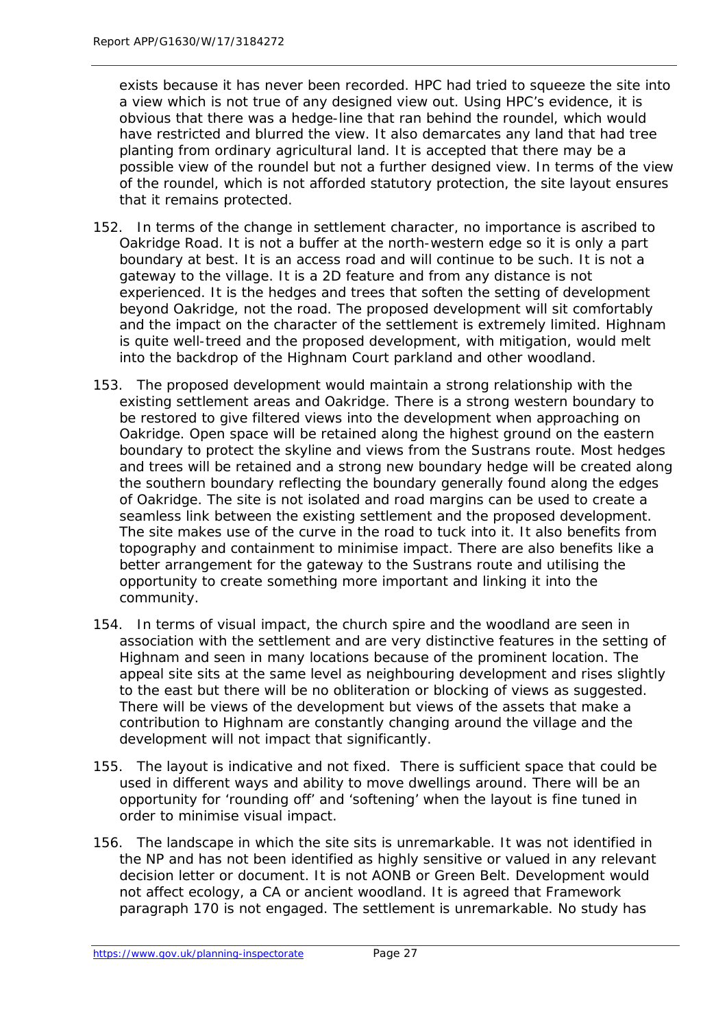exists because it has never been recorded. HPC had tried to squeeze the site into a view which is not true of any designed view out. Using HPC's evidence, it is obvious that there was a hedge-line that ran behind the roundel, which would have restricted and blurred the view. It also demarcates any land that had tree planting from ordinary agricultural land. It is accepted that there may be a possible view of the roundel but not a further designed view. In terms of the view of the roundel, which is not afforded statutory protection, the site layout ensures that it remains protected.

152. In terms of the change in settlement character, no importance is ascribed to Oakridge Road. It is not a buffer at the north-western edge so it is only a part boundary at best. It is an access road and will continue to be such. It is not a gateway to the village. It is a 2D feature and from any distance is not experienced. It is the hedges and trees that soften the setting of development beyond Oakridge, not the road. The proposed development will sit comfortably and the impact on the character of the settlement is extremely limited. Highnam is quite well-treed and the proposed development, with mitigation, would melt into the backdrop of the Highnam Court parkland and other woodland.

153. The proposed development would maintain a strong relationship with the existing settlement areas and Oakridge. There is a strong western boundary to be restored to give filtered views into the development when approaching on Oakridge. Open space will be retained along the highest ground on the eastern boundary to protect the skyline and views from the Sustrans route. Most hedges and trees will be retained and a strong new boundary hedge will be created along the southern boundary reflecting the boundary generally found along the edges of Oakridge. The site is not isolated and road margins can be used to create a seamless link between the existing settlement and the proposed development. The site makes use of the curve in the road to tuck into it. It also benefits from topography and containment to minimise impact. There are also benefits like a better arrangement for the gateway to the Sustrans route and utilising the opportunity to create something more important and linking it into the community.

154. In terms of visual impact, the church spire and the woodland are seen in association with the settlement and are very distinctive features in the setting of Highnam and seen in many locations because of the prominent location. The appeal site sits at the same level as neighbouring development and rises slightly to the east but there will be no obliteration or blocking of views as suggested. There will be views of the development but views of the assets that make a contribution to Highnam are constantly changing around the village and the development will not impact that significantly.

155. The layout is indicative and not fixed. There is sufficient space that could be used in different ways and ability to move dwellings around. There will be an opportunity for 'rounding off' and 'softening' when the layout is fine tuned in order to minimise visual impact.

156. The landscape in which the site sits is unremarkable. It was not identified in the NP and has not been identified as highly sensitive or valued in any relevant decision letter or document. It is not AONB or Green Belt. Development would not affect ecology, a CA or ancient woodland. It is agreed that Framework paragraph 170 is not engaged. The settlement is unremarkable. No study has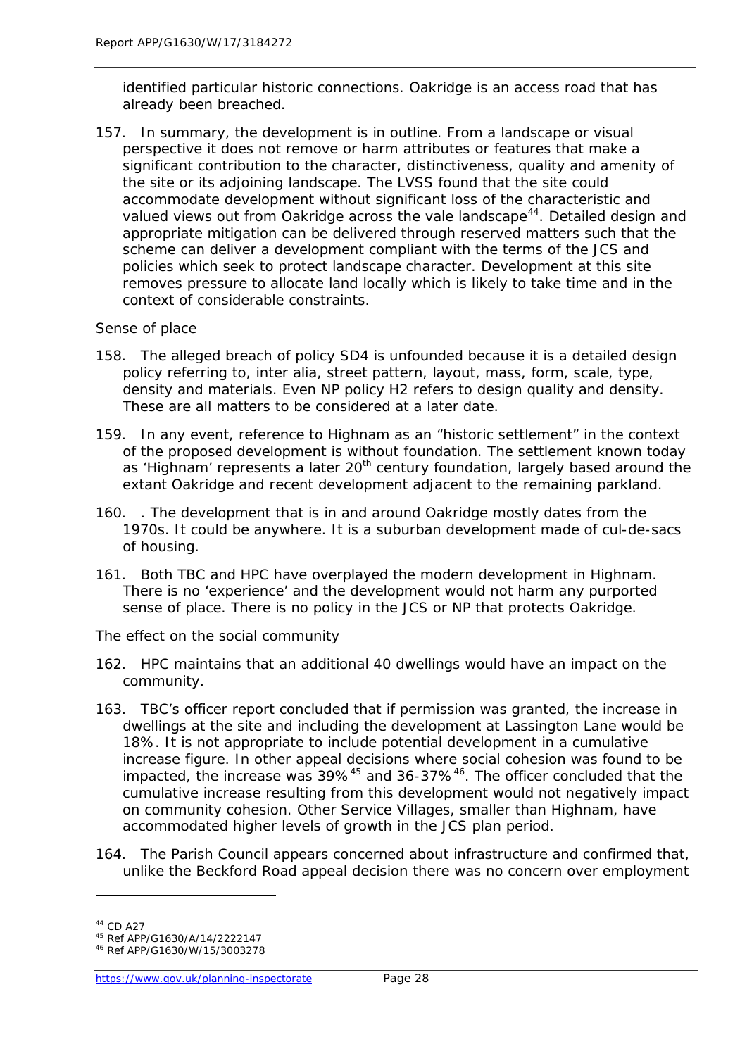identified particular historic connections. Oakridge is an access road that has already been breached.

157. In summary, the development is in outline. From a landscape or visual perspective it does not remove or harm attributes or features that make a significant contribution to the character, distinctiveness, quality and amenity of the site or its adjoining landscape. The LVSS found that the site could accommodate development without significant loss of the characteristic and valued views out from Oakridge across the vale landscape[44]. Detailed design and appropriate mitigation can be delivered through reserved matters such that the scheme can deliver a development compliant with the terms of the JCS and policies which seek to protect landscape character. Development at this site removes pressure to allocate land locally which is likely to take time and in the context of considerable constraints.

*Sense of place*

158. The alleged breach of policy SD4 is unfounded because it is a detailed design policy referring to, inter alia, street pattern, layout, mass, form, scale, type, density and materials. Even NP policy H2 refers to design quality and density. These are all matters to be considered at a later date.

159. In any event, reference to Highnam as an "historic settlement" in the context of the proposed development is without foundation. The settlement known today as 'Highnam' represents a later 20th century foundation, largely based around the extant Oakridge and recent development adjacent to the remaining parkland.

160. . The development that is in and around Oakridge mostly dates from the 1970s. It could be anywhere. It is a suburban development made of cul-de-sacs of housing.

161. Both TBC and HPC have overplayed the modern development in Highnam. There is no 'experience' and the development would not harm any purported sense of place. There is no policy in the JCS or NP that protects Oakridge.

*The effect on the social community*

162. HPC maintains that an additional 40 dwellings would have an impact on the community.

163. TBC's officer report concluded that if permission was granted, the increase in dwellings at the site and including the development at Lassington Lane would be 18%. It is not appropriate to include potential development in a cumulative increase figure. In other appeal decisions where social cohesion was found to be impacted, the increase was 39%[45] and 36-37%[46]. The officer concluded that the cumulative increase resulting from this development would not negatively impact on community cohesion. Other Service Villages, smaller than Highnam, have accommodated higher levels of growth in the JCS plan period.

164. The Parish Council appears concerned about infrastructure and confirmed that, unlike the Beckford Road appeal decision there was no concern over employment

---

[44] CD A27

[45] Ref APP/G1630/A/14/2222147

[46] Ref APP/G1630/W/15/3003278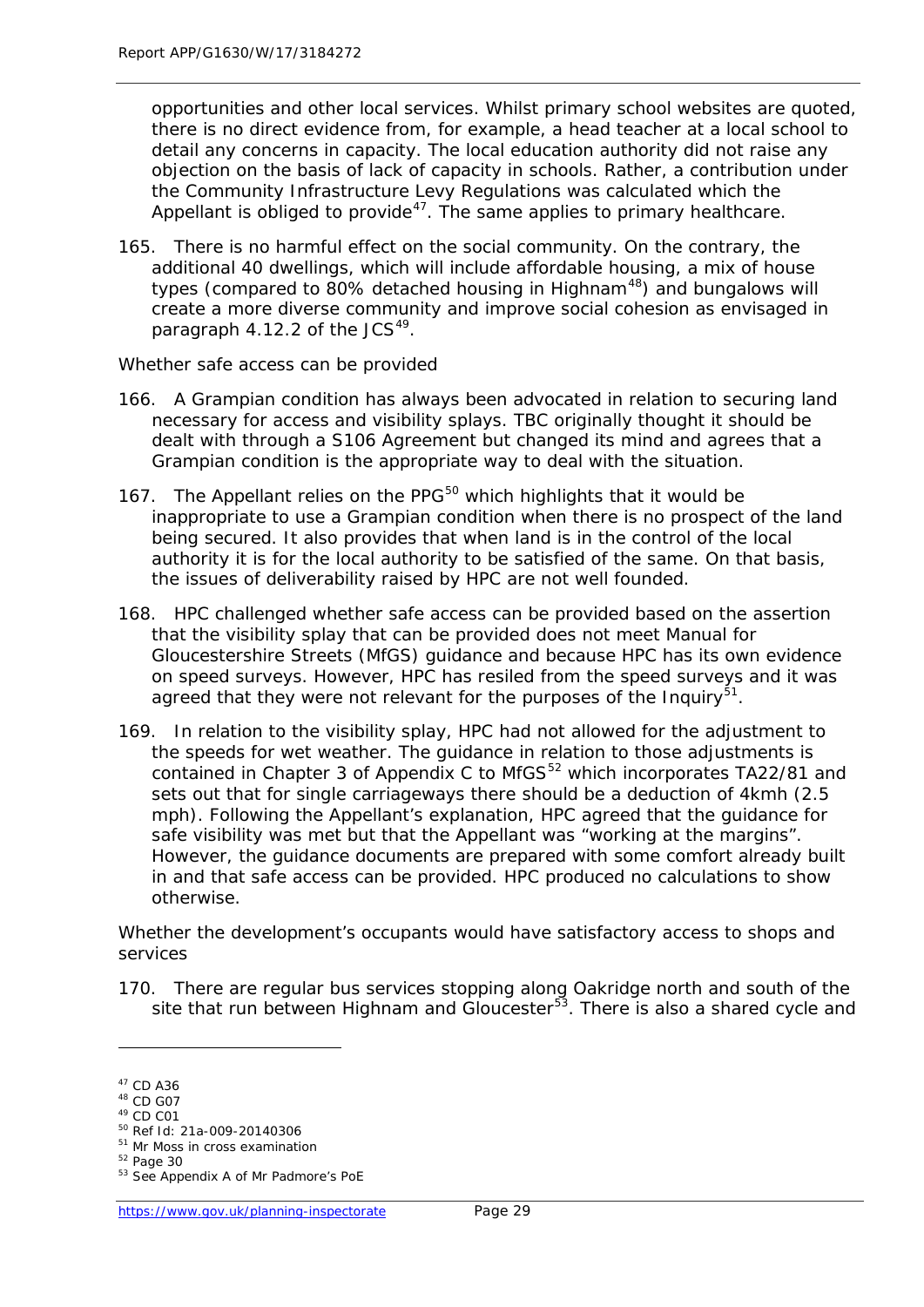opportunities and other local services. Whilst primary school websites are quoted, there is no direct evidence from, for example, a head teacher at a local school to detail any concerns in capacity. The local education authority did not raise any objection on the basis of lack of capacity in schools. Rather, a contribution under the Community Infrastructure Levy Regulations was calculated which the Appellant is obliged to provide[47]. The same applies to primary healthcare.

165. There is no harmful effect on the social community. On the contrary, the additional 40 dwellings, which will include affordable housing, a mix of house types (compared to 80% detached housing in Highnam[48]) and bungalows will create a more diverse community and improve social cohesion as envisaged in paragraph 4.12.2 of the JCS[49].

*Whether safe access can be provided*

166. A Grampian condition has always been advocated in relation to securing land necessary for access and visibility splays. TBC originally thought it should be dealt with through a S106 Agreement but changed its mind and agrees that a Grampian condition is the appropriate way to deal with the situation.

167. The Appellant relies on the PPG[50] which highlights that it would be inappropriate to use a Grampian condition when there is no prospect of the land being secured. It also provides that when land is in the control of the local authority it is for the local authority to be satisfied of the same. On that basis, the issues of deliverability raised by HPC are not well founded.

168. HPC challenged whether safe access can be provided based on the assertion that the visibility splay that can be provided does not meet Manual for Gloucestershire Streets (MfGS) guidance and because HPC has its own evidence on speed surveys. However, HPC has resiled from the speed surveys and it was agreed that they were not relevant for the purposes of the Inquiry[51].

169. In relation to the visibility splay, HPC had not allowed for the adjustment to the speeds for wet weather. The guidance in relation to those adjustments is contained in Chapter 3 of Appendix C to MfGS[52] which incorporates TA22/81 and sets out that for single carriageways there should be a deduction of 4kmh (2.5 mph). Following the Appellant's explanation, HPC agreed that the guidance for safe visibility was met but that the Appellant was "working at the margins". However, the guidance documents are prepared with some comfort already built in and that safe access can be provided. HPC produced no calculations to show otherwise.

*Whether the development's occupants would have satisfactory access to shops and services*

170. There are regular bus services stopping along Oakridge north and south of the site that run between Highnam and Gloucester[53]. There is also a shared cycle and

---

[47] CD A36
[48] CD G07
[49] CD C01
[50] Ref Id: 21a-009-20140306
[51] Mr Moss in cross examination
[52] Page 30
[53] See Appendix A of Mr Padmore's PoE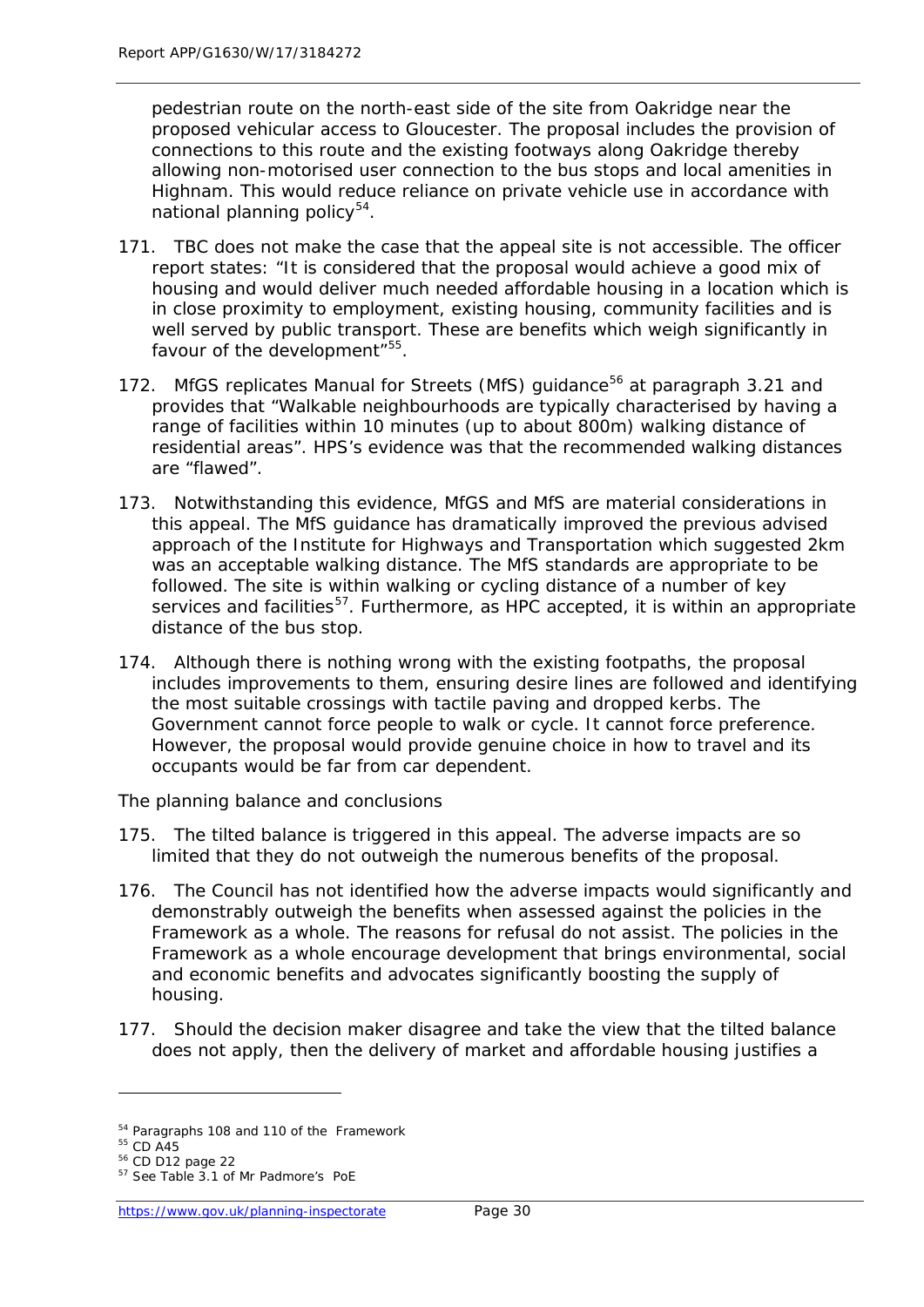pedestrian route on the north-east side of the site from Oakridge near the proposed vehicular access to Gloucester. The proposal includes the provision of connections to this route and the existing footways along Oakridge thereby allowing non-motorised user connection to the bus stops and local amenities in Highnam. This would reduce reliance on private vehicle use in accordance with national planning policy[54].

171. TBC does not make the case that the appeal site is not accessible. The officer report states: "It is considered that the proposal would achieve a good mix of housing and would deliver much needed affordable housing in a location which is in close proximity to employment, existing housing, community facilities and is well served by public transport. These are benefits which weigh significantly in favour of the development"[55].

172. MfGS replicates Manual for Streets (MfS) guidance[56] at paragraph 3.21 and provides that "Walkable neighbourhoods are typically characterised by having a range of facilities within 10 minutes (up to about 800m) walking distance of residential areas". HPS's evidence was that the recommended walking distances are "flawed".

173. Notwithstanding this evidence, MfGS and MfS are material considerations in this appeal. The MfS guidance has dramatically improved the previous advised approach of the Institute for Highways and Transportation which suggested 2km was an acceptable walking distance. The MfS standards are appropriate to be followed. The site is within walking or cycling distance of a number of key services and facilities[57]. Furthermore, as HPC accepted, it is within an appropriate distance of the bus stop.

174. Although there is nothing wrong with the existing footpaths, the proposal includes improvements to them, ensuring desire lines are followed and identifying the most suitable crossings with tactile paving and dropped kerbs. The Government cannot force people to walk or cycle. It cannot force preference. However, the proposal would provide genuine choice in how to travel and its occupants would be far from car dependent.

*The planning balance and conclusions*

175. The tilted balance is triggered in this appeal. The adverse impacts are so limited that they do not outweigh the numerous benefits of the proposal.

176. The Council has not identified how the adverse impacts would significantly and demonstrably outweigh the benefits when assessed against the policies in the Framework as a whole. The reasons for refusal do not assist. The policies in the Framework as a whole encourage development that brings environmental, social and economic benefits and advocates significantly boosting the supply of housing.

177. Should the decision maker disagree and take the view that the tilted balance does not apply, then the delivery of market and affordable housing justifies a

---

[54] Paragraphs 108 and 110 of the Framework

[55] CD A45

[56] CD D12 page 22

[57] See Table 3.1 of Mr Padmore's PoE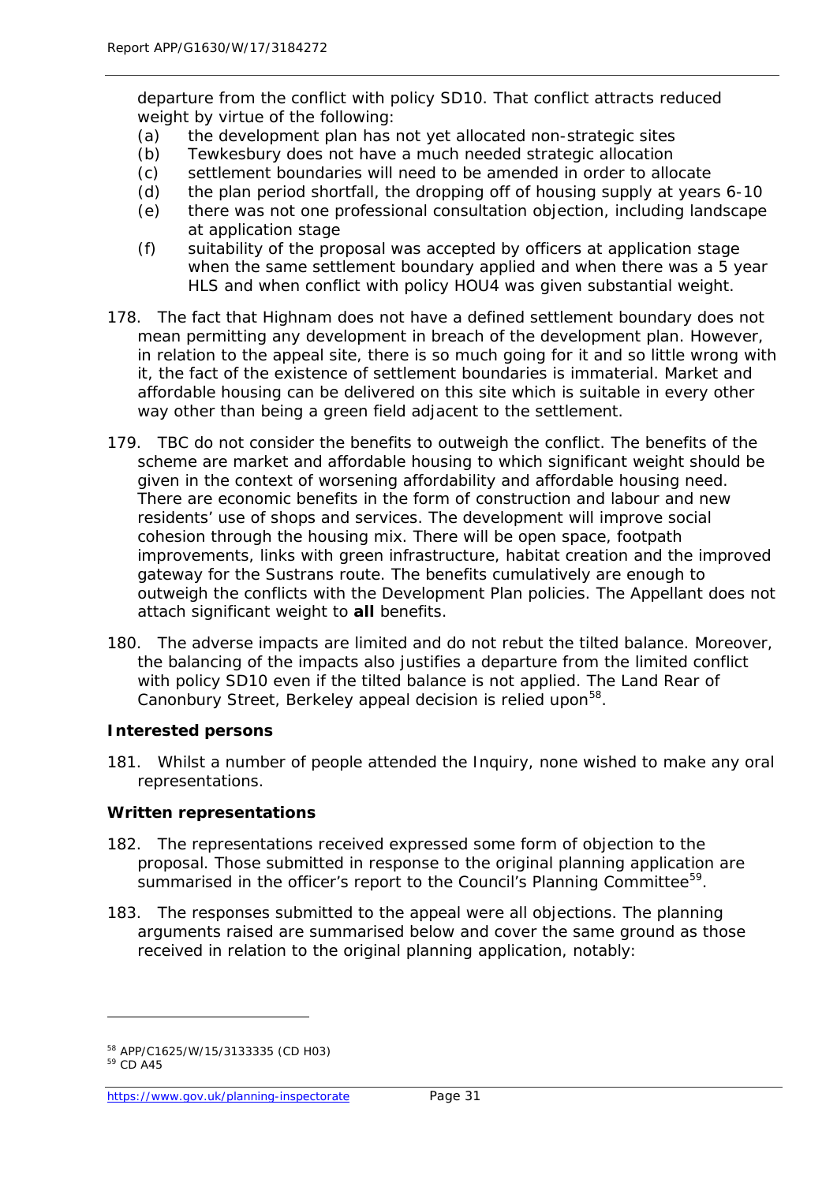departure from the conflict with policy SD10. That conflict attracts reduced weight by virtue of the following:

(a) the development plan has not yet allocated non-strategic sites
(b) Tewkesbury does not have a much needed strategic allocation
(c) settlement boundaries will need to be amended in order to allocate
(d) the plan period shortfall, the dropping off of housing supply at years 6-10
(e) there was not one professional consultation objection, including landscape at application stage
(f) suitability of the proposal was accepted by officers at application stage when the same settlement boundary applied and when there was a 5 year HLS and when conflict with policy HOU4 was given substantial weight.

178. The fact that Highnam does not have a defined settlement boundary does not mean permitting any development in breach of the development plan. However, in relation to the appeal site, there is so much going for it and so little wrong with it, the fact of the existence of settlement boundaries is immaterial. Market and affordable housing can be delivered on this site which is suitable in every other way other than being a green field adjacent to the settlement.

179. TBC do not consider the benefits to outweigh the conflict. The benefits of the scheme are market and affordable housing to which significant weight should be given in the context of worsening affordability and affordable housing need. There are economic benefits in the form of construction and labour and new residents' use of shops and services. The development will improve social cohesion through the housing mix. There will be open space, footpath improvements, links with green infrastructure, habitat creation and the improved gateway for the Sustrans route. The benefits cumulatively are enough to outweigh the conflicts with the Development Plan policies. The Appellant does not attach significant weight to **all** benefits.

180. The adverse impacts are limited and do not rebut the tilted balance. Moreover, the balancing of the impacts also justifies a departure from the limited conflict with policy SD10 even if the tilted balance is not applied. The Land Rear of Canonbury Street, Berkeley appeal decision is relied upon[58].

**Interested persons**

181. Whilst a number of people attended the Inquiry, none wished to make any oral representations.

**Written representations**

182. The representations received expressed some form of objection to the proposal. Those submitted in response to the original planning application are summarised in the officer's report to the Council's Planning Committee[59].

183. The responses submitted to the appeal were all objections. The planning arguments raised are summarised below and cover the same ground as those received in relation to the original planning application, notably:

---

[58] APP/C1625/W/15/3133335 (CD H03)
[59] CD A45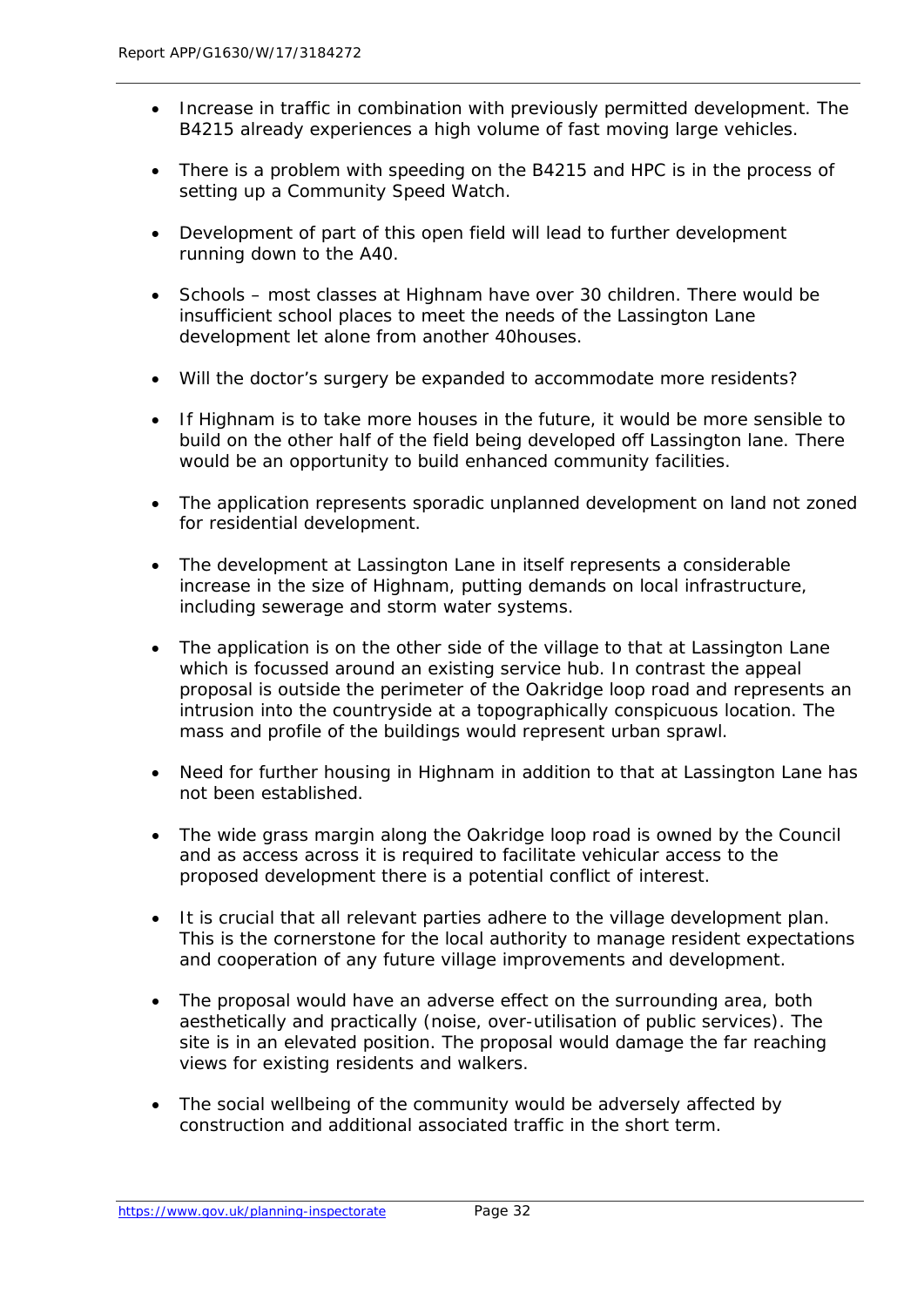- Increase in traffic in combination with previously permitted development. The B4215 already experiences a high volume of fast moving large vehicles.

- There is a problem with speeding on the B4215 and HPC is in the process of setting up a Community Speed Watch.

- Development of part of this open field will lead to further development running down to the A40.

- Schools – most classes at Highnam have over 30 children. There would be insufficient school places to meet the needs of the Lassington Lane development let alone from another 40houses.

- Will the doctor's surgery be expanded to accommodate more residents?

- If Highnam is to take more houses in the future, it would be more sensible to build on the other half of the field being developed off Lassington lane. There would be an opportunity to build enhanced community facilities.

- The application represents sporadic unplanned development on land not zoned for residential development.

- The development at Lassington Lane in itself represents a considerable increase in the size of Highnam, putting demands on local infrastructure, including sewerage and storm water systems.

- The application is on the other side of the village to that at Lassington Lane which is focussed around an existing service hub. In contrast the appeal proposal is outside the perimeter of the Oakridge loop road and represents an intrusion into the countryside at a topographically conspicuous location. The mass and profile of the buildings would represent urban sprawl.

- Need for further housing in Highnam in addition to that at Lassington Lane has not been established.

- The wide grass margin along the Oakridge loop road is owned by the Council and as access across it is required to facilitate vehicular access to the proposed development there is a potential conflict of interest.

- It is crucial that all relevant parties adhere to the village development plan. This is the cornerstone for the local authority to manage resident expectations and cooperation of any future village improvements and development.

- The proposal would have an adverse effect on the surrounding area, both aesthetically and practically (noise, over-utilisation of public services). The site is in an elevated position. The proposal would damage the far reaching views for existing residents and walkers.

- The social wellbeing of the community would be adversely affected by construction and additional associated traffic in the short term.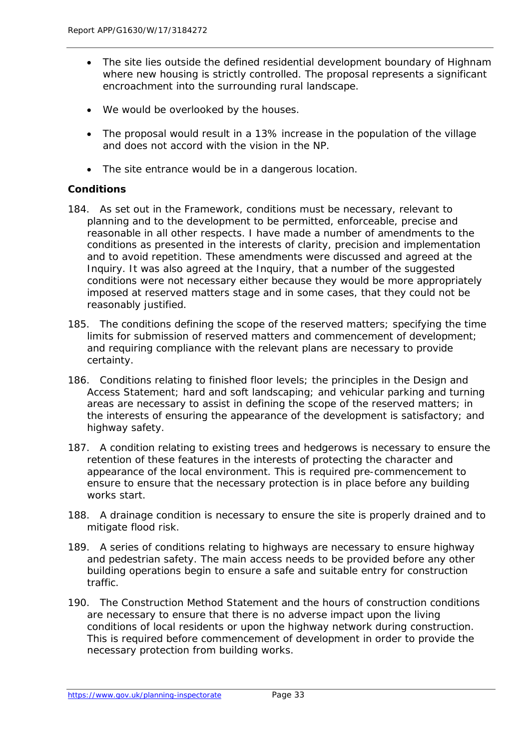- The site lies outside the defined residential development boundary of Highnam where new housing is strictly controlled. The proposal represents a significant encroachment into the surrounding rural landscape.

- We would be overlooked by the houses.

- The proposal would result in a 13% increase in the population of the village and does not accord with the vision in the NP.

- The site entrance would be in a dangerous location.

**Conditions**

184. As set out in the Framework, conditions must be necessary, relevant to planning and to the development to be permitted, enforceable, precise and reasonable in all other respects. I have made a number of amendments to the conditions as presented in the interests of clarity, precision and implementation and to avoid repetition. These amendments were discussed and agreed at the Inquiry. It was also agreed at the Inquiry, that a number of the suggested conditions were not necessary either because they would be more appropriately imposed at reserved matters stage and in some cases, that they could not be reasonably justified.

185. The conditions defining the scope of the reserved matters; specifying the time limits for submission of reserved matters and commencement of development; and requiring compliance with the relevant plans are necessary to provide certainty.

186. Conditions relating to finished floor levels; the principles in the Design and Access Statement; hard and soft landscaping; and vehicular parking and turning areas are necessary to assist in defining the scope of the reserved matters; in the interests of ensuring the appearance of the development is satisfactory; and highway safety.

187. A condition relating to existing trees and hedgerows is necessary to ensure the retention of these features in the interests of protecting the character and appearance of the local environment. This is required pre-commencement to ensure to ensure that the necessary protection is in place before any building works start.

188. A drainage condition is necessary to ensure the site is properly drained and to mitigate flood risk.

189. A series of conditions relating to highways are necessary to ensure highway and pedestrian safety. The main access needs to be provided before any other building operations begin to ensure a safe and suitable entry for construction traffic.

190. The Construction Method Statement and the hours of construction conditions are necessary to ensure that there is no adverse impact upon the living conditions of local residents or upon the highway network during construction. This is required before commencement of development in order to provide the necessary protection from building works.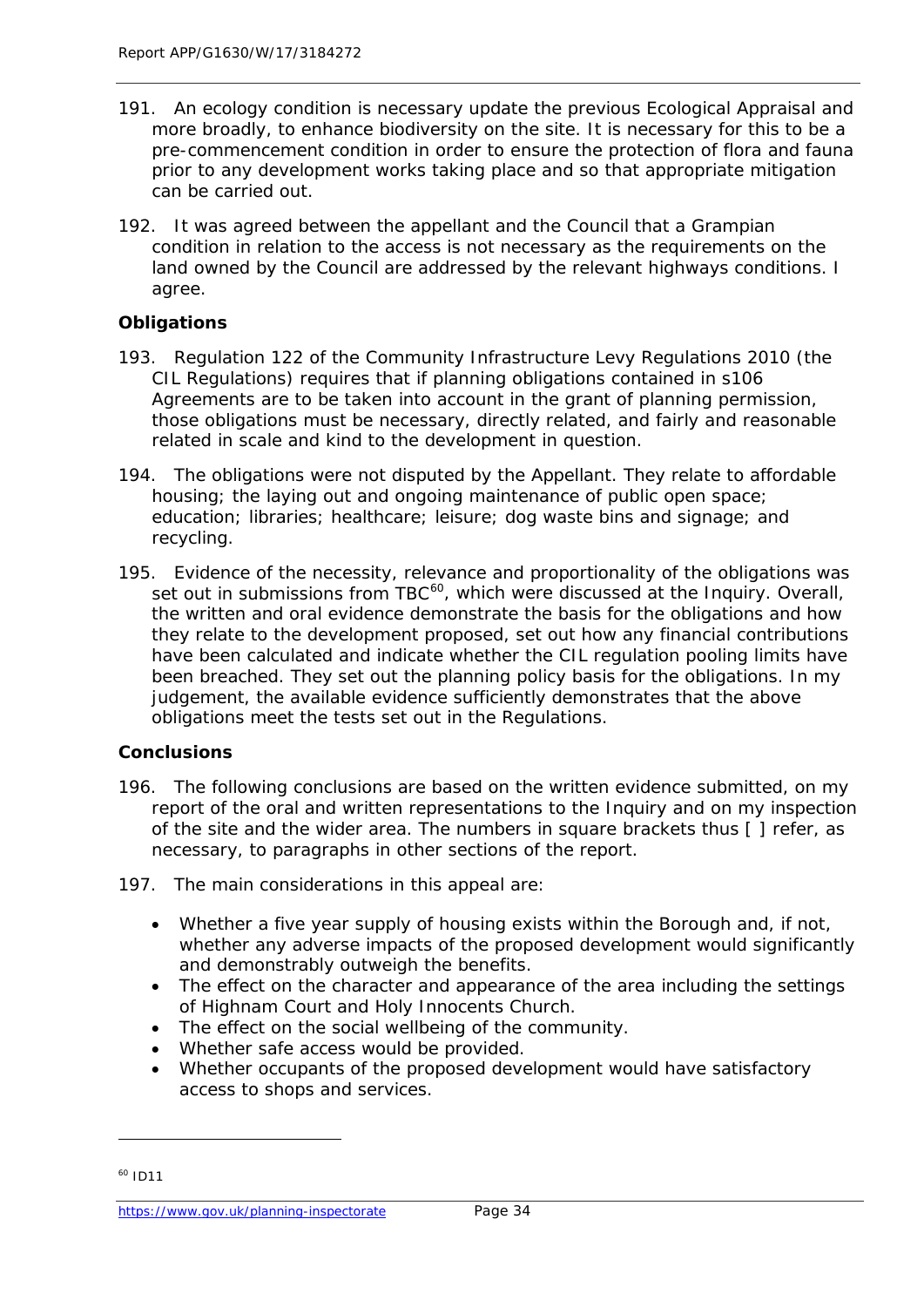191. An ecology condition is necessary update the previous Ecological Appraisal and more broadly, to enhance biodiversity on the site. It is necessary for this to be a pre-commencement condition in order to ensure the protection of flora and fauna prior to any development works taking place and so that appropriate mitigation can be carried out.

192. It was agreed between the appellant and the Council that a Grampian condition in relation to the access is not necessary as the requirements on the land owned by the Council are addressed by the relevant highways conditions. I agree.

**Obligations**

193. Regulation 122 of the Community Infrastructure Levy Regulations 2010 (the CIL Regulations) requires that if planning obligations contained in s106 Agreements are to be taken into account in the grant of planning permission, those obligations must be necessary, directly related, and fairly and reasonable related in scale and kind to the development in question.

194. The obligations were not disputed by the Appellant. They relate to affordable housing; the laying out and ongoing maintenance of public open space; education; libraries; healthcare; leisure; dog waste bins and signage; and recycling.

195. Evidence of the necessity, relevance and proportionality of the obligations was set out in submissions from TBC[60], which were discussed at the Inquiry. Overall, the written and oral evidence demonstrate the basis for the obligations and how they relate to the development proposed, set out how any financial contributions have been calculated and indicate whether the CIL regulation pooling limits have been breached. They set out the planning policy basis for the obligations. In my judgement, the available evidence sufficiently demonstrates that the above obligations meet the tests set out in the Regulations.

**Conclusions**

196. The following conclusions are based on the written evidence submitted, on my report of the oral and written representations to the Inquiry and on my inspection of the site and the wider area. The numbers in square brackets thus [ ] refer, as necessary, to paragraphs in other sections of the report.

197. The main considerations in this appeal are:

- Whether a five year supply of housing exists within the Borough and, if not, whether any adverse impacts of the proposed development would significantly and demonstrably outweigh the benefits.
- The effect on the character and appearance of the area including the settings of Highnam Court and Holy Innocents Church.
- The effect on the social wellbeing of the community.
- Whether safe access would be provided.
- Whether occupants of the proposed development would have satisfactory access to shops and services.

[60] ID11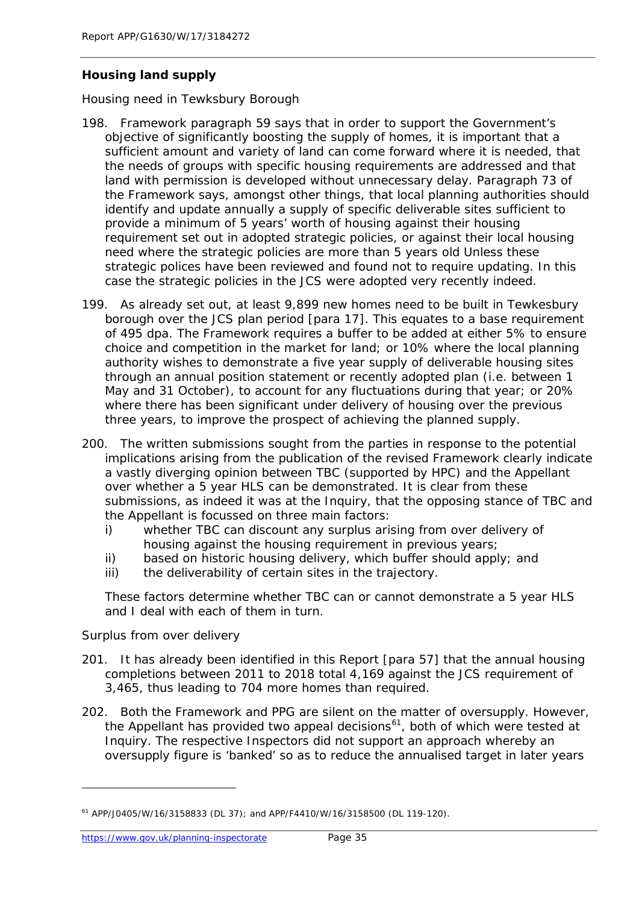## Housing land supply

*Housing need in Tewksbury Borough*

198. Framework paragraph 59 says that in order to support the Government's objective of significantly boosting the supply of homes, it is important that a sufficient amount and variety of land can come forward where it is needed, that the needs of groups with specific housing requirements are addressed and that land with permission is developed without unnecessary delay. Paragraph 73 of the Framework says, amongst other things, that local planning authorities should identify and update annually a supply of specific deliverable sites sufficient to provide a minimum of 5 years' worth of housing against their housing requirement set out in adopted strategic policies, or against their local housing need where the strategic policies are more than 5 years old Unless these strategic polices have been reviewed and found not to require updating. In this case the strategic policies in the JCS were adopted very recently indeed.

199. As already set out, at least 9,899 new homes need to be built in Tewkesbury borough over the JCS plan period [para 17]. This equates to a base requirement of 495 dpa. The Framework requires a buffer to be added at either 5% to ensure choice and competition in the market for land; or 10% where the local planning authority wishes to demonstrate a five year supply of deliverable housing sites through an annual position statement or recently adopted plan (i.e. between 1 May and 31 October), to account for any fluctuations during that year; or 20% where there has been significant under delivery of housing over the previous three years, to improve the prospect of achieving the planned supply.

200. The written submissions sought from the parties in response to the potential implications arising from the publication of the revised Framework clearly indicate a vastly diverging opinion between TBC (supported by HPC) and the Appellant over whether a 5 year HLS can be demonstrated. It is clear from these submissions, as indeed it was at the Inquiry, that the opposing stance of TBC and the Appellant is focussed on three main factors:

   i) whether TBC can discount any surplus arising from over delivery of housing against the housing requirement in previous years;
   
   ii) based on historic housing delivery, which buffer should apply; and
   
   iii) the deliverability of certain sites in the trajectory.

   These factors determine whether TBC can or cannot demonstrate a 5 year HLS and I deal with each of them in turn.

*Surplus from over delivery*

201. It has already been identified in this Report [para 57] that the annual housing completions between 2011 to 2018 total 4,169 against the JCS requirement of 3,465, thus leading to 704 more homes than required.

202. Both the Framework and PPG are silent on the matter of oversupply. However, the Appellant has provided two appeal decisions[61], both of which were tested at Inquiry. The respective Inspectors did not support an approach whereby an oversupply figure is 'banked' so as to reduce the annualised target in later years

[61] APP/J0405/W/16/3158833 (DL 37); and APP/F4410/W/16/3158500 (DL 119-120).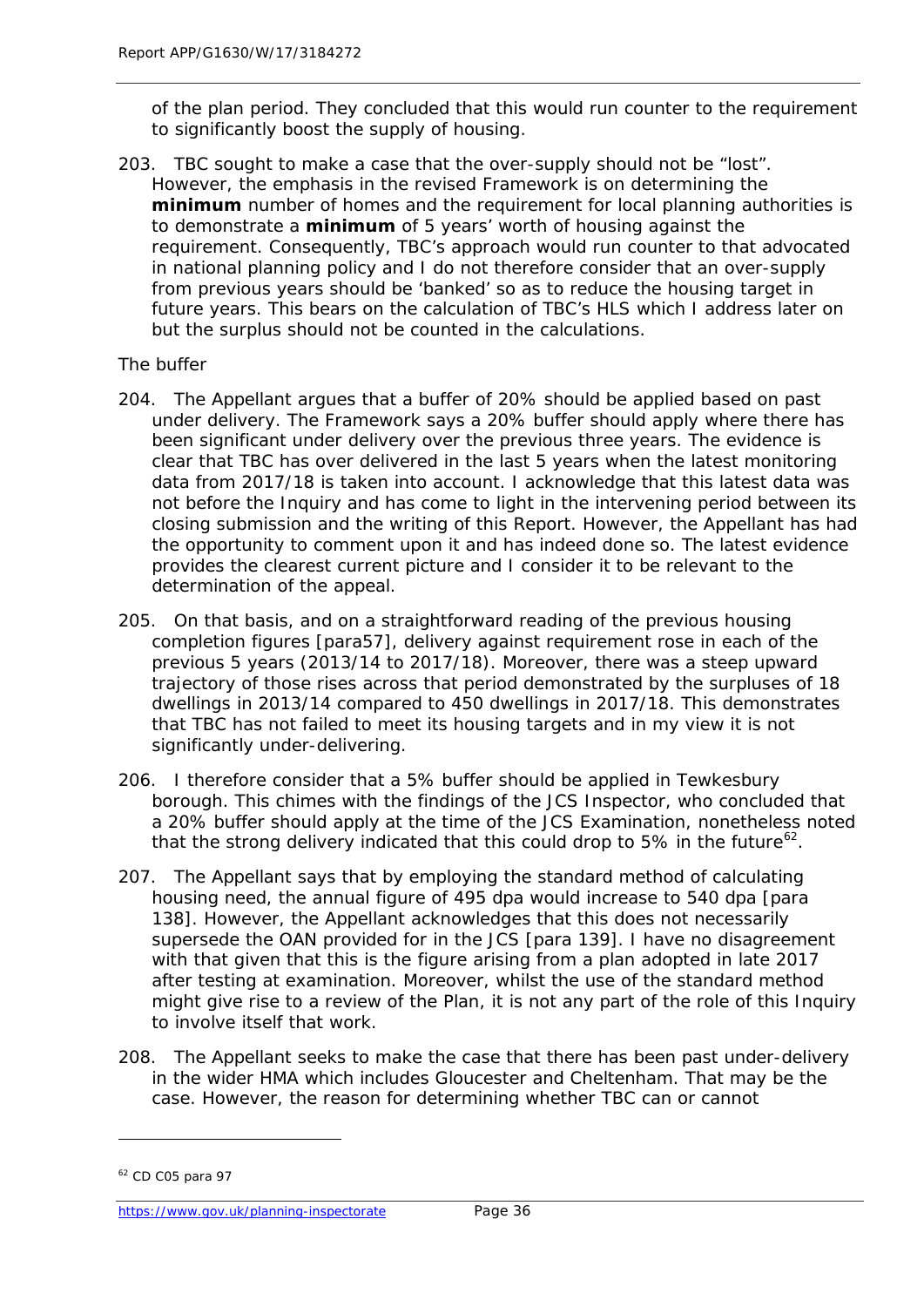of the plan period. They concluded that this would run counter to the requirement to significantly boost the supply of housing.

203. TBC sought to make a case that the over-supply should not be "lost". However, the emphasis in the revised Framework is on determining the **minimum** number of homes and the requirement for local planning authorities is to demonstrate a **minimum** of 5 years' worth of housing against the requirement. Consequently, TBC's approach would run counter to that advocated in national planning policy and I do not therefore consider that an over-supply from previous years should be 'banked' so as to reduce the housing target in future years. This bears on the calculation of TBC's HLS which I address later on but the surplus should not be counted in the calculations.

*The buffer*

204. The Appellant argues that a buffer of 20% should be applied based on past under delivery. The Framework says a 20% buffer should apply where there has been significant under delivery over the previous three years. The evidence is clear that TBC has over delivered in the last 5 years when the latest monitoring data from 2017/18 is taken into account. I acknowledge that this latest data was not before the Inquiry and has come to light in the intervening period between its closing submission and the writing of this Report. However, the Appellant has had the opportunity to comment upon it and has indeed done so. The latest evidence provides the clearest current picture and I consider it to be relevant to the determination of the appeal.

205. On that basis, and on a straightforward reading of the previous housing completion figures [para57], delivery against requirement rose in each of the previous 5 years (2013/14 to 2017/18). Moreover, there was a steep upward trajectory of those rises across that period demonstrated by the surpluses of 18 dwellings in 2013/14 compared to 450 dwellings in 2017/18. This demonstrates that TBC has not failed to meet its housing targets and in my view it is not significantly under-delivering.

206. I therefore consider that a 5% buffer should be applied in Tewkesbury borough. This chimes with the findings of the JCS Inspector, who concluded that a 20% buffer should apply at the time of the JCS Examination, nonetheless noted that the strong delivery indicated that this could drop to 5% in the future[62].

207. The Appellant says that by employing the standard method of calculating housing need, the annual figure of 495 dpa would increase to 540 dpa [para 138]. However, the Appellant acknowledges that this does not necessarily supersede the OAN provided for in the JCS [para 139]. I have no disagreement with that given that this is the figure arising from a plan adopted in late 2017 after testing at examination. Moreover, whilst the use of the standard method might give rise to a review of the Plan, it is not any part of the role of this Inquiry to involve itself that work.

208. The Appellant seeks to make the case that there has been past under-delivery in the wider HMA which includes Gloucester and Cheltenham. That may be the case. However, the reason for determining whether TBC can or cannot

---

[62] CD C05 para 97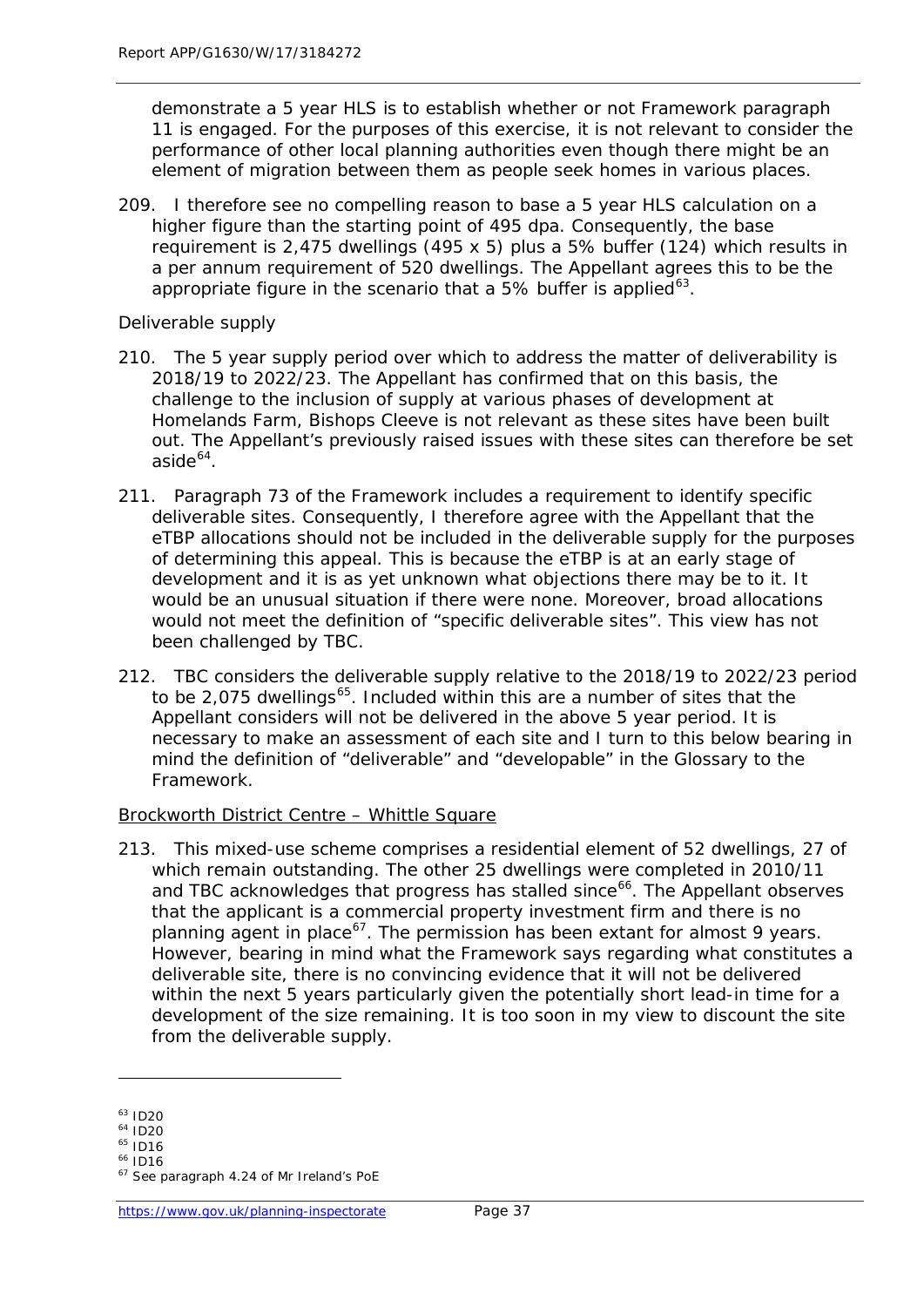demonstrate a 5 year HLS is to establish whether or not Framework paragraph 11 is engaged. For the purposes of this exercise, it is not relevant to consider the performance of other local planning authorities even though there might be an element of migration between them as people seek homes in various places.

209. I therefore see no compelling reason to base a 5 year HLS calculation on a higher figure than the starting point of 495 dpa. Consequently, the base requirement is 2,475 dwellings (495 x 5) plus a 5% buffer (124) which results in a per annum requirement of 520 dwellings. The Appellant agrees this to be the appropriate figure in the scenario that a 5% buffer is applied[63].

*Deliverable supply*

210. The 5 year supply period over which to address the matter of deliverability is 2018/19 to 2022/23. The Appellant has confirmed that on this basis, the challenge to the inclusion of supply at various phases of development at Homelands Farm, Bishops Cleeve is not relevant as these sites have been built out. The Appellant's previously raised issues with these sites can therefore be set aside[64].

211. Paragraph 73 of the Framework includes a requirement to identify specific deliverable sites. Consequently, I therefore agree with the Appellant that the eTBP allocations should not be included in the deliverable supply for the purposes of determining this appeal. This is because the eTBP is at an early stage of development and it is as yet unknown what objections there may be to it. It would be an unusual situation if there were none. Moreover, broad allocations would not meet the definition of "specific deliverable sites". This view has not been challenged by TBC.

212. TBC considers the deliverable supply relative to the 2018/19 to 2022/23 period to be 2,075 dwellings[65]. Included within this are a number of sites that the Appellant considers will not be delivered in the above 5 year period. It is necessary to make an assessment of each site and I turn to this below bearing in mind the definition of "deliverable" and "developable" in the Glossary to the Framework.

<u>Brockworth District Centre – Whittle Square</u>

213. This mixed-use scheme comprises a residential element of 52 dwellings, 27 of which remain outstanding. The other 25 dwellings were completed in 2010/11 and TBC acknowledges that progress has stalled since[66]. The Appellant observes that the applicant is a commercial property investment firm and there is no planning agent in place[67]. The permission has been extant for almost 9 years. However, bearing in mind what the Framework says regarding what constitutes a deliverable site, there is no convincing evidence that it will not be delivered within the next 5 years particularly given the potentially short lead-in time for a development of the size remaining. It is too soon in my view to discount the site from the deliverable supply.

---

[63] ID20
[64] ID20
[65] ID16
[66] ID16
[67] See paragraph 4.24 of Mr Ireland's PoE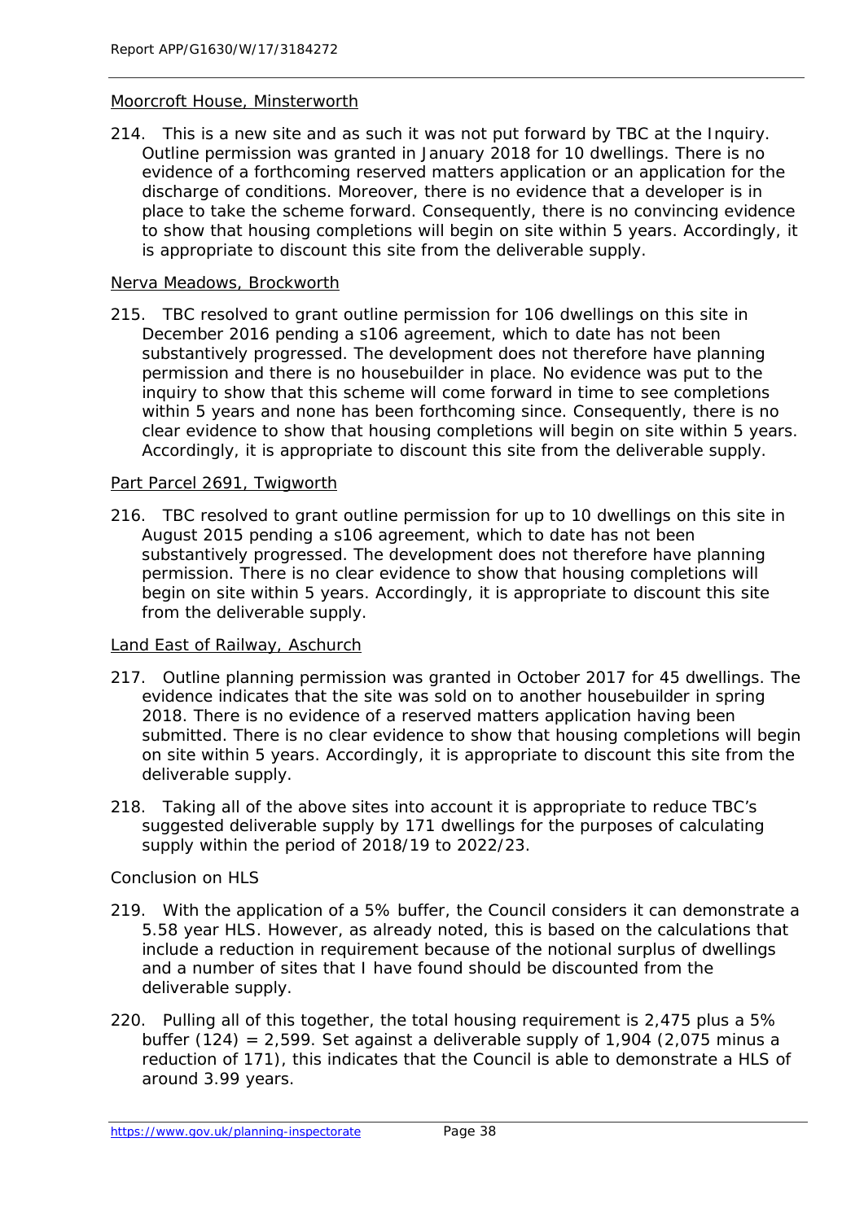Moorcroft House, Minsterworth

214. This is a new site and as such it was not put forward by TBC at the Inquiry. Outline permission was granted in January 2018 for 10 dwellings. There is no evidence of a forthcoming reserved matters application or an application for the discharge of conditions. Moreover, there is no evidence that a developer is in place to take the scheme forward. Consequently, there is no convincing evidence to show that housing completions will begin on site within 5 years. Accordingly, it is appropriate to discount this site from the deliverable supply.

Nerva Meadows, Brockworth

215. TBC resolved to grant outline permission for 106 dwellings on this site in December 2016 pending a s106 agreement, which to date has not been substantively progressed. The development does not therefore have planning permission and there is no housebuilder in place. No evidence was put to the inquiry to show that this scheme will come forward in time to see completions within 5 years and none has been forthcoming since. Consequently, there is no clear evidence to show that housing completions will begin on site within 5 years. Accordingly, it is appropriate to discount this site from the deliverable supply.

Part Parcel 2691, Twigworth

216. TBC resolved to grant outline permission for up to 10 dwellings on this site in August 2015 pending a s106 agreement, which to date has not been substantively progressed. The development does not therefore have planning permission. There is no clear evidence to show that housing completions will begin on site within 5 years. Accordingly, it is appropriate to discount this site from the deliverable supply.

Land East of Railway, Aschurch

217. Outline planning permission was granted in October 2017 for 45 dwellings. The evidence indicates that the site was sold on to another housebuilder in spring 2018. There is no evidence of a reserved matters application having been submitted. There is no clear evidence to show that housing completions will begin on site within 5 years. Accordingly, it is appropriate to discount this site from the deliverable supply.

218. Taking all of the above sites into account it is appropriate to reduce TBC's suggested deliverable supply by 171 dwellings for the purposes of calculating supply within the period of 2018/19 to 2022/23.

Conclusion on HLS

219. With the application of a 5% buffer, the Council considers it can demonstrate a 5.58 year HLS. However, as already noted, this is based on the calculations that include a reduction in requirement because of the notional surplus of dwellings and a number of sites that I have found should be discounted from the deliverable supply.

220. Pulling all of this together, the total housing requirement is 2,475 plus a 5% buffer (124) = 2,599. Set against a deliverable supply of 1,904 (2,075 minus a reduction of 171), this indicates that the Council is able to demonstrate a HLS of around 3.99 years.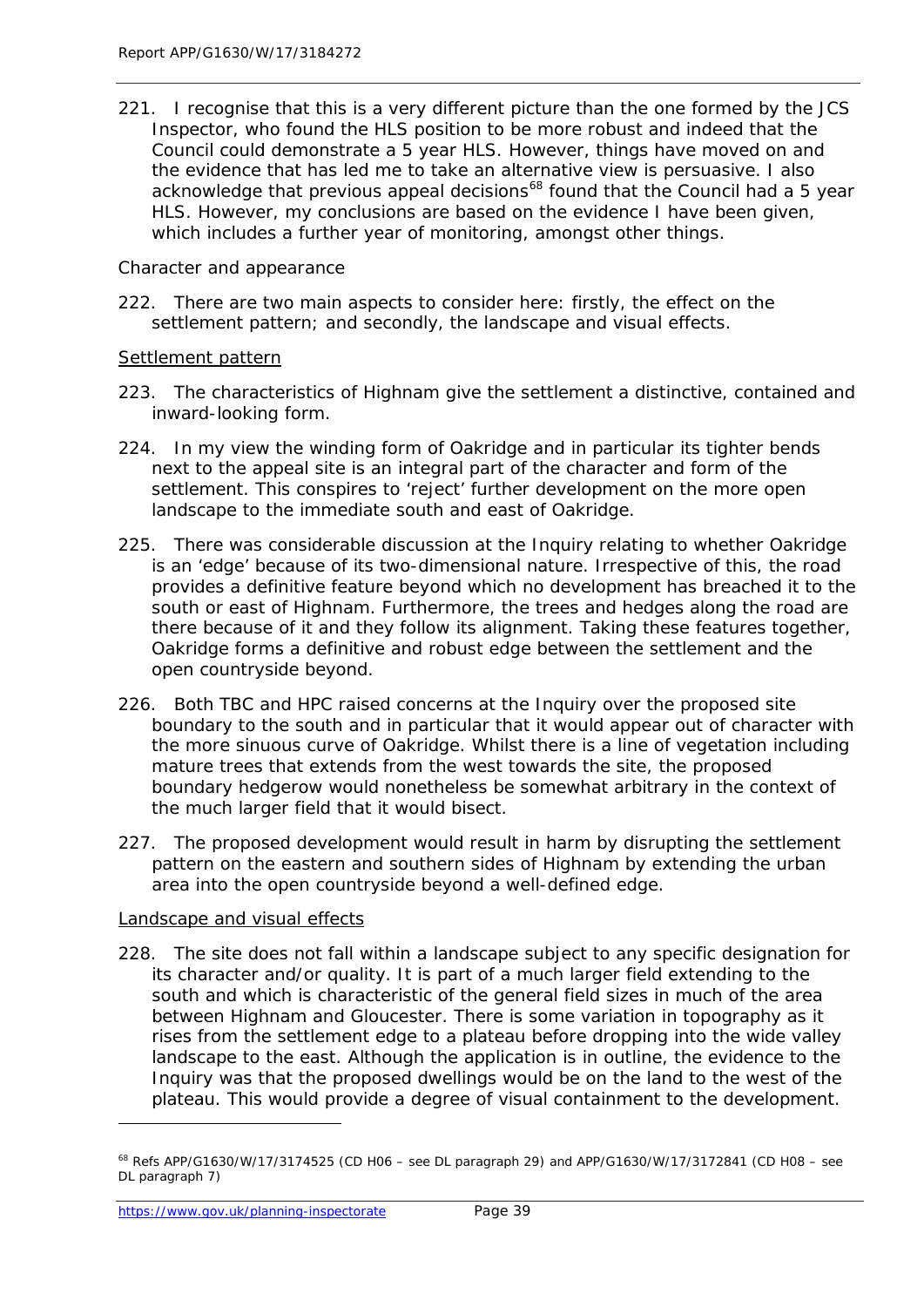221. I recognise that this is a very different picture than the one formed by the JCS Inspector, who found the HLS position to be more robust and indeed that the Council could demonstrate a 5 year HLS. However, things have moved on and the evidence that has led me to take an alternative view is persuasive. I also acknowledge that previous appeal decisions[68] found that the Council had a 5 year HLS. However, my conclusions are based on the evidence I have been given, which includes a further year of monitoring, amongst other things.

*Character and appearance*

222. There are two main aspects to consider here: firstly, the effect on the settlement pattern; and secondly, the landscape and visual effects.

Settlement pattern

223. The characteristics of Highnam give the settlement a distinctive, contained and inward-looking form.

224. In my view the winding form of Oakridge and in particular its tighter bends next to the appeal site is an integral part of the character and form of the settlement. This conspires to 'reject' further development on the more open landscape to the immediate south and east of Oakridge.

225. There was considerable discussion at the Inquiry relating to whether Oakridge is an 'edge' because of its two-dimensional nature. Irrespective of this, the road provides a definitive feature beyond which no development has breached it to the south or east of Highnam. Furthermore, the trees and hedges along the road are there because of it and they follow its alignment. Taking these features together, Oakridge forms a definitive and robust edge between the settlement and the open countryside beyond.

226. Both TBC and HPC raised concerns at the Inquiry over the proposed site boundary to the south and in particular that it would appear out of character with the more sinuous curve of Oakridge. Whilst there is a line of vegetation including mature trees that extends from the west towards the site, the proposed boundary hedgerow would nonetheless be somewhat arbitrary in the context of the much larger field that it would bisect.

227. The proposed development would result in harm by disrupting the settlement pattern on the eastern and southern sides of Highnam by extending the urban area into the open countryside beyond a well-defined edge.

Landscape and visual effects

228. The site does not fall within a landscape subject to any specific designation for its character and/or quality. It is part of a much larger field extending to the south and which is characteristic of the general field sizes in much of the area between Highnam and Gloucester. There is some variation in topography as it rises from the settlement edge to a plateau before dropping into the wide valley landscape to the east. Although the application is in outline, the evidence to the Inquiry was that the proposed dwellings would be on the land to the west of the plateau. This would provide a degree of visual containment to the development.

---

[68] Refs APP/G1630/W/17/3174525 (CD H06 – see DL paragraph 29) and APP/G1630/W/17/3172841 (CD H08 – see DL paragraph 7)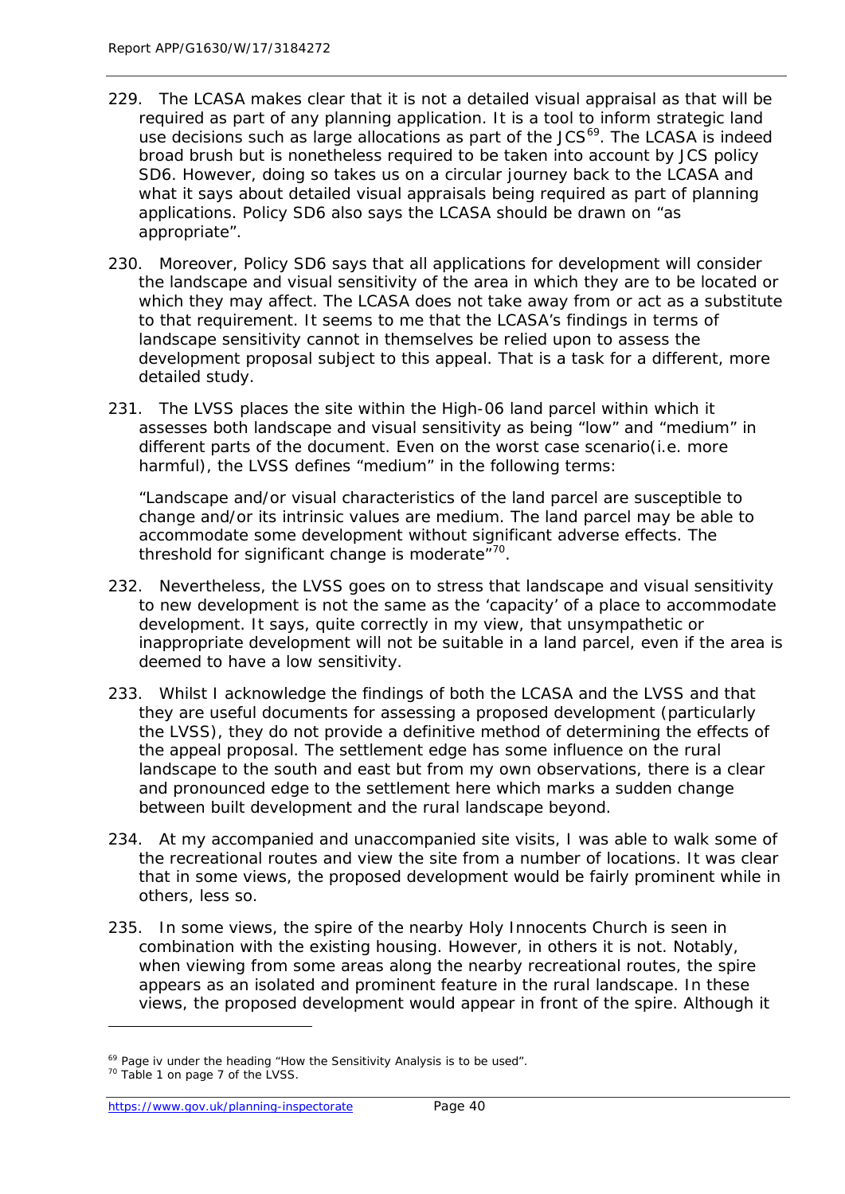229. The LCASA makes clear that it is not a detailed visual appraisal as that will be required as part of any planning application. It is a tool to inform strategic land use decisions such as large allocations as part of the JCS[69]. The LCASA is indeed broad brush but is nonetheless required to be taken into account by JCS policy SD6. However, doing so takes us on a circular journey back to the LCASA and what it says about detailed visual appraisals being required as part of planning applications. Policy SD6 also says the LCASA should be drawn on "as appropriate".

230. Moreover, Policy SD6 says that all applications for development will consider the landscape and visual sensitivity of the area in which they are to be located or which they may affect. The LCASA does not take away from or act as a substitute to that requirement. It seems to me that the LCASA's findings in terms of landscape sensitivity cannot in themselves be relied upon to assess the development proposal subject to this appeal. That is a task for a different, more detailed study.

231. The LVSS places the site within the High-06 land parcel within which it assesses both landscape and visual sensitivity as being "low" and "medium" in different parts of the document. Even on the worst case scenario(i.e. more harmful), the LVSS defines "medium" in the following terms:

"Landscape and/or visual characteristics of the land parcel are susceptible to change and/or its intrinsic values are medium. The land parcel may be able to accommodate some development without significant adverse effects. The threshold for significant change is moderate"[70].

232. Nevertheless, the LVSS goes on to stress that landscape and visual sensitivity to new development is not the same as the 'capacity' of a place to accommodate development. It says, quite correctly in my view, that unsympathetic or inappropriate development will not be suitable in a land parcel, even if the area is deemed to have a low sensitivity.

233. Whilst I acknowledge the findings of both the LCASA and the LVSS and that they are useful documents for assessing a proposed development (particularly the LVSS), they do not provide a definitive method of determining the effects of the appeal proposal. The settlement edge has some influence on the rural landscape to the south and east but from my own observations, there is a clear and pronounced edge to the settlement here which marks a sudden change between built development and the rural landscape beyond.

234. At my accompanied and unaccompanied site visits, I was able to walk some of the recreational routes and view the site from a number of locations. It was clear that in some views, the proposed development would be fairly prominent while in others, less so.

235. In some views, the spire of the nearby Holy Innocents Church is seen in combination with the existing housing. However, in others it is not. Notably, when viewing from some areas along the nearby recreational routes, the spire appears as an isolated and prominent feature in the rural landscape. In these views, the proposed development would appear in front of the spire. Although it

[69] Page iv under the heading "How the Sensitivity Analysis is to be used".

[70] Table 1 on page 7 of the LVSS.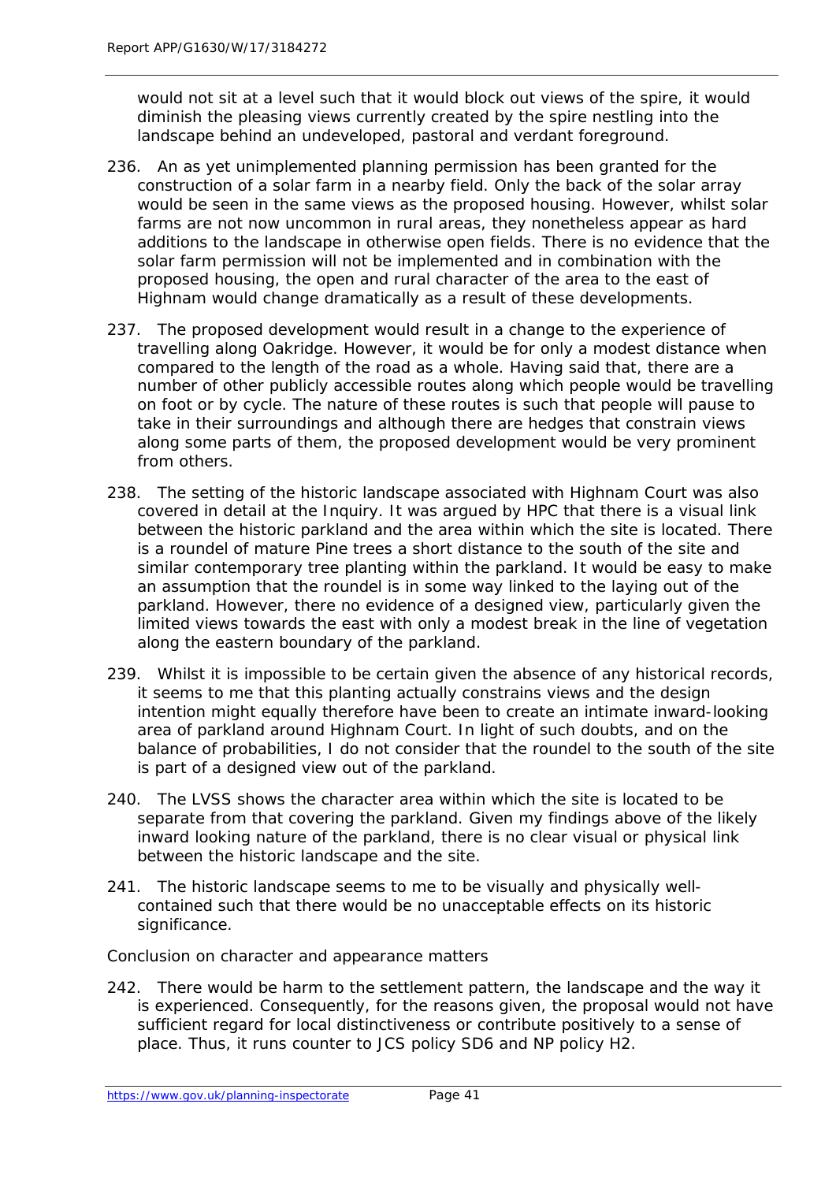would not sit at a level such that it would block out views of the spire, it would diminish the pleasing views currently created by the spire nestling into the landscape behind an undeveloped, pastoral and verdant foreground.

236. An as yet unimplemented planning permission has been granted for the construction of a solar farm in a nearby field. Only the back of the solar array would be seen in the same views as the proposed housing. However, whilst solar farms are not now uncommon in rural areas, they nonetheless appear as hard additions to the landscape in otherwise open fields. There is no evidence that the solar farm permission will not be implemented and in combination with the proposed housing, the open and rural character of the area to the east of Highnam would change dramatically as a result of these developments.

237. The proposed development would result in a change to the experience of travelling along Oakridge. However, it would be for only a modest distance when compared to the length of the road as a whole. Having said that, there are a number of other publicly accessible routes along which people would be travelling on foot or by cycle. The nature of these routes is such that people will pause to take in their surroundings and although there are hedges that constrain views along some parts of them, the proposed development would be very prominent from others.

238. The setting of the historic landscape associated with Highnam Court was also covered in detail at the Inquiry. It was argued by HPC that there is a visual link between the historic parkland and the area within which the site is located. There is a roundel of mature Pine trees a short distance to the south of the site and similar contemporary tree planting within the parkland. It would be easy to make an assumption that the roundel is in some way linked to the laying out of the parkland. However, there no evidence of a designed view, particularly given the limited views towards the east with only a modest break in the line of vegetation along the eastern boundary of the parkland.

239. Whilst it is impossible to be certain given the absence of any historical records, it seems to me that this planting actually constrains views and the design intention might equally therefore have been to create an intimate inward-looking area of parkland around Highnam Court. In light of such doubts, and on the balance of probabilities, I do not consider that the roundel to the south of the site is part of a designed view out of the parkland.

240. The LVSS shows the character area within which the site is located to be separate from that covering the parkland. Given my findings above of the likely inward looking nature of the parkland, there is no clear visual or physical link between the historic landscape and the site.

241. The historic landscape seems to me to be visually and physically well-contained such that there would be no unacceptable effects on its historic significance.

*Conclusion on character and appearance matters*

242. There would be harm to the settlement pattern, the landscape and the way it is experienced. Consequently, for the reasons given, the proposal would not have sufficient regard for local distinctiveness or contribute positively to a sense of place. Thus, it runs counter to JCS policy SD6 and NP policy H2.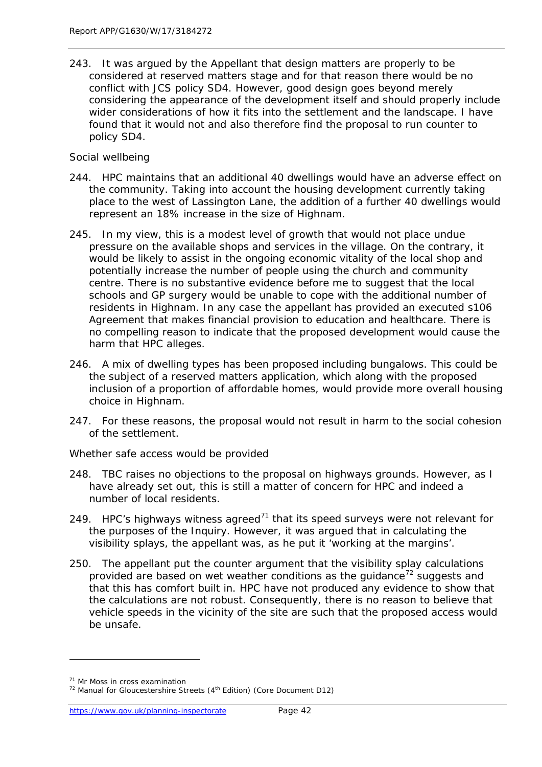243. It was argued by the Appellant that design matters are properly to be considered at reserved matters stage and for that reason there would be no conflict with JCS policy SD4. However, good design goes beyond merely considering the appearance of the development itself and should properly include wider considerations of how it fits into the settlement and the landscape. I have found that it would not and also therefore find the proposal to run counter to policy SD4.

*Social wellbeing*

244. HPC maintains that an additional 40 dwellings would have an adverse effect on the community. Taking into account the housing development currently taking place to the west of Lassington Lane, the addition of a further 40 dwellings would represent an 18% increase in the size of Highnam.

245. In my view, this is a modest level of growth that would not place undue pressure on the available shops and services in the village. On the contrary, it would be likely to assist in the ongoing economic vitality of the local shop and potentially increase the number of people using the church and community centre. There is no substantive evidence before me to suggest that the local schools and GP surgery would be unable to cope with the additional number of residents in Highnam. In any case the appellant has provided an executed s106 Agreement that makes financial provision to education and healthcare. There is no compelling reason to indicate that the proposed development would cause the harm that HPC alleges.

246. A mix of dwelling types has been proposed including bungalows. This could be the subject of a reserved matters application, which along with the proposed inclusion of a proportion of affordable homes, would provide more overall housing choice in Highnam.

247. For these reasons, the proposal would not result in harm to the social cohesion of the settlement.

*Whether safe access would be provided*

248. TBC raises no objections to the proposal on highways grounds. However, as I have already set out, this is still a matter of concern for HPC and indeed a number of local residents.

249. HPC's highways witness agreed[71] that its speed surveys were not relevant for the purposes of the Inquiry. However, it was argued that in calculating the visibility splays, the appellant was, as he put it 'working at the margins'.

250. The appellant put the counter argument that the visibility splay calculations provided are based on wet weather conditions as the guidance[72] suggests and that this has comfort built in. HPC have not produced any evidence to show that the calculations are not robust. Consequently, there is no reason to believe that vehicle speeds in the vicinity of the site are such that the proposed access would be unsafe.

---

[71] Mr Moss in cross examination

[72] Manual for Gloucestershire Streets (4th Edition) (Core Document D12)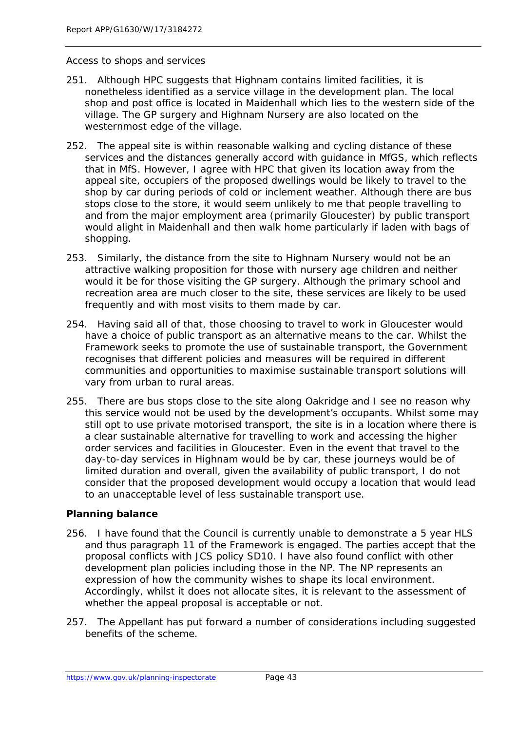Access to shops and services

251. Although HPC suggests that Highnam contains limited facilities, it is nonetheless identified as a service village in the development plan. The local shop and post office is located in Maidenhall which lies to the western side of the village. The GP surgery and Highnam Nursery are also located on the westernmost edge of the village.

252. The appeal site is within reasonable walking and cycling distance of these services and the distances generally accord with guidance in MfGS, which reflects that in MfS. However, I agree with HPC that given its location away from the appeal site, occupiers of the proposed dwellings would be likely to travel to the shop by car during periods of cold or inclement weather. Although there are bus stops close to the store, it would seem unlikely to me that people travelling to and from the major employment area (primarily Gloucester) by public transport would alight in Maidenhall and then walk home particularly if laden with bags of shopping.

253. Similarly, the distance from the site to Highnam Nursery would not be an attractive walking proposition for those with nursery age children and neither would it be for those visiting the GP surgery. Although the primary school and recreation area are much closer to the site, these services are likely to be used frequently and with most visits to them made by car.

254. Having said all of that, those choosing to travel to work in Gloucester would have a choice of public transport as an alternative means to the car. Whilst the Framework seeks to promote the use of sustainable transport, the Government recognises that different policies and measures will be required in different communities and opportunities to maximise sustainable transport solutions will vary from urban to rural areas.

255. There are bus stops close to the site along Oakridge and I see no reason why this service would not be used by the development's occupants. Whilst some may still opt to use private motorised transport, the site is in a location where there is a clear sustainable alternative for travelling to work and accessing the higher order services and facilities in Gloucester. Even in the event that travel to the day-to-day services in Highnam would be by car, these journeys would be of limited duration and overall, given the availability of public transport, I do not consider that the proposed development would occupy a location that would lead to an unacceptable level of less sustainable transport use.

**Planning balance**

256. I have found that the Council is currently unable to demonstrate a 5 year HLS and thus paragraph 11 of the Framework is engaged. The parties accept that the proposal conflicts with JCS policy SD10. I have also found conflict with other development plan policies including those in the NP. The NP represents an expression of how the community wishes to shape its local environment. Accordingly, whilst it does not allocate sites, it is relevant to the assessment of whether the appeal proposal is acceptable or not.

257. The Appellant has put forward a number of considerations including suggested benefits of the scheme.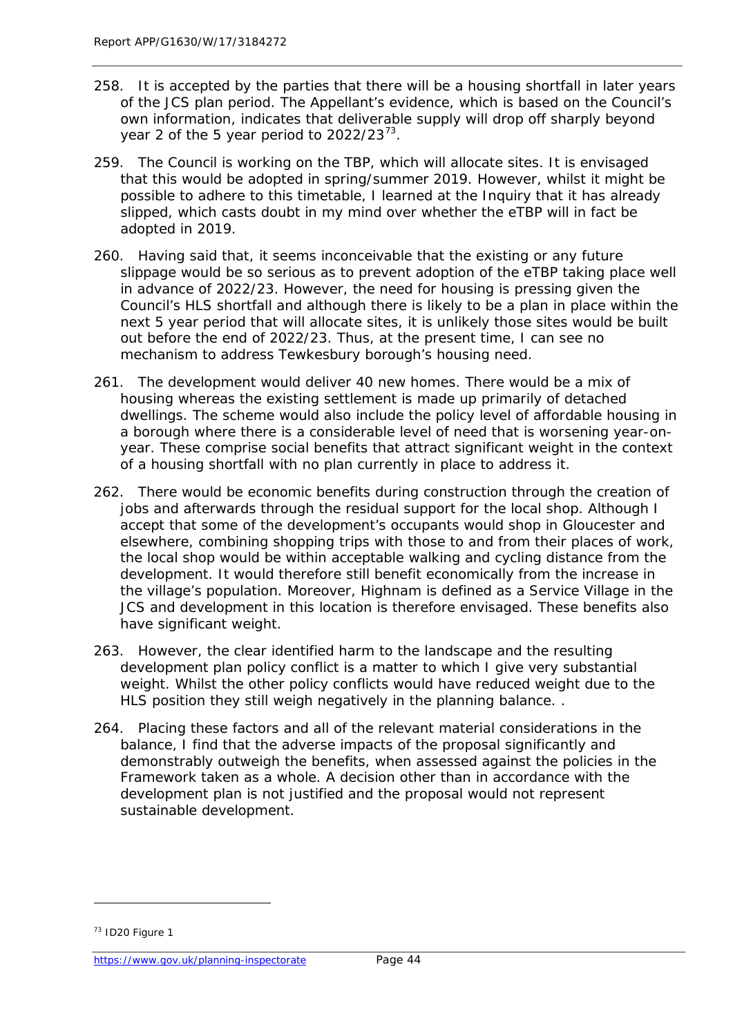258. It is accepted by the parties that there will be a housing shortfall in later years of the JCS plan period. The Appellant's evidence, which is based on the Council's own information, indicates that deliverable supply will drop off sharply beyond year 2 of the 5 year period to 2022/23[73].

259. The Council is working on the TBP, which will allocate sites. It is envisaged that this would be adopted in spring/summer 2019. However, whilst it might be possible to adhere to this timetable, I learned at the Inquiry that it has already slipped, which casts doubt in my mind over whether the eTBP will in fact be adopted in 2019.

260. Having said that, it seems inconceivable that the existing or any future slippage would be so serious as to prevent adoption of the eTBP taking place well in advance of 2022/23. However, the need for housing is pressing given the Council's HLS shortfall and although there is likely to be a plan in place within the next 5 year period that will allocate sites, it is unlikely those sites would be built out before the end of 2022/23. Thus, at the present time, I can see no mechanism to address Tewkesbury borough's housing need.

261. The development would deliver 40 new homes. There would be a mix of housing whereas the existing settlement is made up primarily of detached dwellings. The scheme would also include the policy level of affordable housing in a borough where there is a considerable level of need that is worsening year-on-year. These comprise social benefits that attract significant weight in the context of a housing shortfall with no plan currently in place to address it.

262. There would be economic benefits during construction through the creation of jobs and afterwards through the residual support for the local shop. Although I accept that some of the development's occupants would shop in Gloucester and elsewhere, combining shopping trips with those to and from their places of work, the local shop would be within acceptable walking and cycling distance from the development. It would therefore still benefit economically from the increase in the village's population. Moreover, Highnam is defined as a Service Village in the JCS and development in this location is therefore envisaged. These benefits also have significant weight.

263. However, the clear identified harm to the landscape and the resulting development plan policy conflict is a matter to which I give very substantial weight. Whilst the other policy conflicts would have reduced weight due to the HLS position they still weigh negatively in the planning balance. .

264. Placing these factors and all of the relevant material considerations in the balance, I find that the adverse impacts of the proposal significantly and demonstrably outweigh the benefits, when assessed against the policies in the Framework taken as a whole. A decision other than in accordance with the development plan is not justified and the proposal would not represent sustainable development.

---

[73] ID20 Figure 1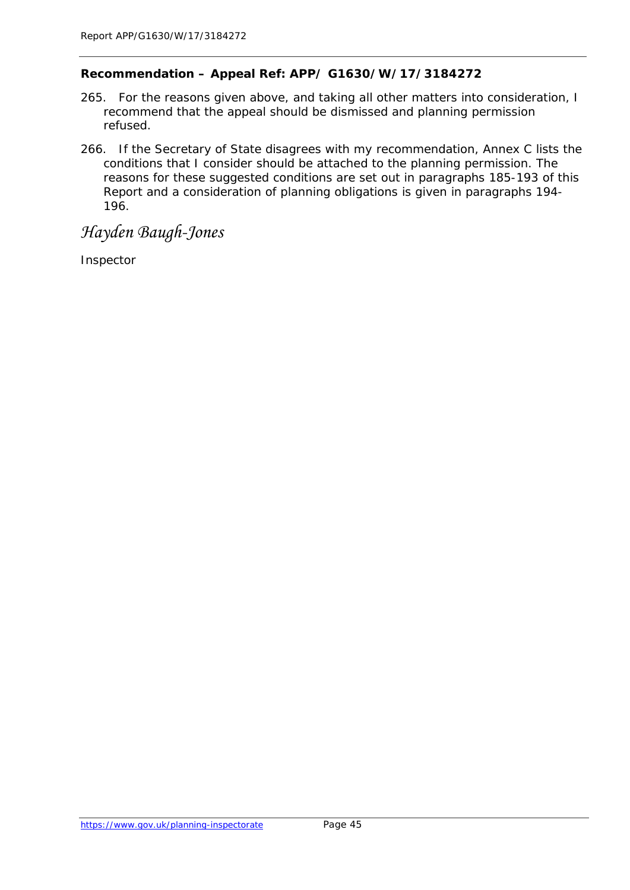**Recommendation – Appeal Ref: APP/ G1630/W/17/3184272**

265. For the reasons given above, and taking all other matters into consideration, I recommend that the appeal should be dismissed and planning permission refused.

266. If the Secretary of State disagrees with my recommendation, Annex C lists the conditions that I consider should be attached to the planning permission. The reasons for these suggested conditions are set out in paragraphs 185-193 of this Report and a consideration of planning obligations is given in paragraphs 194-196.

*Hayden Baugh-Jones*

Inspector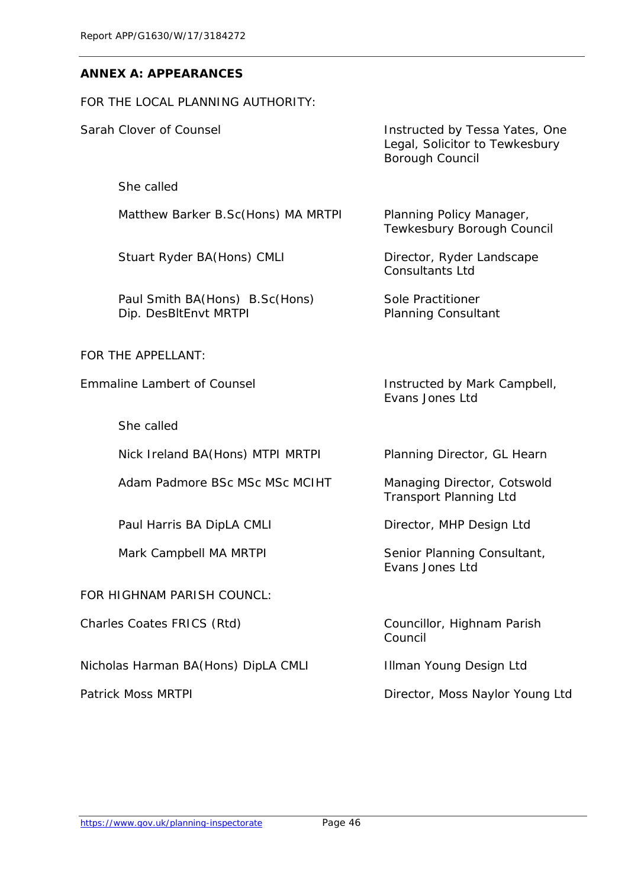**ANNEX A: APPEARANCES**

FOR THE LOCAL PLANNING AUTHORITY:

| | |
|---|---|
| Sarah Clover of Counsel | Instructed by Tessa Yates, One Legal, Solicitor to Tewkesbury Borough Council |
| She called | |
| Matthew Barker B.Sc(Hons) MA MRTPI | Planning Policy Manager, Tewkesbury Borough Council |
| Stuart Ryder BA(Hons) CMLI | Director, Ryder Landscape Consultants Ltd |
| Paul Smith BA(Hons) B.Sc(Hons) Dip. DesBltEnvt MRTPI | Sole Practitioner Planning Consultant |

FOR THE APPELLANT:

| | |
|---|---|
| Emmaline Lambert of Counsel | Instructed by Mark Campbell, Evans Jones Ltd |
| She called | |
| Nick Ireland BA(Hons) MTPI MRTPI | Planning Director, GL Hearn |
| Adam Padmore BSc MSc MSc MCIHT | Managing Director, Cotswold Transport Planning Ltd |
| Paul Harris BA DipLA CMLI | Director, MHP Design Ltd |
| Mark Campbell MA MRTPI | Senior Planning Consultant, Evans Jones Ltd |

FOR HIGHNAM PARISH COUNCL:

| | |
|---|---|
| Charles Coates FRICS (Rtd) | Councillor, Highnam Parish Council |
| Nicholas Harman BA(Hons) DipLA CMLI | Illman Young Design Ltd |
| Patrick Moss MRTPI | Director, Moss Naylor Young Ltd |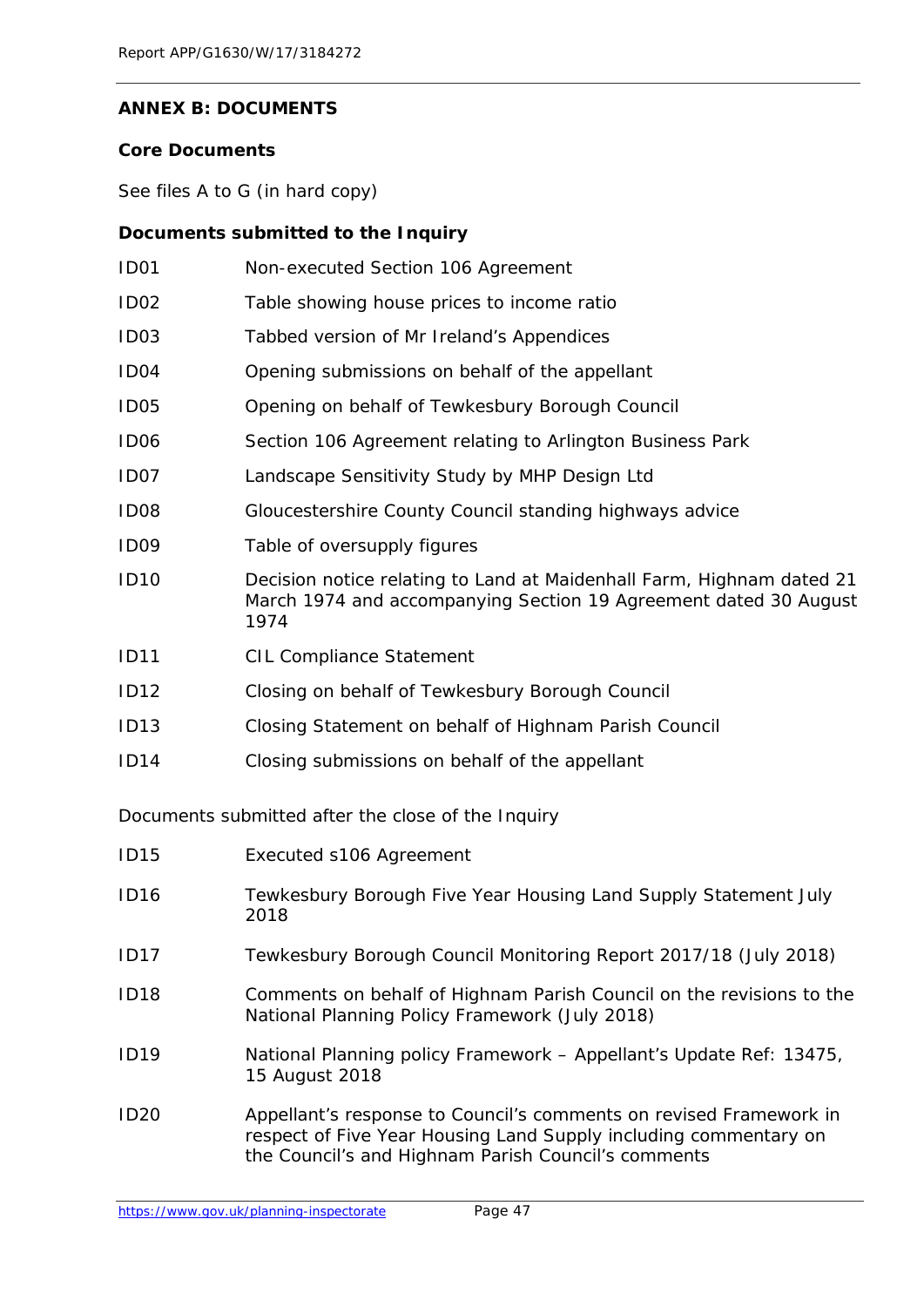## ANNEX B: DOCUMENTS

### Core Documents

See files A to G (in hard copy)

### Documents submitted to the Inquiry

| | |
|---|---|
| ID01 | Non-executed Section 106 Agreement |
| ID02 | Table showing house prices to income ratio |
| ID03 | Tabbed version of Mr Ireland's Appendices |
| ID04 | Opening submissions on behalf of the appellant |
| ID05 | Opening on behalf of Tewkesbury Borough Council |
| ID06 | Section 106 Agreement relating to Arlington Business Park |
| ID07 | Landscape Sensitivity Study by MHP Design Ltd |
| ID08 | Gloucestershire County Council standing highways advice |
| ID09 | Table of oversupply figures |
| ID10 | Decision notice relating to Land at Maidenhall Farm, Highnam dated 21 March 1974 and accompanying Section 19 Agreement dated 30 August 1974 |
| ID11 | CIL Compliance Statement |
| ID12 | Closing on behalf of Tewkesbury Borough Council |
| ID13 | Closing Statement on behalf of Highnam Parish Council |
| ID14 | Closing submissions on behalf of the appellant |

Documents submitted after the close of the Inquiry

| | |
|---|---|
| ID15 | Executed s106 Agreement |
| ID16 | Tewkesbury Borough Five Year Housing Land Supply Statement July 2018 |
| ID17 | Tewkesbury Borough Council Monitoring Report 2017/18 (July 2018) |
| ID18 | Comments on behalf of Highnam Parish Council on the revisions to the National Planning Policy Framework (July 2018) |
| ID19 | National Planning policy Framework – Appellant's Update Ref: 13475, 15 August 2018 |
| ID20 | Appellant's response to Council's comments on revised Framework in respect of Five Year Housing Land Supply including commentary on the Council's and Highnam Parish Council's comments |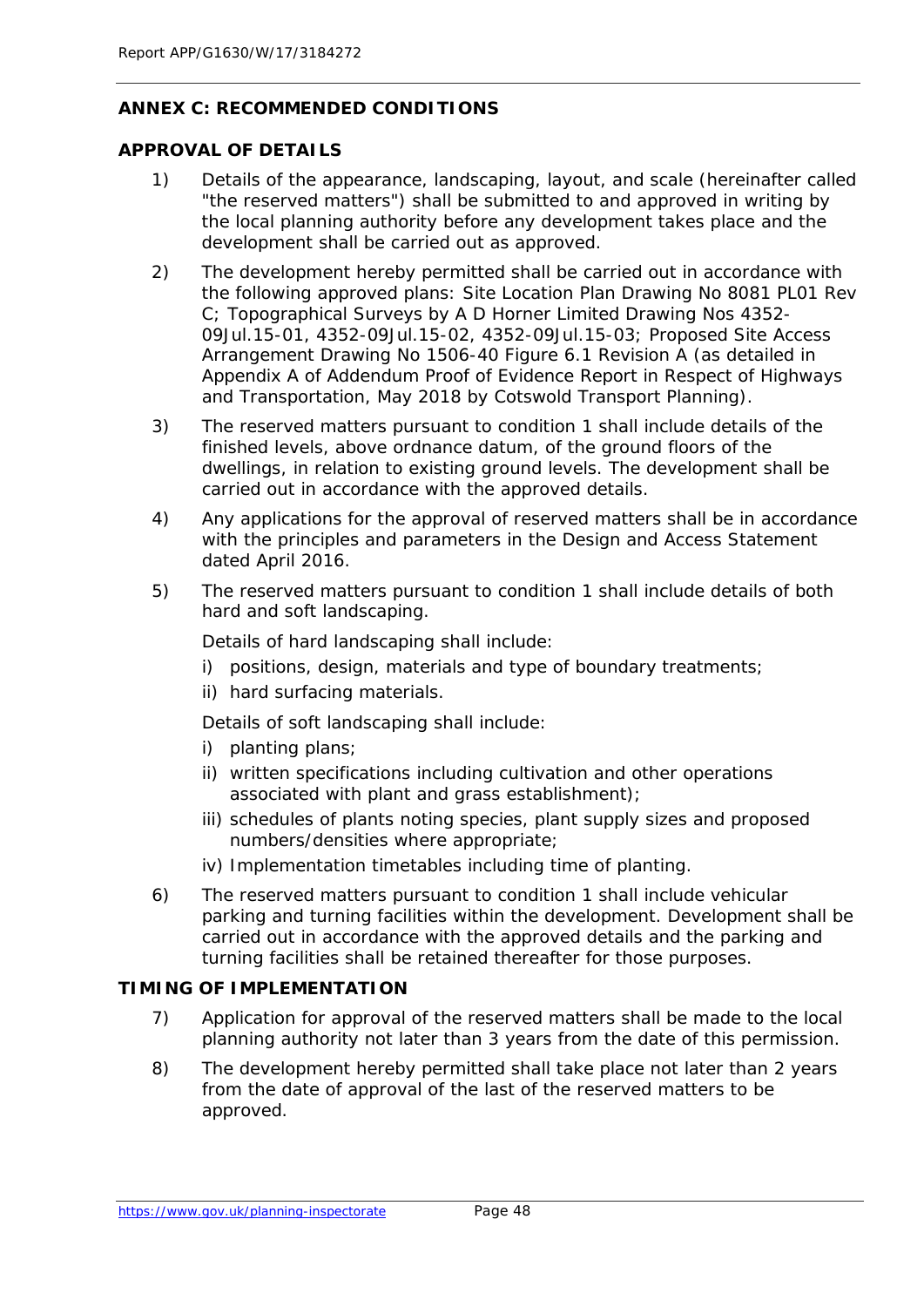## ANNEX C: RECOMMENDED CONDITIONS

### APPROVAL OF DETAILS

1) Details of the appearance, landscaping, layout, and scale (hereinafter called "the reserved matters") shall be submitted to and approved in writing by the local planning authority before any development takes place and the development shall be carried out as approved.

2) The development hereby permitted shall be carried out in accordance with the following approved plans: Site Location Plan Drawing No 8081 PL01 Rev C; Topographical Surveys by A D Horner Limited Drawing Nos 4352-09Jul.15-01, 4352-09Jul.15-02, 4352-09Jul.15-03; Proposed Site Access Arrangement Drawing No 1506-40 Figure 6.1 Revision A (as detailed in Appendix A of Addendum Proof of Evidence Report in Respect of Highways and Transportation, May 2018 by Cotswold Transport Planning).

3) The reserved matters pursuant to condition 1 shall include details of the finished levels, above ordnance datum, of the ground floors of the dwellings, in relation to existing ground levels. The development shall be carried out in accordance with the approved details.

4) Any applications for the approval of reserved matters shall be in accordance with the principles and parameters in the Design and Access Statement dated April 2016.

5) The reserved matters pursuant to condition 1 shall include details of both hard and soft landscaping.

   Details of hard landscaping shall include:

   i) positions, design, materials and type of boundary treatments;
   ii) hard surfacing materials.

   Details of soft landscaping shall include:

   i) planting plans;
   ii) written specifications including cultivation and other operations associated with plant and grass establishment);
   iii) schedules of plants noting species, plant supply sizes and proposed numbers/densities where appropriate;
   iv) Implementation timetables including time of planting.

6) The reserved matters pursuant to condition 1 shall include vehicular parking and turning facilities within the development. Development shall be carried out in accordance with the approved details and the parking and turning facilities shall be retained thereafter for those purposes.

### TIMING OF IMPLEMENTATION

7) Application for approval of the reserved matters shall be made to the local planning authority not later than 3 years from the date of this permission.

8) The development hereby permitted shall take place not later than 2 years from the date of approval of the last of the reserved matters to be approved.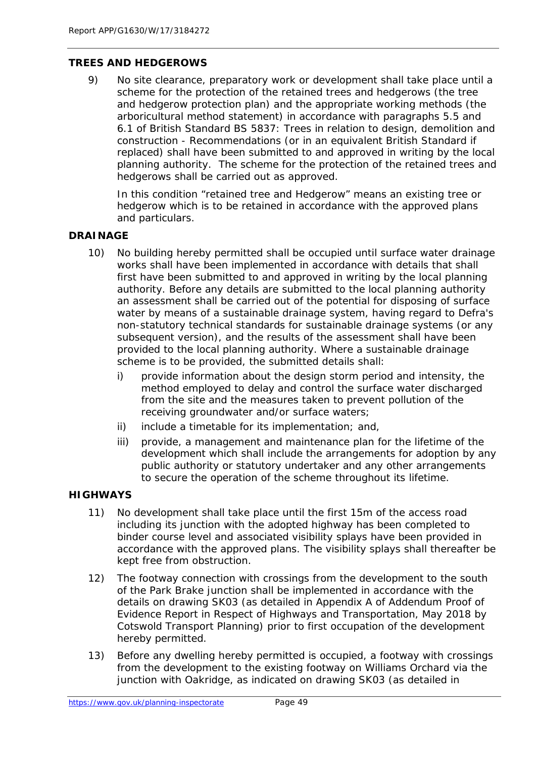## TREES AND HEDGEROWS

9) No site clearance, preparatory work or development shall take place until a scheme for the protection of the retained trees and hedgerows (the tree and hedgerow protection plan) and the appropriate working methods (the arboricultural method statement) in accordance with paragraphs 5.5 and 6.1 of British Standard BS 5837: Trees in relation to design, demolition and construction - Recommendations (or in an equivalent British Standard if replaced) shall have been submitted to and approved in writing by the local planning authority. The scheme for the protection of the retained trees and hedgerows shall be carried out as approved.

   In this condition "retained tree and Hedgerow" means an existing tree or hedgerow which is to be retained in accordance with the approved plans and particulars.

## DRAINAGE

10) No building hereby permitted shall be occupied until surface water drainage works shall have been implemented in accordance with details that shall first have been submitted to and approved in writing by the local planning authority. Before any details are submitted to the local planning authority an assessment shall be carried out of the potential for disposing of surface water by means of a sustainable drainage system, having regard to Defra's non-statutory technical standards for sustainable drainage systems (or any subsequent version), and the results of the assessment shall have been provided to the local planning authority. Where a sustainable drainage scheme is to be provided, the submitted details shall:

    i) provide information about the design storm period and intensity, the method employed to delay and control the surface water discharged from the site and the measures taken to prevent pollution of the receiving groundwater and/or surface waters;
    ii) include a timetable for its implementation; and,
    iii) provide, a management and maintenance plan for the lifetime of the development which shall include the arrangements for adoption by any public authority or statutory undertaker and any other arrangements to secure the operation of the scheme throughout its lifetime.

## HIGHWAYS

11) No development shall take place until the first 15m of the access road including its junction with the adopted highway has been completed to binder course level and associated visibility splays have been provided in accordance with the approved plans. The visibility splays shall thereafter be kept free from obstruction.

12) The footway connection with crossings from the development to the south of the Park Brake junction shall be implemented in accordance with the details on drawing SK03 (as detailed in Appendix A of Addendum Proof of Evidence Report in Respect of Highways and Transportation, May 2018 by Cotswold Transport Planning) prior to first occupation of the development hereby permitted.

13) Before any dwelling hereby permitted is occupied, a footway with crossings from the development to the existing footway on Williams Orchard via the junction with Oakridge, as indicated on drawing SK03 (as detailed in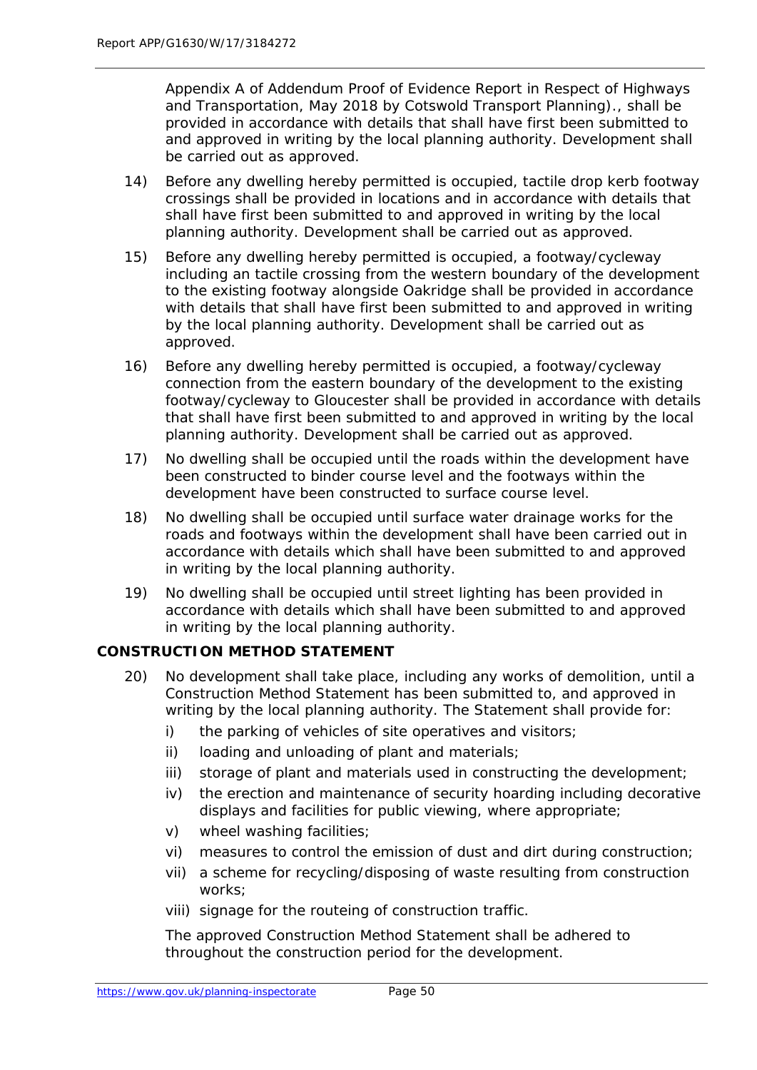Appendix A of Addendum Proof of Evidence Report in Respect of Highways and Transportation, May 2018 by Cotswold Transport Planning)., shall be provided in accordance with details that shall have first been submitted to and approved in writing by the local planning authority. Development shall be carried out as approved.

14) Before any dwelling hereby permitted is occupied, tactile drop kerb footway crossings shall be provided in locations and in accordance with details that shall have first been submitted to and approved in writing by the local planning authority. Development shall be carried out as approved.

15) Before any dwelling hereby permitted is occupied, a footway/cycleway including an tactile crossing from the western boundary of the development to the existing footway alongside Oakridge shall be provided in accordance with details that shall have first been submitted to and approved in writing by the local planning authority. Development shall be carried out as approved.

16) Before any dwelling hereby permitted is occupied, a footway/cycleway connection from the eastern boundary of the development to the existing footway/cycleway to Gloucester shall be provided in accordance with details that shall have first been submitted to and approved in writing by the local planning authority. Development shall be carried out as approved.

17) No dwelling shall be occupied until the roads within the development have been constructed to binder course level and the footways within the development have been constructed to surface course level.

18) No dwelling shall be occupied until surface water drainage works for the roads and footways within the development shall have been carried out in accordance with details which shall have been submitted to and approved in writing by the local planning authority.

19) No dwelling shall be occupied until street lighting has been provided in accordance with details which shall have been submitted to and approved in writing by the local planning authority.

**CONSTRUCTION METHOD STATEMENT**

20) No development shall take place, including any works of demolition, until a Construction Method Statement has been submitted to, and approved in writing by the local planning authority. The Statement shall provide for:

   i) the parking of vehicles of site operatives and visitors;
   ii) loading and unloading of plant and materials;
   iii) storage of plant and materials used in constructing the development;
   iv) the erection and maintenance of security hoarding including decorative displays and facilities for public viewing, where appropriate;
   v) wheel washing facilities;
   vi) measures to control the emission of dust and dirt during construction;
   vii) a scheme for recycling/disposing of waste resulting from construction works;
   viii) signage for the routeing of construction traffic.

   The approved Construction Method Statement shall be adhered to throughout the construction period for the development.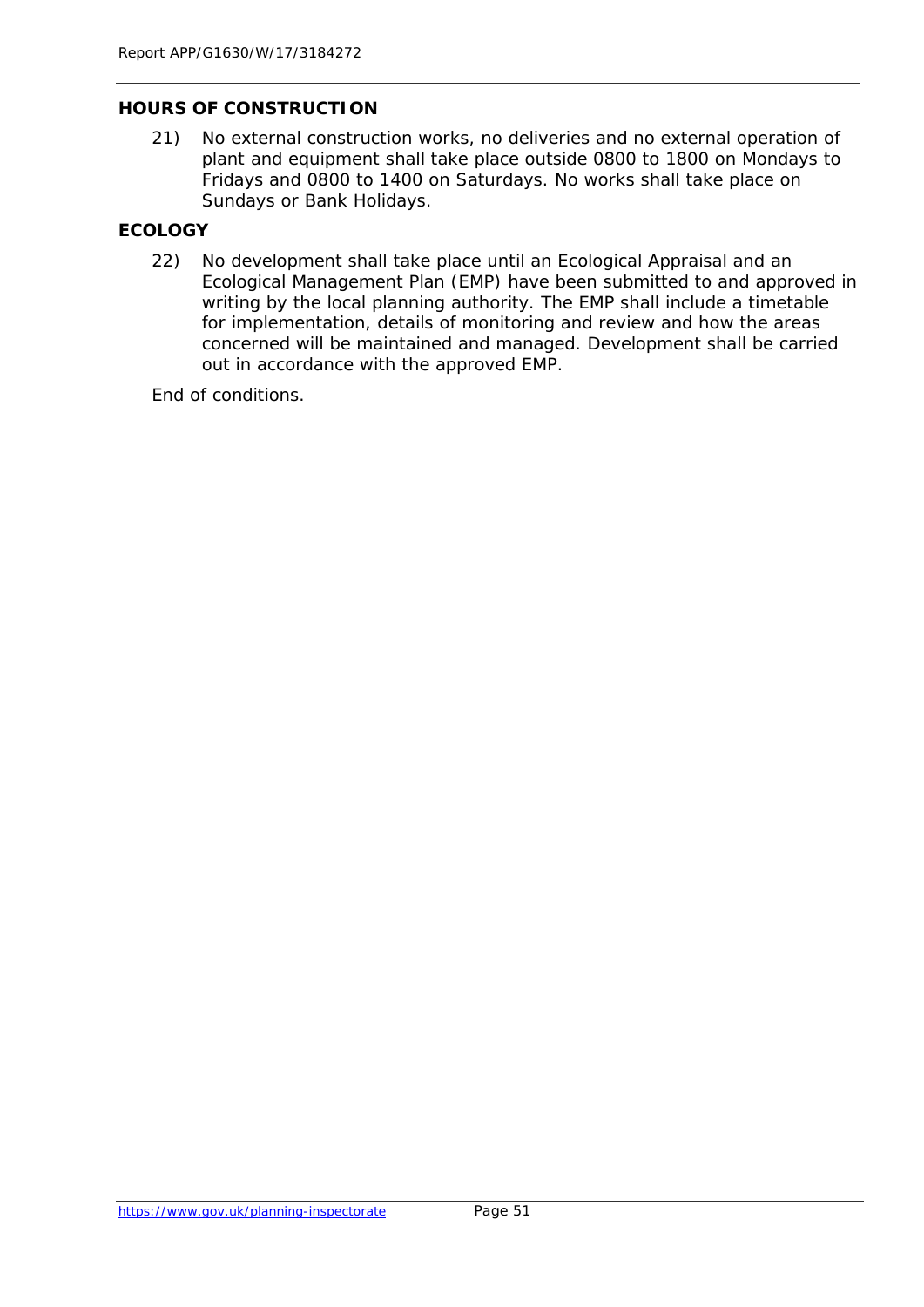**HOURS OF CONSTRUCTION**

21) No external construction works, no deliveries and no external operation of plant and equipment shall take place outside 0800 to 1800 on Mondays to Fridays and 0800 to 1400 on Saturdays. No works shall take place on Sundays or Bank Holidays.

**ECOLOGY**

22) No development shall take place until an Ecological Appraisal and an Ecological Management Plan (EMP) have been submitted to and approved in writing by the local planning authority. The EMP shall include a timetable for implementation, details of monitoring and review and how the areas concerned will be maintained and managed. Development shall be carried out in accordance with the approved EMP.

End of conditions.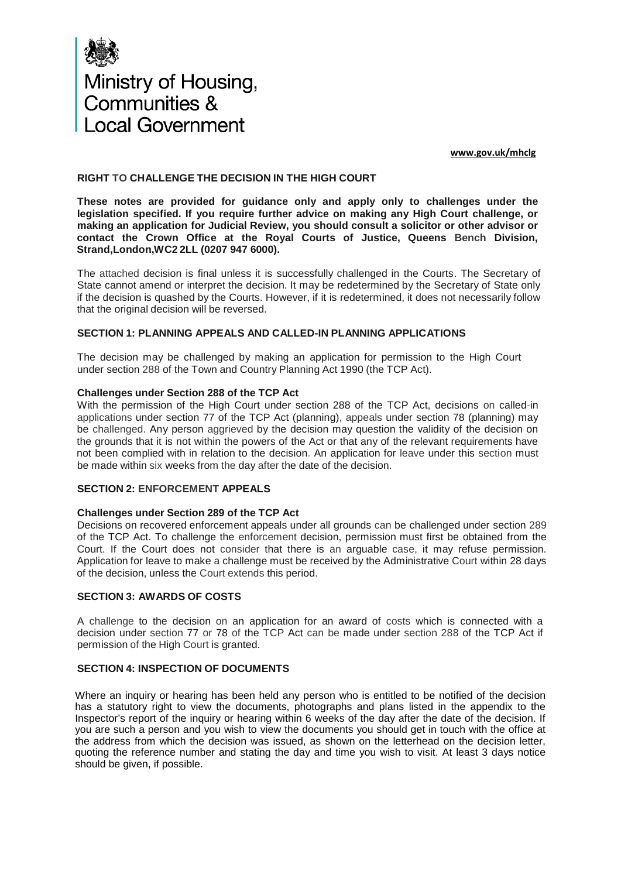Ministry of Housing, Communities & Local Government

www.gov.uk/mhclg

## RIGHT TO CHALLENGE THE DECISION IN THE HIGH COURT

**These notes are provided for guidance only and apply only to challenges under the legislation specified. If you require further advice on making any High Court challenge, or making an application for Judicial Review, you should consult a solicitor or other advisor or contact the Crown Office at the Royal Courts of Justice, Queens Bench Division, Strand,London,WC2 2LL (0207 947 6000).**

The attached decision is final unless it is successfully challenged in the Courts. The Secretary of State cannot amend or interpret the decision. It may be redetermined by the Secretary of State only if the decision is quashed by the Courts. However, if it is redetermined, it does not necessarily follow that the original decision will be reversed.

### SECTION 1: PLANNING APPEALS AND CALLED-IN PLANNING APPLICATIONS

The decision may be challenged by making an application for permission to the High Court under section 288 of the Town and Country Planning Act 1990 (the TCP Act).

**Challenges under Section 288 of the TCP Act**

With the permission of the High Court under section 288 of the TCP Act, decisions on called-in applications under section 77 of the TCP Act (planning), appeals under section 78 (planning) may be challenged. Any person aggrieved by the decision may question the validity of the decision on the grounds that it is not within the powers of the Act or that any of the relevant requirements have not been complied with in relation to the decision. An application for leave under this section must be made within six weeks from the day after the date of the decision.

### SECTION 2: ENFORCEMENT APPEALS

**Challenges under Section 289 of the TCP Act**

Decisions on recovered enforcement appeals under all grounds can be challenged under section 289 of the TCP Act. To challenge the enforcement decision, permission must first be obtained from the Court. If the Court does not consider that there is an arguable case, it may refuse permission. Application for leave to make a challenge must be received by the Administrative Court within 28 days of the decision, unless the Court extends this period.

### SECTION 3: AWARDS OF COSTS

A challenge to the decision on an application for an award of costs which is connected with a decision under section 77 or 78 of the TCP Act can be made under section 288 of the TCP Act if permission of the High Court is granted.

### SECTION 4: INSPECTION OF DOCUMENTS

Where an inquiry or hearing has been held any person who is entitled to be notified of the decision has a statutory right to view the documents, photographs and plans listed in the appendix to the Inspector's report of the inquiry or hearing within 6 weeks of the day after the date of the decision. If you are such a person and you wish to view the documents you should get in touch with the office at the address from which the decision was issued, as shown on the letterhead on the decision letter, quoting the reference number and stating the day and time you wish to visit. At least 3 days notice should be given, if possible.